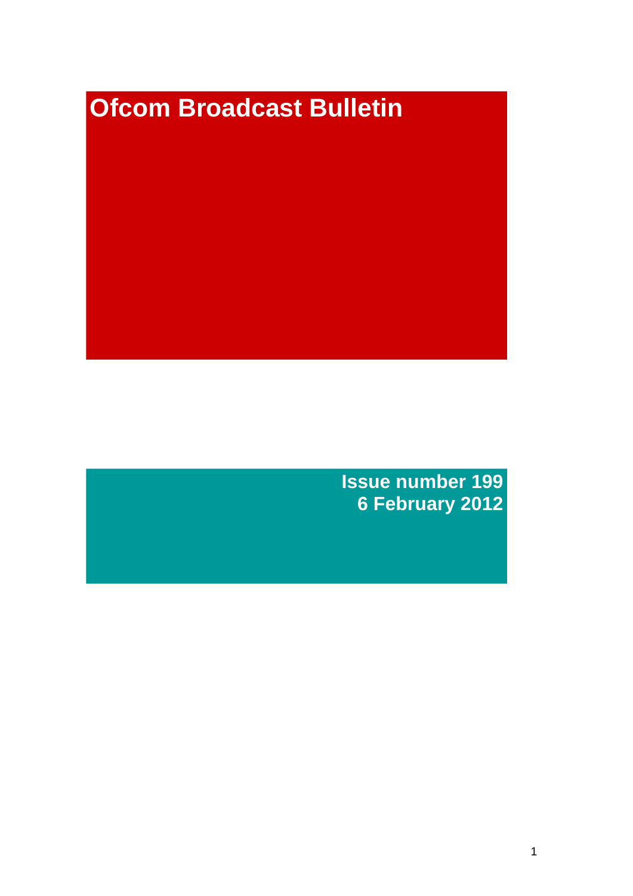# Ofcom Broadcast Bulletin

**Issue number 199**
**6 February 2012**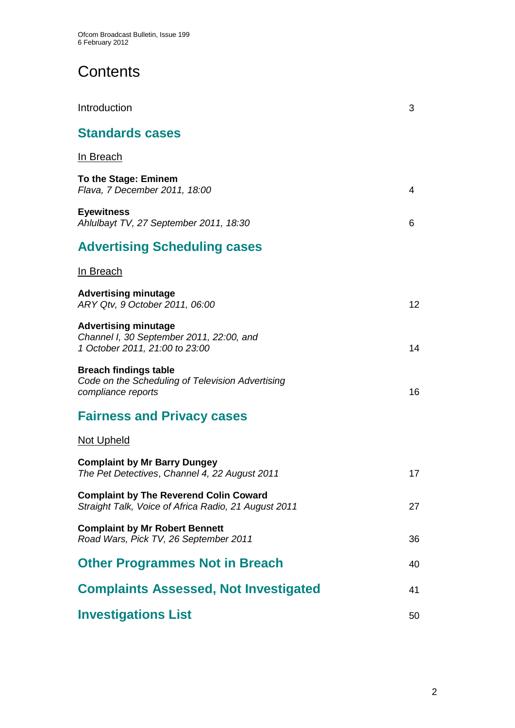# Contents

Introduction 3

## Standards cases

In Breach

**To the Stage: Eminem**
*Flava, 7 December 2011, 18:00* 4

**Eyewitness**
*Ahlulbayt TV, 27 September 2011, 18:30* 6

## Advertising Scheduling cases

In Breach

**Advertising minutage**
*ARY Qtv, 9 October 2011, 06:00* 12

**Advertising minutage**
*Channel I, 30 September 2011, 22:00, and 1 October 2011, 21:00 to 23:00* 14

**Breach findings table**
*Code on the Scheduling of Television Advertising compliance reports* 16

## Fairness and Privacy cases

Not Upheld

**Complaint by Mr Barry Dungey**
*The Pet Detectives*, Channel 4, 22 August 2011 17

**Complaint by The Reverend Colin Coward**
Straight Talk, Voice of Africa Radio, 21 August 2011 27

**Complaint by Mr Robert Bennett**
*Road Wars*, Pick TV, 26 September 2011 36

## Other Programmes Not in Breach 40

## Complaints Assessed, Not Investigated 41

## Investigations List 50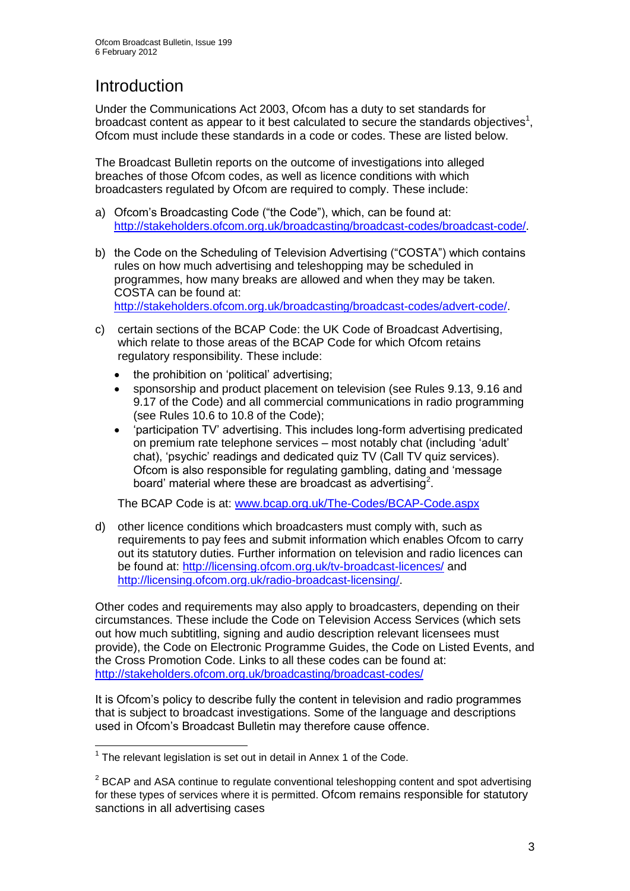# Introduction

Under the Communications Act 2003, Ofcom has a duty to set standards for broadcast content as appear to it best calculated to secure the standards objectives[1], Ofcom must include these standards in a code or codes. These are listed below.

The Broadcast Bulletin reports on the outcome of investigations into alleged breaches of those Ofcom codes, as well as licence conditions with which broadcasters regulated by Ofcom are required to comply. These include:

a) Ofcom's Broadcasting Code ("the Code"), which, can be found at: http://stakeholders.ofcom.org.uk/broadcasting/broadcast-codes/broadcast-code/.

b) the Code on the Scheduling of Television Advertising ("COSTA") which contains rules on how much advertising and teleshopping may be scheduled in programmes, how many breaks are allowed and when they may be taken. COSTA can be found at: http://stakeholders.ofcom.org.uk/broadcasting/broadcast-codes/advert-code/.

c) certain sections of the BCAP Code: the UK Code of Broadcast Advertising, which relate to those areas of the BCAP Code for which Ofcom retains regulatory responsibility. These include:

- the prohibition on 'political' advertising;
- sponsorship and product placement on television (see Rules 9.13, 9.16 and 9.17 of the Code) and all commercial communications in radio programming (see Rules 10.6 to 10.8 of the Code);
- 'participation TV' advertising. This includes long-form advertising predicated on premium rate telephone services – most notably chat (including 'adult' chat), 'psychic' readings and dedicated quiz TV (Call TV quiz services). Ofcom is also responsible for regulating gambling, dating and 'message board' material where these are broadcast as advertising[2].

The BCAP Code is at: www.bcap.org.uk/The-Codes/BCAP-Code.aspx

d) other licence conditions which broadcasters must comply with, such as requirements to pay fees and submit information which enables Ofcom to carry out its statutory duties. Further information on television and radio licences can be found at: http://licensing.ofcom.org.uk/tv-broadcast-licences/ and http://licensing.ofcom.org.uk/radio-broadcast-licensing/.

Other codes and requirements may also apply to broadcasters, depending on their circumstances. These include the Code on Television Access Services (which sets out how much subtitling, signing and audio description relevant licensees must provide), the Code on Electronic Programme Guides, the Code on Listed Events, and the Cross Promotion Code. Links to all these codes can be found at: http://stakeholders.ofcom.org.uk/broadcasting/broadcast-codes/

It is Ofcom's policy to describe fully the content in television and radio programmes that is subject to broadcast investigations. Some of the language and descriptions used in Ofcom's Broadcast Bulletin may therefore cause offence.

---

[1] The relevant legislation is set out in detail in Annex 1 of the Code.

[2] BCAP and ASA continue to regulate conventional teleshopping content and spot advertising for these types of services where it is permitted. Ofcom remains responsible for statutory sanctions in all advertising cases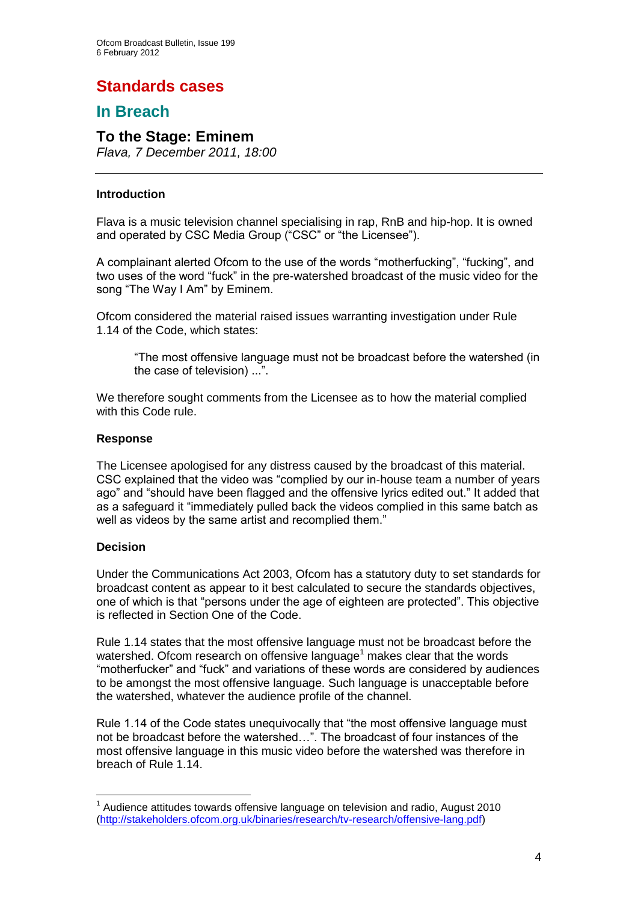# Standards cases

## In Breach

### To the Stage: Eminem

*Flava, 7 December 2011, 18:00*

---

**Introduction**

Flava is a music television channel specialising in rap, RnB and hip-hop. It is owned and operated by CSC Media Group ("CSC" or "the Licensee").

A complainant alerted Ofcom to the use of the words "motherfucking", "fucking", and two uses of the word "fuck" in the pre-watershed broadcast of the music video for the song "The Way I Am" by Eminem.

Ofcom considered the material raised issues warranting investigation under Rule 1.14 of the Code, which states:

> "The most offensive language must not be broadcast before the watershed (in the case of television) ...".

We therefore sought comments from the Licensee as to how the material complied with this Code rule.

**Response**

The Licensee apologised for any distress caused by the broadcast of this material. CSC explained that the video was "complied by our in-house team a number of years ago" and "should have been flagged and the offensive lyrics edited out." It added that as a safeguard it "immediately pulled back the videos complied in this same batch as well as videos by the same artist and recomplied them."

**Decision**

Under the Communications Act 2003, Ofcom has a statutory duty to set standards for broadcast content as appear to it best calculated to secure the standards objectives, one of which is that "persons under the age of eighteen are protected". This objective is reflected in Section One of the Code.

Rule 1.14 states that the most offensive language must not be broadcast before the watershed. Ofcom research on offensive language[1] makes clear that the words "motherfucker" and "fuck" and variations of these words are considered by audiences to be amongst the most offensive language. Such language is unacceptable before the watershed, whatever the audience profile of the channel.

Rule 1.14 of the Code states unequivocally that "the most offensive language must not be broadcast before the watershed…". The broadcast of four instances of the most offensive language in this music video before the watershed was therefore in breach of Rule 1.14.

---

[1] Audience attitudes towards offensive language on television and radio, August 2010 (http://stakeholders.ofcom.org.uk/binaries/research/tv-research/offensive-lang.pdf)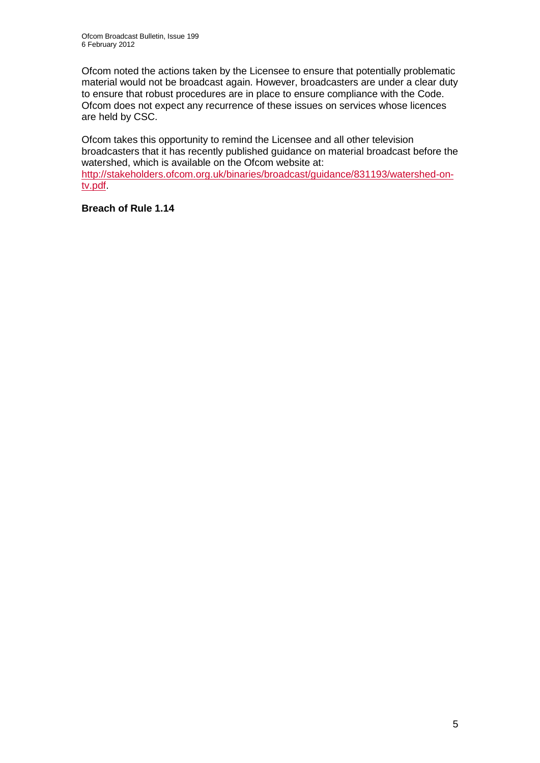Ofcom noted the actions taken by the Licensee to ensure that potentially problematic material would not be broadcast again. However, broadcasters are under a clear duty to ensure that robust procedures are in place to ensure compliance with the Code. Ofcom does not expect any recurrence of these issues on services whose licences are held by CSC.

Ofcom takes this opportunity to remind the Licensee and all other television broadcasters that it has recently published guidance on material broadcast before the watershed, which is available on the Ofcom website at: [http://stakeholders.ofcom.org.uk/binaries/broadcast/guidance/831193/watershed-on-tv.pdf](http://stakeholders.ofcom.org.uk/binaries/broadcast/guidance/831193/watershed-on-tv.pdf).

**Breach of Rule 1.14**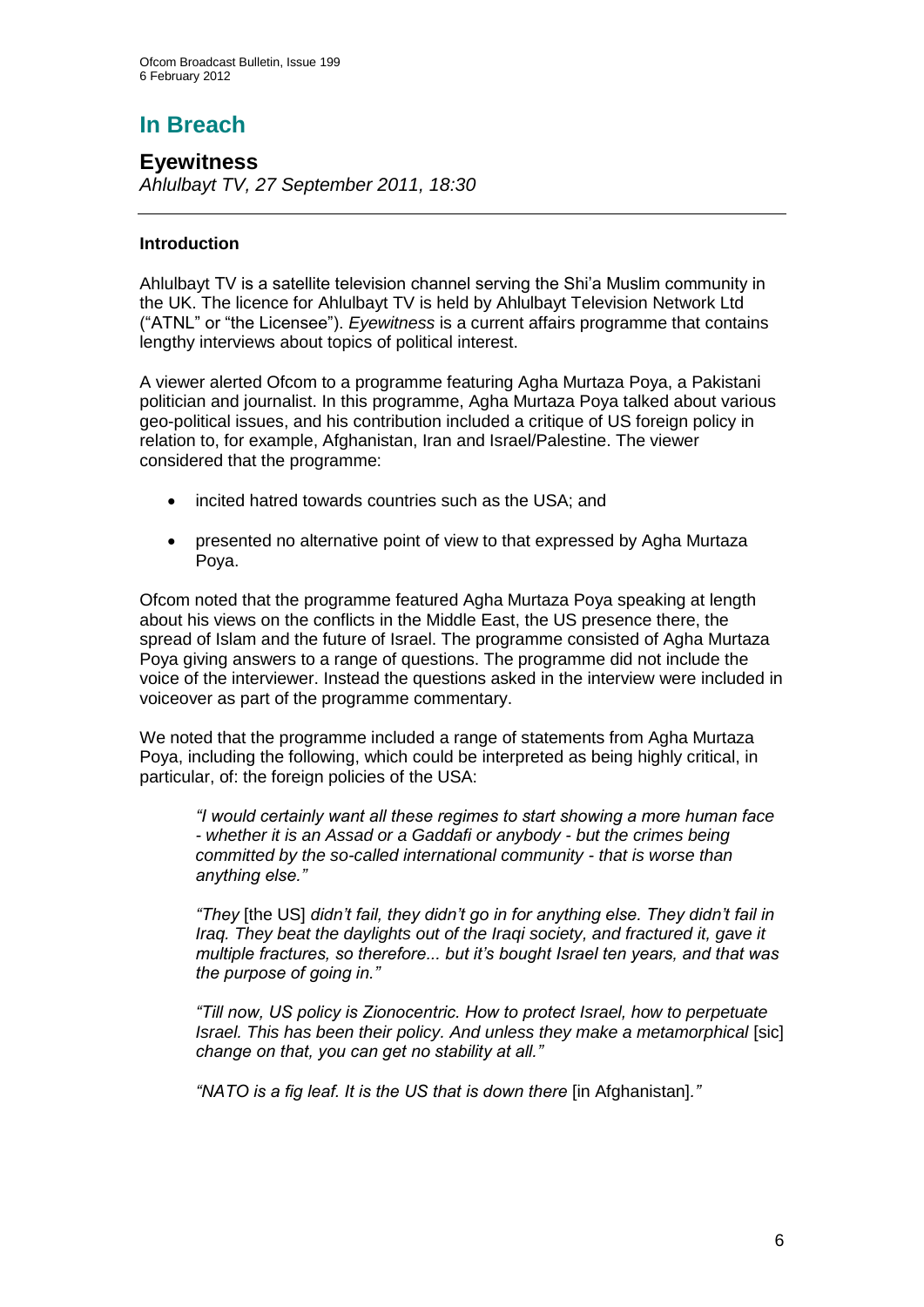# In Breach

## Eyewitness

*Ahlulbayt TV, 27 September 2011, 18:30*

### Introduction

Ahlulbayt TV is a satellite television channel serving the Shi'a Muslim community in the UK. The licence for Ahlulbayt TV is held by Ahlulbayt Television Network Ltd ("ATNL" or "the Licensee"). *Eyewitness* is a current affairs programme that contains lengthy interviews about topics of political interest.

A viewer alerted Ofcom to a programme featuring Agha Murtaza Poya, a Pakistani politician and journalist. In this programme, Agha Murtaza Poya talked about various geo-political issues, and his contribution included a critique of US foreign policy in relation to, for example, Afghanistan, Iran and Israel/Palestine. The viewer considered that the programme:

- incited hatred towards countries such as the USA; and
- presented no alternative point of view to that expressed by Agha Murtaza Poya.

Ofcom noted that the programme featured Agha Murtaza Poya speaking at length about his views on the conflicts in the Middle East, the US presence there, the spread of Islam and the future of Israel. The programme consisted of Agha Murtaza Poya giving answers to a range of questions. The programme did not include the voice of the interviewer. Instead the questions asked in the interview were included in voiceover as part of the programme commentary.

We noted that the programme included a range of statements from Agha Murtaza Poya, including the following, which could be interpreted as being highly critical, in particular, of: the foreign policies of the USA:

> *"I would certainly want all these regimes to start showing a more human face - whether it is an Assad or a Gaddafi or anybody - but the crimes being committed by the so-called international community - that is worse than anything else."*
>
> *"They* [the US] *didn't fail, they didn't go in for anything else. They didn't fail in Iraq. They beat the daylights out of the Iraqi society, and fractured it, gave it multiple fractures, so therefore... but it's bought Israel ten years, and that was the purpose of going in."*
>
> *"Till now, US policy is Zionocentric. How to protect Israel, how to perpetuate Israel. This has been their policy. And unless they make a metamorphical* [sic] *change on that, you can get no stability at all."*
>
> *"NATO is a fig leaf. It is the US that is down there* [in Afghanistan]*."*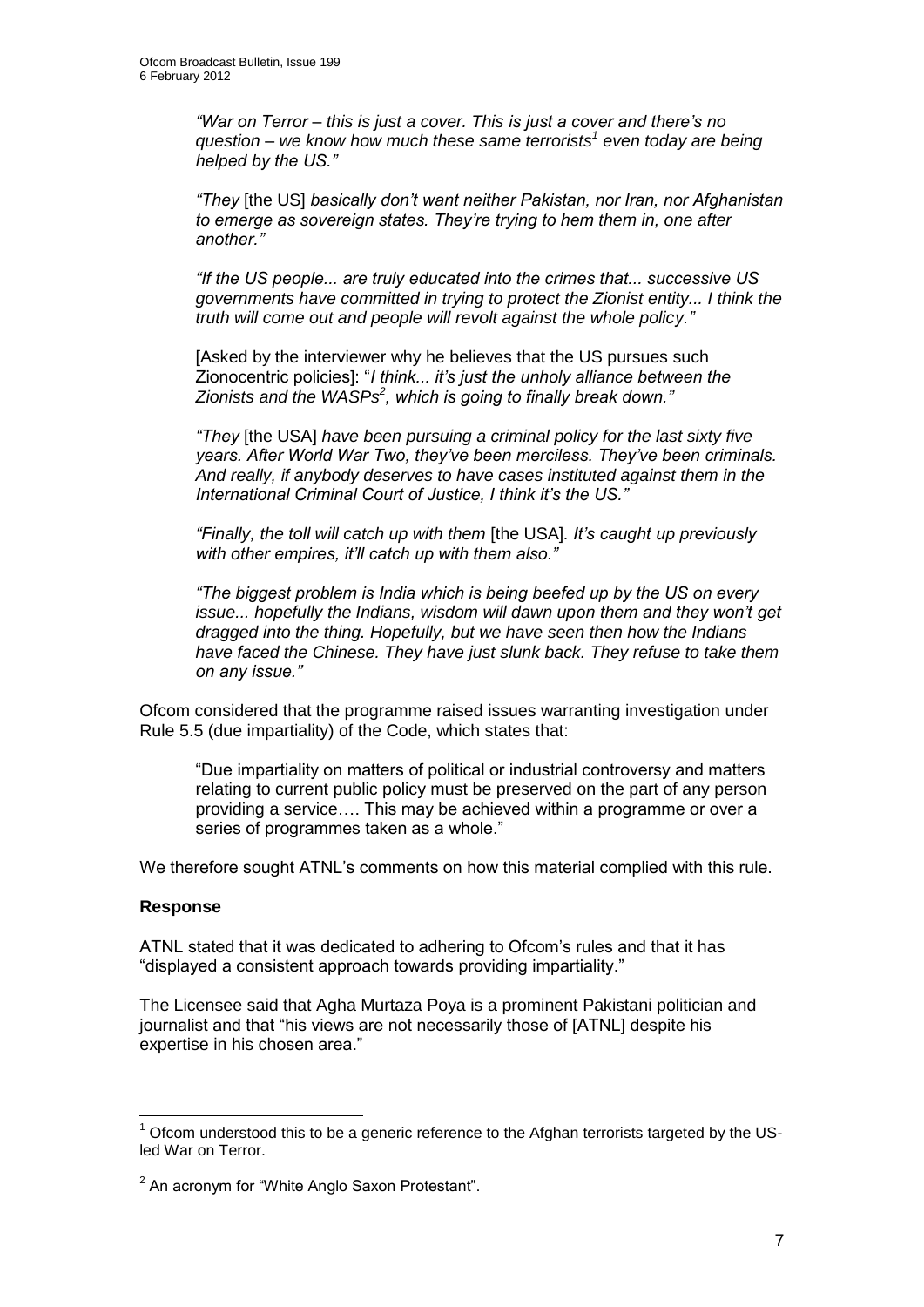> *"War on Terror – this is just a cover. This is just a cover and there's no question – we know how much these same terrorists*[1] *even today are being helped by the US."*
>
> *"They* [the US] *basically don't want neither Pakistan, nor Iran, nor Afghanistan to emerge as sovereign states. They're trying to hem them in, one after another."*
>
> *"If the US people... are truly educated into the crimes that... successive US governments have committed in trying to protect the Zionist entity... I think the truth will come out and people will revolt against the whole policy."*
>
> [Asked by the interviewer why he believes that the US pursues such Zionocentric policies]: "*I think... it's just the unholy alliance between the Zionists and the WASPs*[2]*, which is going to finally break down."*
>
> *"They* [the USA] *have been pursuing a criminal policy for the last sixty five years. After World War Two, they've been merciless. They've been criminals. And really, if anybody deserves to have cases instituted against them in the International Criminal Court of Justice, I think it's the US."*
>
> *"Finally, the toll will catch up with them* [the USA]. *It's caught up previously with other empires, it'll catch up with them also."*
>
> *"The biggest problem is India which is being beefed up by the US on every issue... hopefully the Indians, wisdom will dawn upon them and they won't get dragged into the thing. Hopefully, but we have seen then how the Indians have faced the Chinese. They have just slunk back. They refuse to take them on any issue."*

Ofcom considered that the programme raised issues warranting investigation under Rule 5.5 (due impartiality) of the Code, which states that:

> "Due impartiality on matters of political or industrial controversy and matters relating to current public policy must be preserved on the part of any person providing a service…. This may be achieved within a programme or over a series of programmes taken as a whole."

We therefore sought ATNL's comments on how this material complied with this rule.

### Response

ATNL stated that it was dedicated to adhering to Ofcom's rules and that it has "displayed a consistent approach towards providing impartiality."

The Licensee said that Agha Murtaza Poya is a prominent Pakistani politician and journalist and that "his views are not necessarily those of [ATNL] despite his expertise in his chosen area."

---

[1] Ofcom understood this to be a generic reference to the Afghan terrorists targeted by the US-led War on Terror.

[2] An acronym for "White Anglo Saxon Protestant".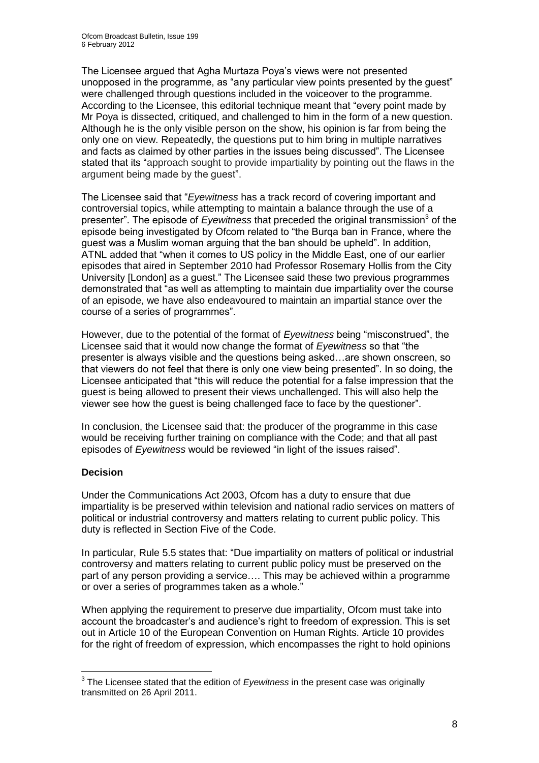The Licensee argued that Agha Murtaza Poya's views were not presented unopposed in the programme, as "any particular view points presented by the guest" were challenged through questions included in the voiceover to the programme. According to the Licensee, this editorial technique meant that "every point made by Mr Poya is dissected, critiqued, and challenged to him in the form of a new question. Although he is the only visible person on the show, his opinion is far from being the only one on view. Repeatedly, the questions put to him bring in multiple narratives and facts as claimed by other parties in the issues being discussed". The Licensee stated that its "approach sought to provide impartiality by pointing out the flaws in the argument being made by the guest".

The Licensee said that "*Eyewitness* has a track record of covering important and controversial topics, while attempting to maintain a balance through the use of a presenter". The episode of *Eyewitness* that preceded the original transmission[3] of the episode being investigated by Ofcom related to "the Burqa ban in France, where the guest was a Muslim woman arguing that the ban should be upheld". In addition, ATNL added that "when it comes to US policy in the Middle East, one of our earlier episodes that aired in September 2010 had Professor Rosemary Hollis from the City University [London] as a guest." The Licensee said these two previous programmes demonstrated that "as well as attempting to maintain due impartiality over the course of an episode, we have also endeavoured to maintain an impartial stance over the course of a series of programmes".

However, due to the potential of the format of *Eyewitness* being "misconstrued", the Licensee said that it would now change the format of *Eyewitness* so that "the presenter is always visible and the questions being asked…are shown onscreen, so that viewers do not feel that there is only one view being presented". In so doing, the Licensee anticipated that "this will reduce the potential for a false impression that the guest is being allowed to present their views unchallenged. This will also help the viewer see how the guest is being challenged face to face by the questioner".

In conclusion, the Licensee said that: the producer of the programme in this case would be receiving further training on compliance with the Code; and that all past episodes of *Eyewitness* would be reviewed "in light of the issues raised".

**Decision**

Under the Communications Act 2003, Ofcom has a duty to ensure that due impartiality is be preserved within television and national radio services on matters of political or industrial controversy and matters relating to current public policy. This duty is reflected in Section Five of the Code.

In particular, Rule 5.5 states that: "Due impartiality on matters of political or industrial controversy and matters relating to current public policy must be preserved on the part of any person providing a service…. This may be achieved within a programme or over a series of programmes taken as a whole."

When applying the requirement to preserve due impartiality, Ofcom must take into account the broadcaster's and audience's right to freedom of expression. This is set out in Article 10 of the European Convention on Human Rights. Article 10 provides for the right of freedom of expression, which encompasses the right to hold opinions

---

[3] The Licensee stated that the edition of *Eyewitness* in the present case was originally transmitted on 26 April 2011.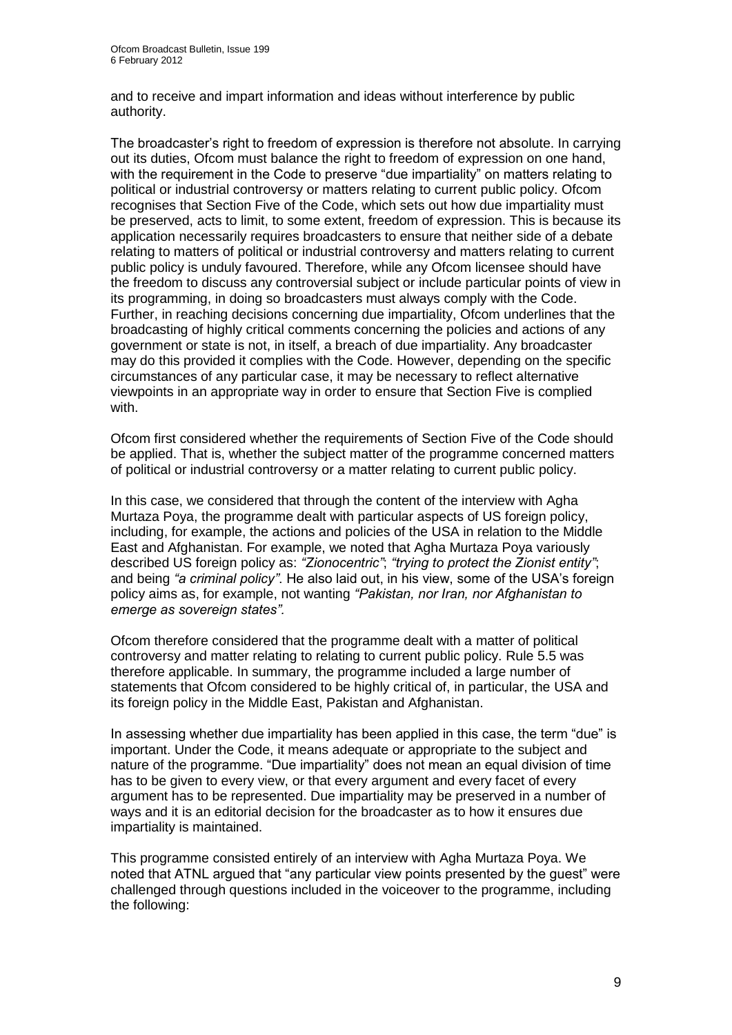and to receive and impart information and ideas without interference by public authority.

The broadcaster's right to freedom of expression is therefore not absolute. In carrying out its duties, Ofcom must balance the right to freedom of expression on one hand, with the requirement in the Code to preserve "due impartiality" on matters relating to political or industrial controversy or matters relating to current public policy. Ofcom recognises that Section Five of the Code, which sets out how due impartiality must be preserved, acts to limit, to some extent, freedom of expression. This is because its application necessarily requires broadcasters to ensure that neither side of a debate relating to matters of political or industrial controversy and matters relating to current public policy is unduly favoured. Therefore, while any Ofcom licensee should have the freedom to discuss any controversial subject or include particular points of view in its programming, in doing so broadcasters must always comply with the Code. Further, in reaching decisions concerning due impartiality, Ofcom underlines that the broadcasting of highly critical comments concerning the policies and actions of any government or state is not, in itself, a breach of due impartiality. Any broadcaster may do this provided it complies with the Code. However, depending on the specific circumstances of any particular case, it may be necessary to reflect alternative viewpoints in an appropriate way in order to ensure that Section Five is complied with.

Ofcom first considered whether the requirements of Section Five of the Code should be applied. That is, whether the subject matter of the programme concerned matters of political or industrial controversy or a matter relating to current public policy.

In this case, we considered that through the content of the interview with Agha Murtaza Poya, the programme dealt with particular aspects of US foreign policy, including, for example, the actions and policies of the USA in relation to the Middle East and Afghanistan. For example, we noted that Agha Murtaza Poya variously described US foreign policy as: *"Zionocentric"*; *"trying to protect the Zionist entity"*; and being *"a criminal policy"*. He also laid out, in his view, some of the USA's foreign policy aims as, for example, not wanting *"Pakistan, nor Iran, nor Afghanistan to emerge as sovereign states".*

Ofcom therefore considered that the programme dealt with a matter of political controversy and matter relating to relating to current public policy. Rule 5.5 was therefore applicable. In summary, the programme included a large number of statements that Ofcom considered to be highly critical of, in particular, the USA and its foreign policy in the Middle East, Pakistan and Afghanistan.

In assessing whether due impartiality has been applied in this case, the term "due" is important. Under the Code, it means adequate or appropriate to the subject and nature of the programme. "Due impartiality" does not mean an equal division of time has to be given to every view, or that every argument and every facet of every argument has to be represented. Due impartiality may be preserved in a number of ways and it is an editorial decision for the broadcaster as to how it ensures due impartiality is maintained.

This programme consisted entirely of an interview with Agha Murtaza Poya. We noted that ATNL argued that "any particular view points presented by the guest" were challenged through questions included in the voiceover to the programme, including the following: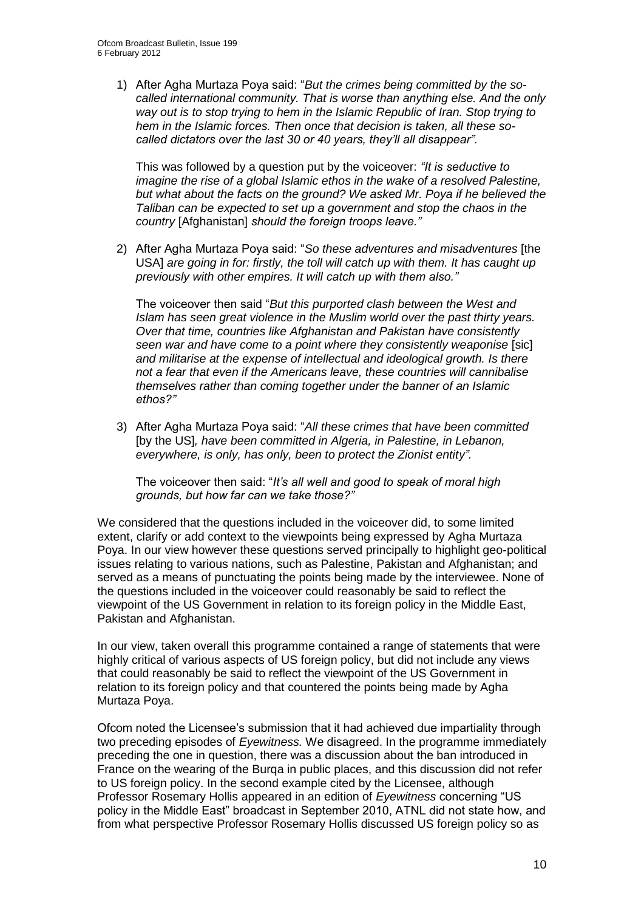1) After Agha Murtaza Poya said: "*But the crimes being committed by the so-called international community. That is worse than anything else. And the only way out is to stop trying to hem in the Islamic Republic of Iran. Stop trying to hem in the Islamic forces. Then once that decision is taken, all these so-called dictators over the last 30 or 40 years, they'll all disappear".*

   This was followed by a question put by the voiceover: *"It is seductive to imagine the rise of a global Islamic ethos in the wake of a resolved Palestine, but what about the facts on the ground? We asked Mr. Poya if he believed the Taliban can be expected to set up a government and stop the chaos in the country* [Afghanistan] *should the foreign troops leave."*

2) After Agha Murtaza Poya said: "*So these adventures and misadventures* [the USA] *are going in for: firstly, the toll will catch up with them. It has caught up previously with other empires. It will catch up with them also."*

   The voiceover then said "*But this purported clash between the West and Islam has seen great violence in the Muslim world over the past thirty years. Over that time, countries like Afghanistan and Pakistan have consistently seen war and have come to a point where they consistently weaponise* [sic] *and militarise at the expense of intellectual and ideological growth. Is there not a fear that even if the Americans leave, these countries will cannibalise themselves rather than coming together under the banner of an Islamic ethos?"*

3) After Agha Murtaza Poya said: "*All these crimes that have been committed* [by the US]*, have been committed in Algeria, in Palestine, in Lebanon, everywhere, is only, has only, been to protect the Zionist entity".*

   The voiceover then said: "*It's all well and good to speak of moral high grounds, but how far can we take those?"*

We considered that the questions included in the voiceover did, to some limited extent, clarify or add context to the viewpoints being expressed by Agha Murtaza Poya. In our view however these questions served principally to highlight geo-political issues relating to various nations, such as Palestine, Pakistan and Afghanistan; and served as a means of punctuating the points being made by the interviewee. None of the questions included in the voiceover could reasonably be said to reflect the viewpoint of the US Government in relation to its foreign policy in the Middle East, Pakistan and Afghanistan.

In our view, taken overall this programme contained a range of statements that were highly critical of various aspects of US foreign policy, but did not include any views that could reasonably be said to reflect the viewpoint of the US Government in relation to its foreign policy and that countered the points being made by Agha Murtaza Poya.

Ofcom noted the Licensee's submission that it had achieved due impartiality through two preceding episodes of *Eyewitness.* We disagreed. In the programme immediately preceding the one in question, there was a discussion about the ban introduced in France on the wearing of the Burqa in public places, and this discussion did not refer to US foreign policy. In the second example cited by the Licensee, although Professor Rosemary Hollis appeared in an edition of *Eyewitness* concerning "US policy in the Middle East" broadcast in September 2010, ATNL did not state how, and from what perspective Professor Rosemary Hollis discussed US foreign policy so as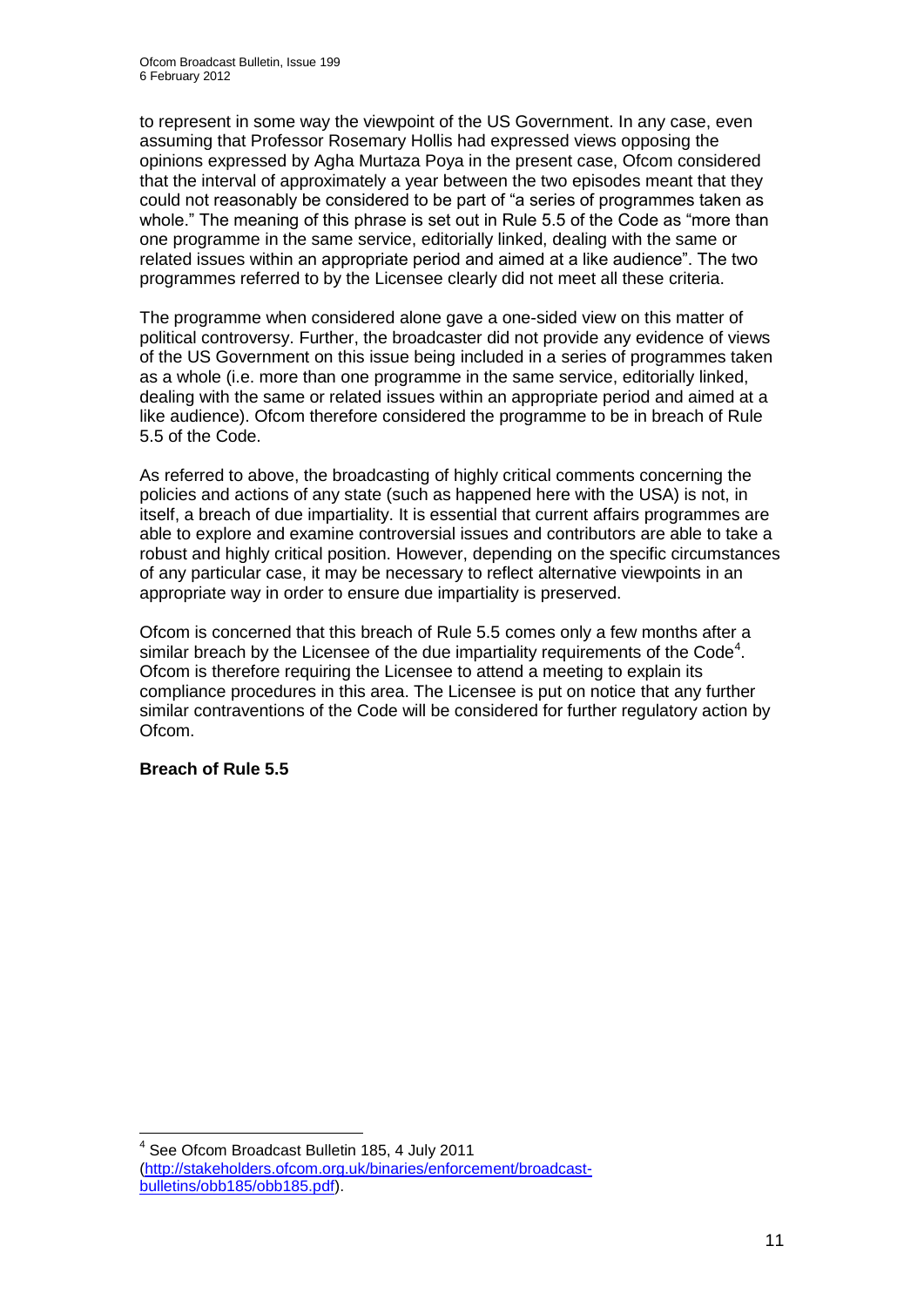to represent in some way the viewpoint of the US Government. In any case, even assuming that Professor Rosemary Hollis had expressed views opposing the opinions expressed by Agha Murtaza Poya in the present case, Ofcom considered that the interval of approximately a year between the two episodes meant that they could not reasonably be considered to be part of "a series of programmes taken as whole." The meaning of this phrase is set out in Rule 5.5 of the Code as "more than one programme in the same service, editorially linked, dealing with the same or related issues within an appropriate period and aimed at a like audience". The two programmes referred to by the Licensee clearly did not meet all these criteria.

The programme when considered alone gave a one-sided view on this matter of political controversy. Further, the broadcaster did not provide any evidence of views of the US Government on this issue being included in a series of programmes taken as a whole (i.e. more than one programme in the same service, editorially linked, dealing with the same or related issues within an appropriate period and aimed at a like audience). Ofcom therefore considered the programme to be in breach of Rule 5.5 of the Code.

As referred to above, the broadcasting of highly critical comments concerning the policies and actions of any state (such as happened here with the USA) is not, in itself, a breach of due impartiality. It is essential that current affairs programmes are able to explore and examine controversial issues and contributors are able to take a robust and highly critical position. However, depending on the specific circumstances of any particular case, it may be necessary to reflect alternative viewpoints in an appropriate way in order to ensure due impartiality is preserved.

Ofcom is concerned that this breach of Rule 5.5 comes only a few months after a similar breach by the Licensee of the due impartiality requirements of the Code[4]. Ofcom is therefore requiring the Licensee to attend a meeting to explain its compliance procedures in this area. The Licensee is put on notice that any further similar contraventions of the Code will be considered for further regulatory action by Ofcom.

**Breach of Rule 5.5**

[4] See Ofcom Broadcast Bulletin 185, 4 July 2011 (http://stakeholders.ofcom.org.uk/binaries/enforcement/broadcast-bulletins/obb185/obb185.pdf).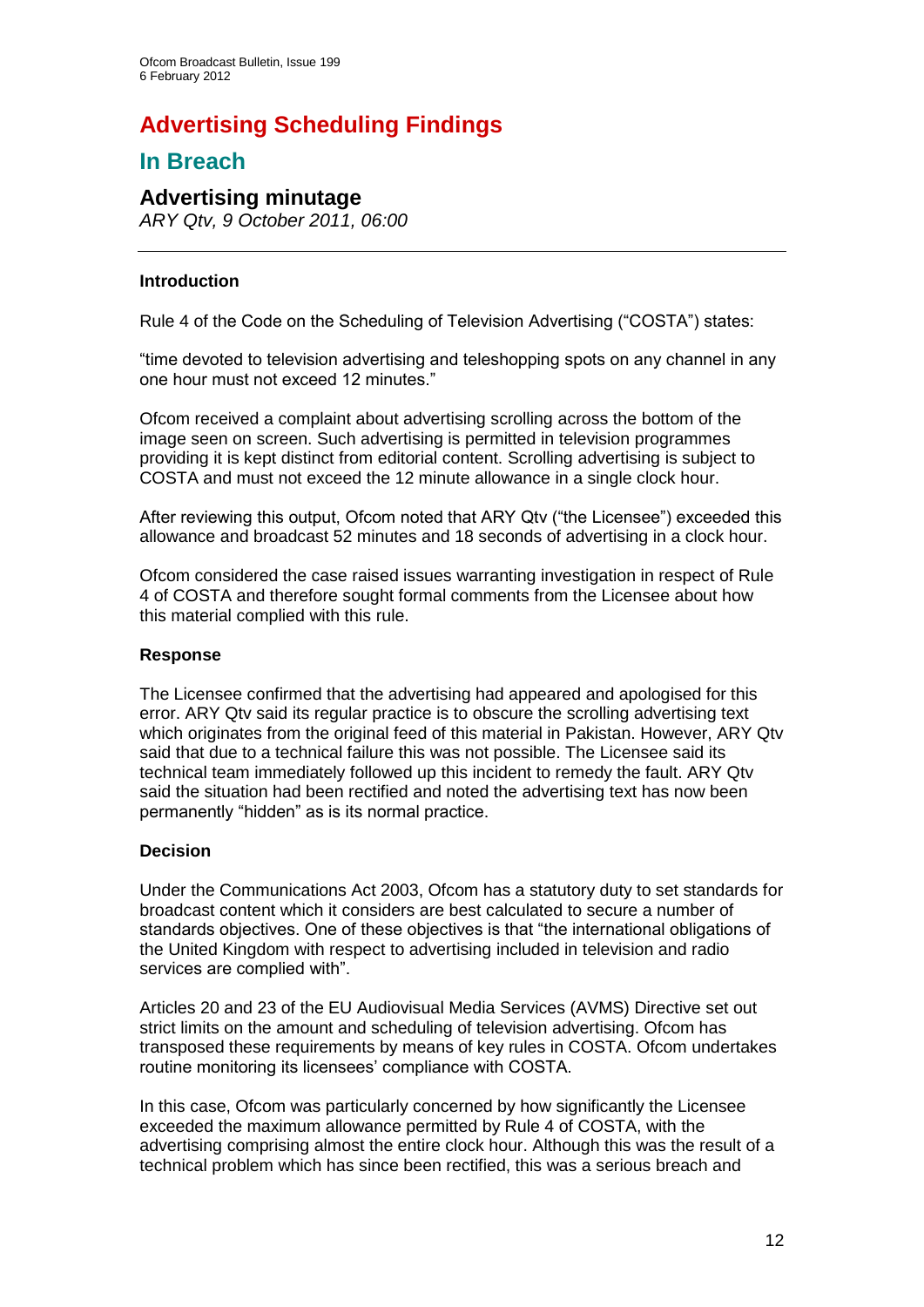# Advertising Scheduling Findings

## In Breach

### Advertising minutage

*ARY Qtv, 9 October 2011, 06:00*

---

**Introduction**

Rule 4 of the Code on the Scheduling of Television Advertising ("COSTA") states:

"time devoted to television advertising and teleshopping spots on any channel in any one hour must not exceed 12 minutes."

Ofcom received a complaint about advertising scrolling across the bottom of the image seen on screen. Such advertising is permitted in television programmes providing it is kept distinct from editorial content. Scrolling advertising is subject to COSTA and must not exceed the 12 minute allowance in a single clock hour.

After reviewing this output, Ofcom noted that ARY Qtv ("the Licensee") exceeded this allowance and broadcast 52 minutes and 18 seconds of advertising in a clock hour.

Ofcom considered the case raised issues warranting investigation in respect of Rule 4 of COSTA and therefore sought formal comments from the Licensee about how this material complied with this rule.

**Response**

The Licensee confirmed that the advertising had appeared and apologised for this error. ARY Qtv said its regular practice is to obscure the scrolling advertising text which originates from the original feed of this material in Pakistan. However, ARY Qtv said that due to a technical failure this was not possible. The Licensee said its technical team immediately followed up this incident to remedy the fault. ARY Qtv said the situation had been rectified and noted the advertising text has now been permanently "hidden" as is its normal practice.

**Decision**

Under the Communications Act 2003, Ofcom has a statutory duty to set standards for broadcast content which it considers are best calculated to secure a number of standards objectives. One of these objectives is that "the international obligations of the United Kingdom with respect to advertising included in television and radio services are complied with".

Articles 20 and 23 of the EU Audiovisual Media Services (AVMS) Directive set out strict limits on the amount and scheduling of television advertising. Ofcom has transposed these requirements by means of key rules in COSTA. Ofcom undertakes routine monitoring its licensees' compliance with COSTA.

In this case, Ofcom was particularly concerned by how significantly the Licensee exceeded the maximum allowance permitted by Rule 4 of COSTA, with the advertising comprising almost the entire clock hour. Although this was the result of a technical problem which has since been rectified, this was a serious breach and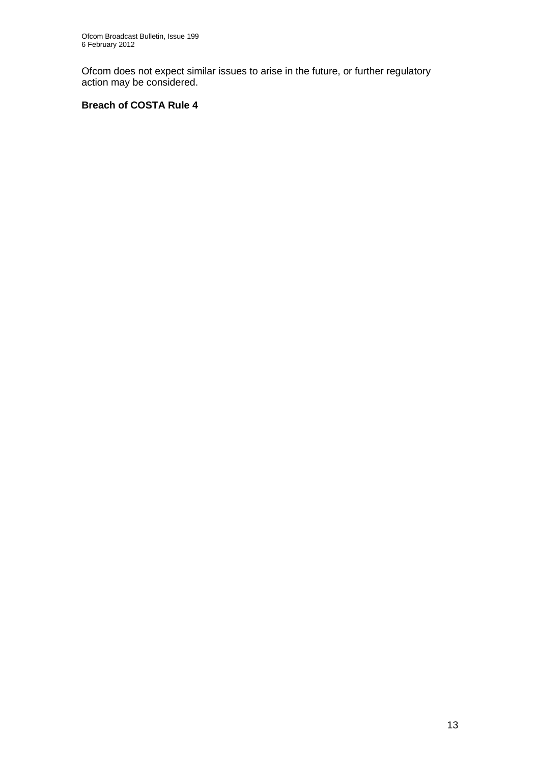Ofcom does not expect similar issues to arise in the future, or further regulatory action may be considered.

**Breach of COSTA Rule 4**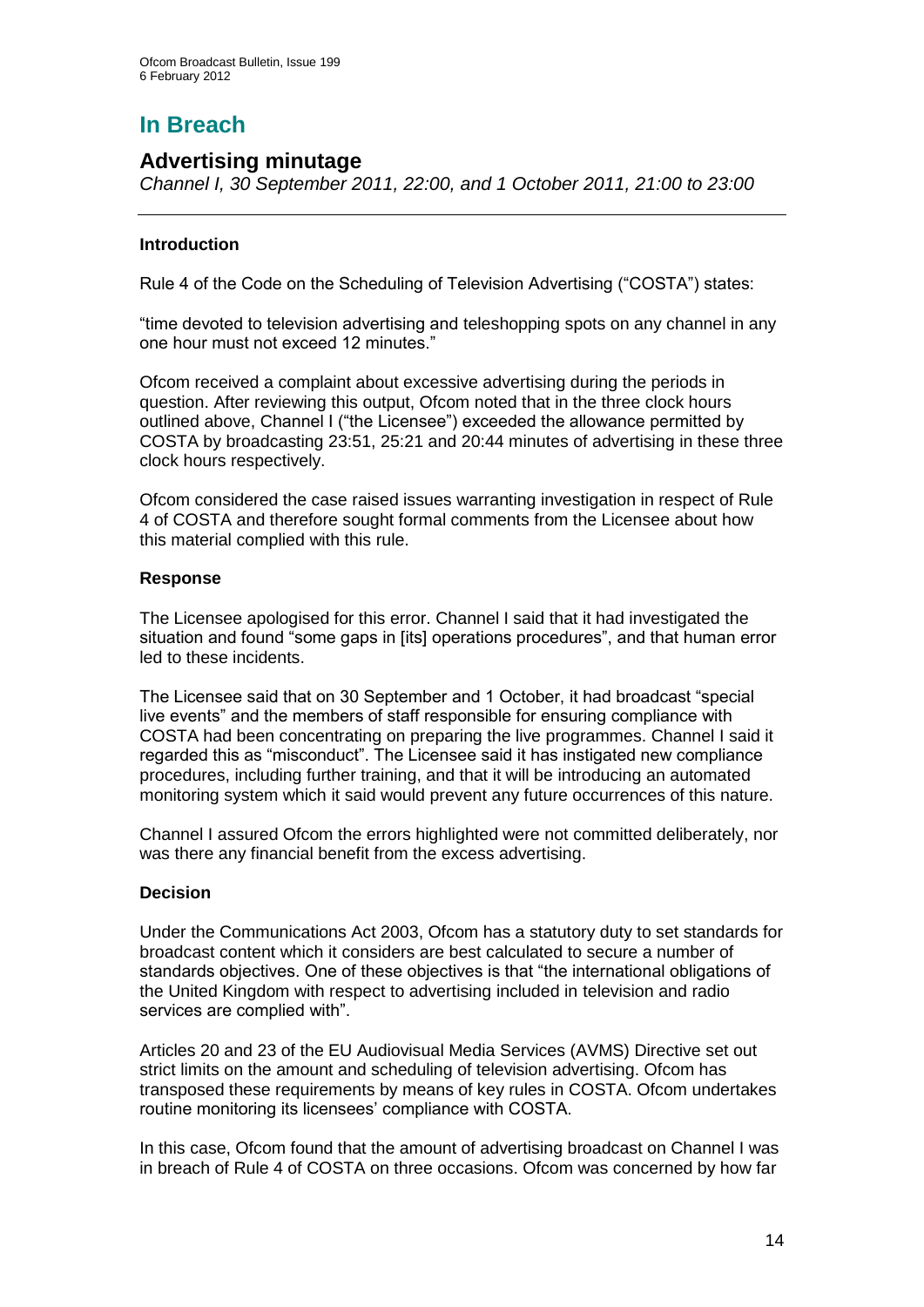# In Breach

## Advertising minutage

*Channel I, 30 September 2011, 22:00, and 1 October 2011, 21:00 to 23:00*

---

### Introduction

Rule 4 of the Code on the Scheduling of Television Advertising ("COSTA") states:

"time devoted to television advertising and teleshopping spots on any channel in any one hour must not exceed 12 minutes."

Ofcom received a complaint about excessive advertising during the periods in question. After reviewing this output, Ofcom noted that in the three clock hours outlined above, Channel I ("the Licensee") exceeded the allowance permitted by COSTA by broadcasting 23:51, 25:21 and 20:44 minutes of advertising in these three clock hours respectively.

Ofcom considered the case raised issues warranting investigation in respect of Rule 4 of COSTA and therefore sought formal comments from the Licensee about how this material complied with this rule.

### Response

The Licensee apologised for this error. Channel I said that it had investigated the situation and found "some gaps in [its] operations procedures", and that human error led to these incidents.

The Licensee said that on 30 September and 1 October, it had broadcast "special live events" and the members of staff responsible for ensuring compliance with COSTA had been concentrating on preparing the live programmes. Channel I said it regarded this as "misconduct". The Licensee said it has instigated new compliance procedures, including further training, and that it will be introducing an automated monitoring system which it said would prevent any future occurrences of this nature.

Channel I assured Ofcom the errors highlighted were not committed deliberately, nor was there any financial benefit from the excess advertising.

### Decision

Under the Communications Act 2003, Ofcom has a statutory duty to set standards for broadcast content which it considers are best calculated to secure a number of standards objectives. One of these objectives is that "the international obligations of the United Kingdom with respect to advertising included in television and radio services are complied with".

Articles 20 and 23 of the EU Audiovisual Media Services (AVMS) Directive set out strict limits on the amount and scheduling of television advertising. Ofcom has transposed these requirements by means of key rules in COSTA. Ofcom undertakes routine monitoring its licensees' compliance with COSTA.

In this case, Ofcom found that the amount of advertising broadcast on Channel I was in breach of Rule 4 of COSTA on three occasions. Ofcom was concerned by how far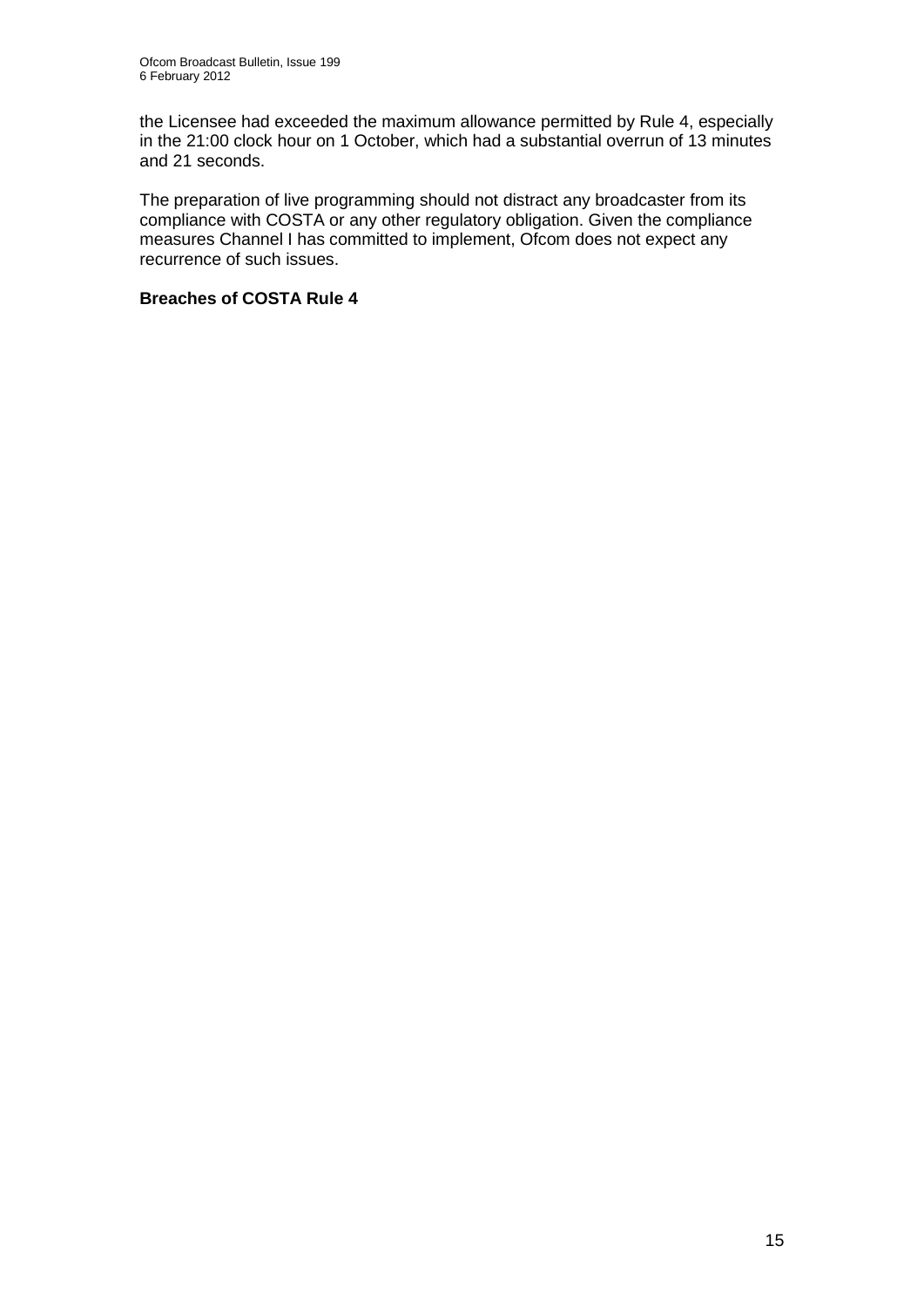the Licensee had exceeded the maximum allowance permitted by Rule 4, especially in the 21:00 clock hour on 1 October, which had a substantial overrun of 13 minutes and 21 seconds.

The preparation of live programming should not distract any broadcaster from its compliance with COSTA or any other regulatory obligation. Given the compliance measures Channel I has committed to implement, Ofcom does not expect any recurrence of such issues.

**Breaches of COSTA Rule 4**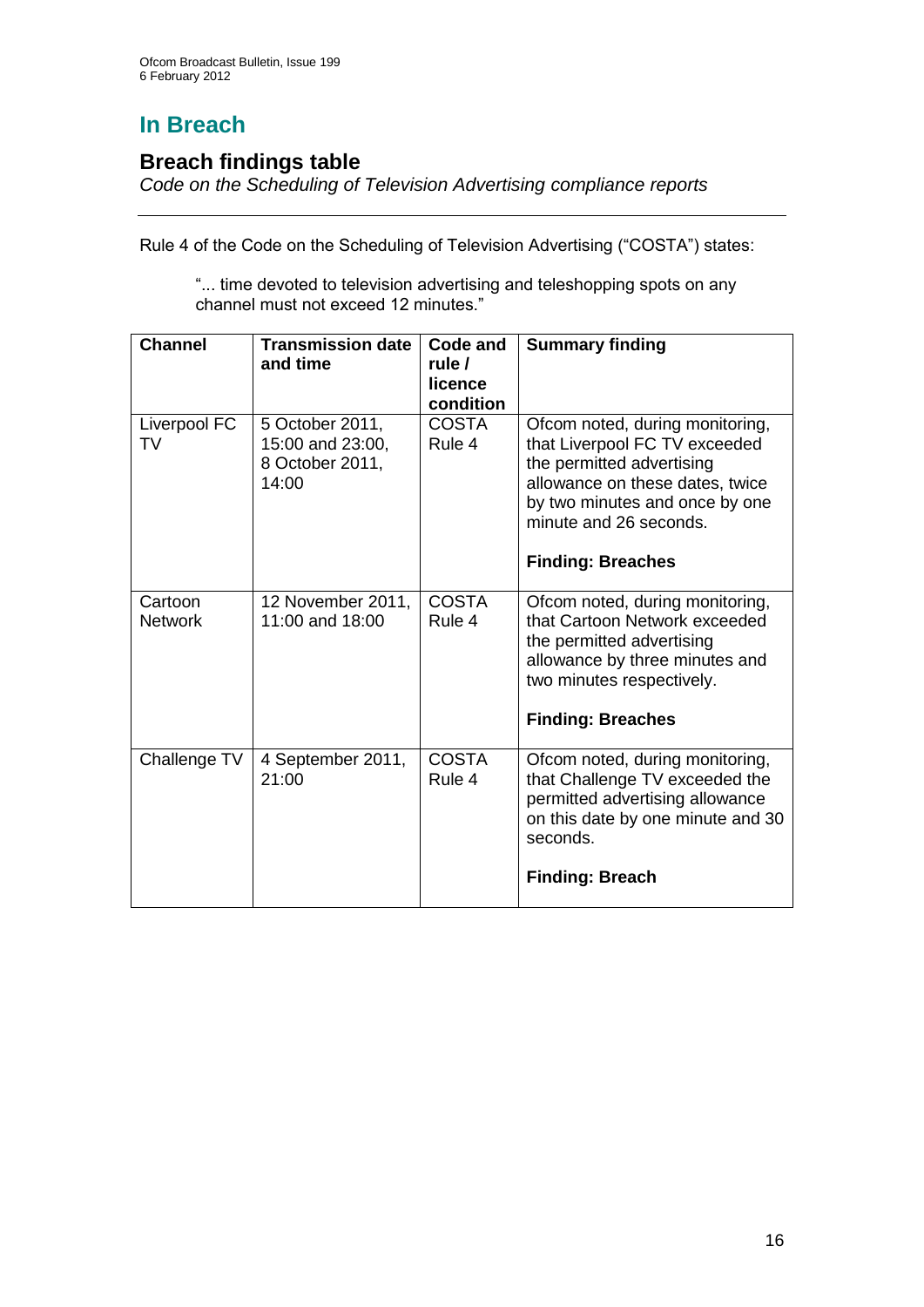# In Breach

## Breach findings table

*Code on the Scheduling of Television Advertising compliance reports*

Rule 4 of the Code on the Scheduling of Television Advertising ("COSTA") states:

> "... time devoted to television advertising and teleshopping spots on any channel must not exceed 12 minutes."

| Channel | Transmission date and time | Code and rule / licence condition | Summary finding |
|---|---|---|---|
| Liverpool FC TV | 5 October 2011, 15:00 and 23:00, 8 October 2011, 14:00 | COSTA Rule 4 | Ofcom noted, during monitoring, that Liverpool FC TV exceeded the permitted advertising allowance on these dates, twice by two minutes and once by one minute and 26 seconds.<br><br>**Finding: Breaches** |
| Cartoon Network | 12 November 2011, 11:00 and 18:00 | COSTA Rule 4 | Ofcom noted, during monitoring, that Cartoon Network exceeded the permitted advertising allowance by three minutes and two minutes respectively.<br><br>**Finding: Breaches** |
| Challenge TV | 4 September 2011, 21:00 | COSTA Rule 4 | Ofcom noted, during monitoring, that Challenge TV exceeded the permitted advertising allowance on this date by one minute and 30 seconds.<br><br>**Finding: Breach** |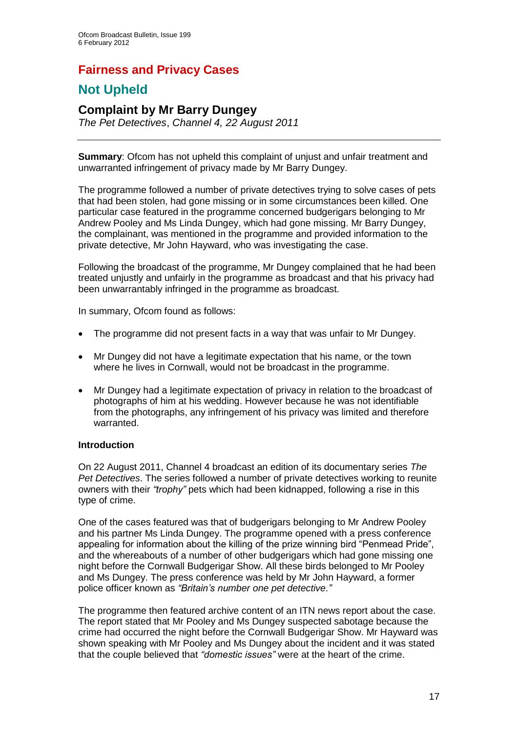# Fairness and Privacy Cases

## Not Upheld

### Complaint by Mr Barry Dungey

*The Pet Detectives*, *Channel 4, 22 August 2011*

---

**Summary**: Ofcom has not upheld this complaint of unjust and unfair treatment and unwarranted infringement of privacy made by Mr Barry Dungey.

The programme followed a number of private detectives trying to solve cases of pets that had been stolen, had gone missing or in some circumstances been killed. One particular case featured in the programme concerned budgerigars belonging to Mr Andrew Pooley and Ms Linda Dungey, which had gone missing. Mr Barry Dungey, the complainant, was mentioned in the programme and provided information to the private detective, Mr John Hayward, who was investigating the case.

Following the broadcast of the programme, Mr Dungey complained that he had been treated unjustly and unfairly in the programme as broadcast and that his privacy had been unwarrantably infringed in the programme as broadcast.

In summary, Ofcom found as follows:

- The programme did not present facts in a way that was unfair to Mr Dungey.
- Mr Dungey did not have a legitimate expectation that his name, or the town where he lives in Cornwall, would not be broadcast in the programme.
- Mr Dungey had a legitimate expectation of privacy in relation to the broadcast of photographs of him at his wedding. However because he was not identifiable from the photographs, any infringement of his privacy was limited and therefore warranted.

**Introduction**

On 22 August 2011, Channel 4 broadcast an edition of its documentary series *The Pet Detectives*. The series followed a number of private detectives working to reunite owners with their *"trophy"* pets which had been kidnapped, following a rise in this type of crime.

One of the cases featured was that of budgerigars belonging to Mr Andrew Pooley and his partner Ms Linda Dungey. The programme opened with a press conference appealing for information about the killing of the prize winning bird "Penmead Pride", and the whereabouts of a number of other budgerigars which had gone missing one night before the Cornwall Budgerigar Show. All these birds belonged to Mr Pooley and Ms Dungey. The press conference was held by Mr John Hayward, a former police officer known as *"Britain's number one pet detective."*

The programme then featured archive content of an ITN news report about the case. The report stated that Mr Pooley and Ms Dungey suspected sabotage because the crime had occurred the night before the Cornwall Budgerigar Show. Mr Hayward was shown speaking with Mr Pooley and Ms Dungey about the incident and it was stated that the couple believed that *"domestic issues"* were at the heart of the crime.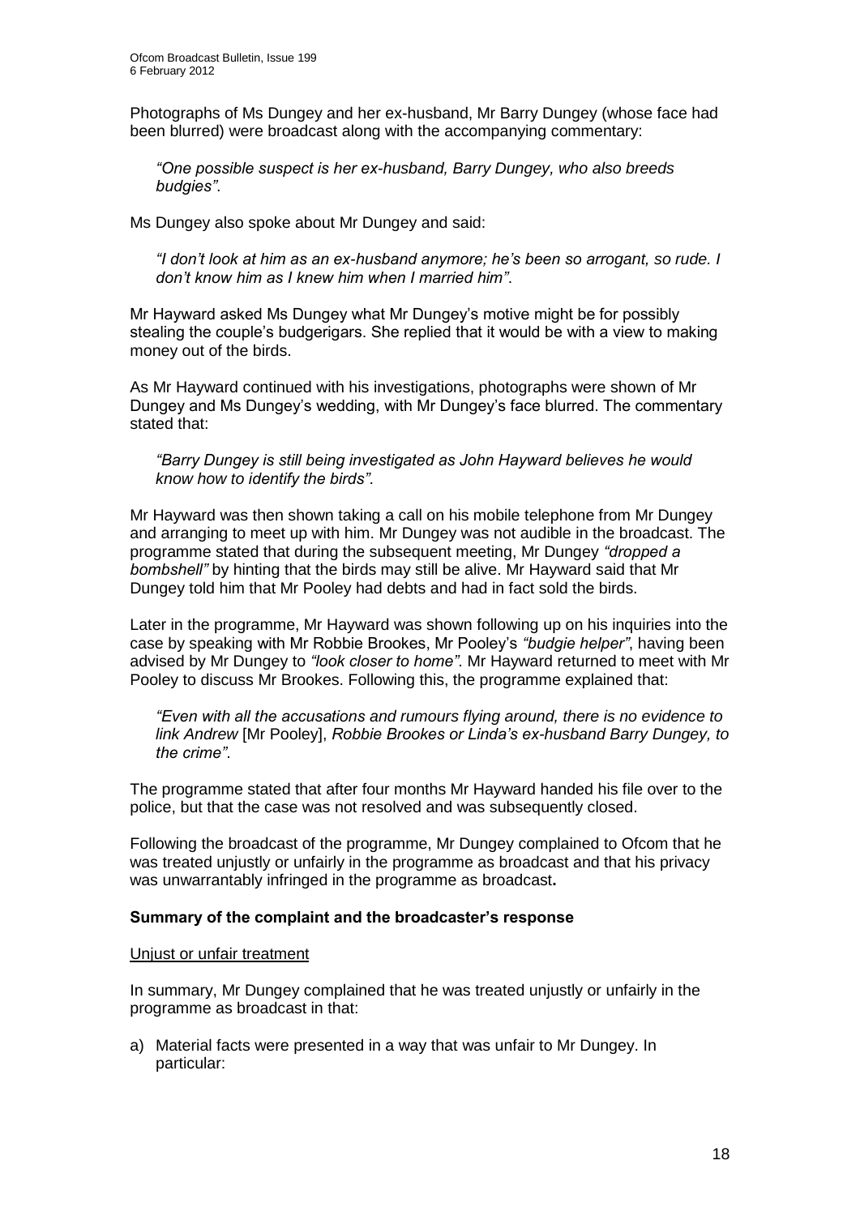Photographs of Ms Dungey and her ex-husband, Mr Barry Dungey (whose face had been blurred) were broadcast along with the accompanying commentary:

> *"One possible suspect is her ex-husband, Barry Dungey, who also breeds budgies"*.

Ms Dungey also spoke about Mr Dungey and said:

> *"I don't look at him as an ex-husband anymore; he's been so arrogant, so rude. I don't know him as I knew him when I married him"*.

Mr Hayward asked Ms Dungey what Mr Dungey's motive might be for possibly stealing the couple's budgerigars. She replied that it would be with a view to making money out of the birds.

As Mr Hayward continued with his investigations, photographs were shown of Mr Dungey and Ms Dungey's wedding, with Mr Dungey's face blurred. The commentary stated that:

> *"Barry Dungey is still being investigated as John Hayward believes he would know how to identify the birds"*.

Mr Hayward was then shown taking a call on his mobile telephone from Mr Dungey and arranging to meet up with him. Mr Dungey was not audible in the broadcast. The programme stated that during the subsequent meeting, Mr Dungey *"dropped a bombshell"* by hinting that the birds may still be alive. Mr Hayward said that Mr Dungey told him that Mr Pooley had debts and had in fact sold the birds.

Later in the programme, Mr Hayward was shown following up on his inquiries into the case by speaking with Mr Robbie Brookes, Mr Pooley's *"budgie helper"*, having been advised by Mr Dungey to *"look closer to home"*. Mr Hayward returned to meet with Mr Pooley to discuss Mr Brookes. Following this, the programme explained that:

> *"Even with all the accusations and rumours flying around, there is no evidence to link Andrew* [Mr Pooley], *Robbie Brookes or Linda's ex-husband Barry Dungey, to the crime"*.

The programme stated that after four months Mr Hayward handed his file over to the police, but that the case was not resolved and was subsequently closed.

Following the broadcast of the programme, Mr Dungey complained to Ofcom that he was treated unjustly or unfairly in the programme as broadcast and that his privacy was unwarrantably infringed in the programme as broadcast**.**

### Summary of the complaint and the broadcaster's response

Unjust or unfair treatment

In summary, Mr Dungey complained that he was treated unjustly or unfairly in the programme as broadcast in that:

a) Material facts were presented in a way that was unfair to Mr Dungey. In particular: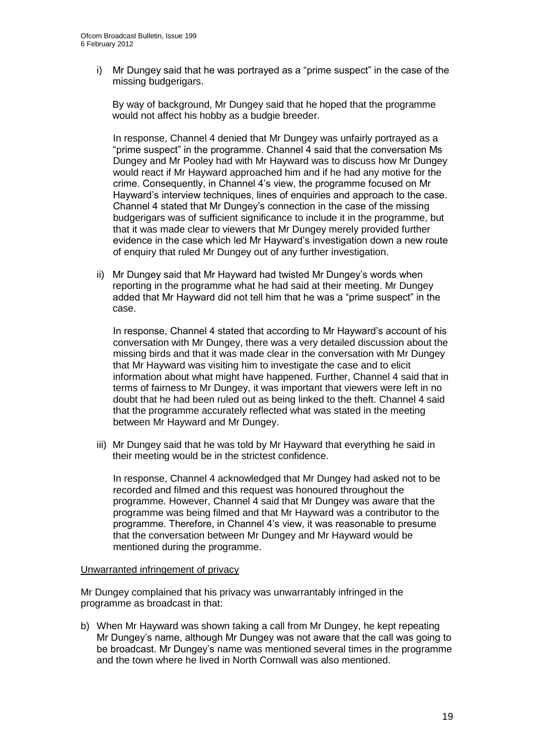i) Mr Dungey said that he was portrayed as a "prime suspect" in the case of the missing budgerigars.

   By way of background, Mr Dungey said that he hoped that the programme would not affect his hobby as a budgie breeder.

   In response, Channel 4 denied that Mr Dungey was unfairly portrayed as a "prime suspect" in the programme. Channel 4 said that the conversation Ms Dungey and Mr Pooley had with Mr Hayward was to discuss how Mr Dungey would react if Mr Hayward approached him and if he had any motive for the crime. Consequently, in Channel 4's view, the programme focused on Mr Hayward's interview techniques, lines of enquiries and approach to the case. Channel 4 stated that Mr Dungey's connection in the case of the missing budgerigars was of sufficient significance to include it in the programme, but that it was made clear to viewers that Mr Dungey merely provided further evidence in the case which led Mr Hayward's investigation down a new route of enquiry that ruled Mr Dungey out of any further investigation.

ii) Mr Dungey said that Mr Hayward had twisted Mr Dungey's words when reporting in the programme what he had said at their meeting. Mr Dungey added that Mr Hayward did not tell him that he was a "prime suspect" in the case.

   In response, Channel 4 stated that according to Mr Hayward's account of his conversation with Mr Dungey, there was a very detailed discussion about the missing birds and that it was made clear in the conversation with Mr Dungey that Mr Hayward was visiting him to investigate the case and to elicit information about what might have happened. Further, Channel 4 said that in terms of fairness to Mr Dungey, it was important that viewers were left in no doubt that he had been ruled out as being linked to the theft. Channel 4 said that the programme accurately reflected what was stated in the meeting between Mr Hayward and Mr Dungey.

iii) Mr Dungey said that he was told by Mr Hayward that everything he said in their meeting would be in the strictest confidence.

   In response, Channel 4 acknowledged that Mr Dungey had asked not to be recorded and filmed and this request was honoured throughout the programme. However, Channel 4 said that Mr Dungey was aware that the programme was being filmed and that Mr Hayward was a contributor to the programme. Therefore, in Channel 4's view, it was reasonable to presume that the conversation between Mr Dungey and Mr Hayward would be mentioned during the programme.

Unwarranted infringement of privacy

Mr Dungey complained that his privacy was unwarrantably infringed in the programme as broadcast in that:

b) When Mr Hayward was shown taking a call from Mr Dungey, he kept repeating Mr Dungey's name, although Mr Dungey was not aware that the call was going to be broadcast. Mr Dungey's name was mentioned several times in the programme and the town where he lived in North Cornwall was also mentioned.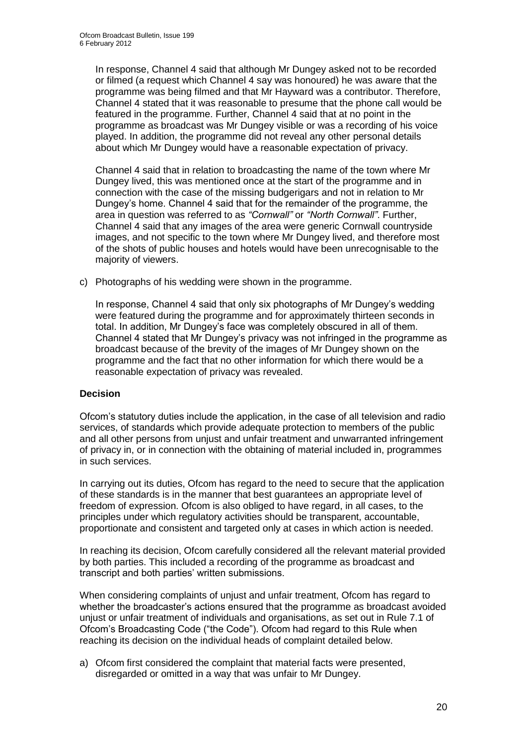In response, Channel 4 said that although Mr Dungey asked not to be recorded or filmed (a request which Channel 4 say was honoured) he was aware that the programme was being filmed and that Mr Hayward was a contributor. Therefore, Channel 4 stated that it was reasonable to presume that the phone call would be featured in the programme. Further, Channel 4 said that at no point in the programme as broadcast was Mr Dungey visible or was a recording of his voice played. In addition, the programme did not reveal any other personal details about which Mr Dungey would have a reasonable expectation of privacy.

Channel 4 said that in relation to broadcasting the name of the town where Mr Dungey lived, this was mentioned once at the start of the programme and in connection with the case of the missing budgerigars and not in relation to Mr Dungey's home. Channel 4 said that for the remainder of the programme, the area in question was referred to as *"Cornwall"* or *"North Cornwall"*. Further, Channel 4 said that any images of the area were generic Cornwall countryside images, and not specific to the town where Mr Dungey lived, and therefore most of the shots of public houses and hotels would have been unrecognisable to the majority of viewers.

c) Photographs of his wedding were shown in the programme.

   In response, Channel 4 said that only six photographs of Mr Dungey's wedding were featured during the programme and for approximately thirteen seconds in total. In addition, Mr Dungey's face was completely obscured in all of them. Channel 4 stated that Mr Dungey's privacy was not infringed in the programme as broadcast because of the brevity of the images of Mr Dungey shown on the programme and the fact that no other information for which there would be a reasonable expectation of privacy was revealed.

## Decision

Ofcom's statutory duties include the application, in the case of all television and radio services, of standards which provide adequate protection to members of the public and all other persons from unjust and unfair treatment and unwarranted infringement of privacy in, or in connection with the obtaining of material included in, programmes in such services.

In carrying out its duties, Ofcom has regard to the need to secure that the application of these standards is in the manner that best guarantees an appropriate level of freedom of expression. Ofcom is also obliged to have regard, in all cases, to the principles under which regulatory activities should be transparent, accountable, proportionate and consistent and targeted only at cases in which action is needed.

In reaching its decision, Ofcom carefully considered all the relevant material provided by both parties. This included a recording of the programme as broadcast and transcript and both parties' written submissions.

When considering complaints of unjust and unfair treatment, Ofcom has regard to whether the broadcaster's actions ensured that the programme as broadcast avoided unjust or unfair treatment of individuals and organisations, as set out in Rule 7.1 of Ofcom's Broadcasting Code ("the Code"). Ofcom had regard to this Rule when reaching its decision on the individual heads of complaint detailed below.

a) Ofcom first considered the complaint that material facts were presented, disregarded or omitted in a way that was unfair to Mr Dungey.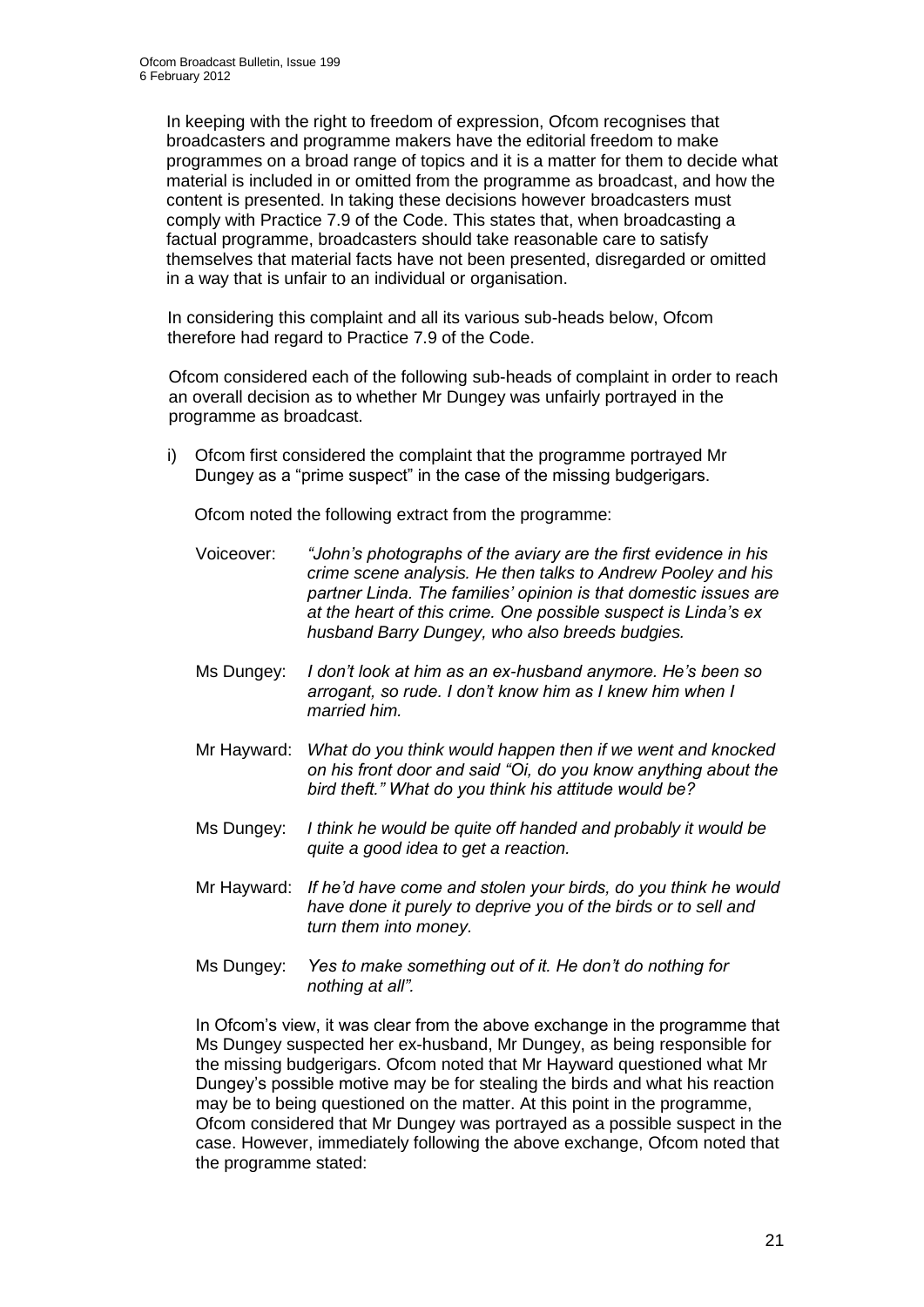In keeping with the right to freedom of expression, Ofcom recognises that broadcasters and programme makers have the editorial freedom to make programmes on a broad range of topics and it is a matter for them to decide what material is included in or omitted from the programme as broadcast, and how the content is presented. In taking these decisions however broadcasters must comply with Practice 7.9 of the Code. This states that, when broadcasting a factual programme, broadcasters should take reasonable care to satisfy themselves that material facts have not been presented, disregarded or omitted in a way that is unfair to an individual or organisation.

In considering this complaint and all its various sub-heads below, Ofcom therefore had regard to Practice 7.9 of the Code.

Ofcom considered each of the following sub-heads of complaint in order to reach an overall decision as to whether Mr Dungey was unfairly portrayed in the programme as broadcast.

i) Ofcom first considered the complaint that the programme portrayed Mr Dungey as a "prime suspect" in the case of the missing budgerigars.

Ofcom noted the following extract from the programme:

Voiceover: *"John's photographs of the aviary are the first evidence in his crime scene analysis. He then talks to Andrew Pooley and his partner Linda. The families' opinion is that domestic issues are at the heart of this crime. One possible suspect is Linda's ex husband Barry Dungey, who also breeds budgies.*

Ms Dungey: *I don't look at him as an ex-husband anymore. He's been so arrogant, so rude. I don't know him as I knew him when I married him.*

Mr Hayward: *What do you think would happen then if we went and knocked on his front door and said "Oi, do you know anything about the bird theft." What do you think his attitude would be?*

Ms Dungey: *I think he would be quite off handed and probably it would be quite a good idea to get a reaction.*

Mr Hayward: *If he'd have come and stolen your birds, do you think he would have done it purely to deprive you of the birds or to sell and turn them into money.*

Ms Dungey: *Yes to make something out of it. He don't do nothing for nothing at all".*

In Ofcom's view, it was clear from the above exchange in the programme that Ms Dungey suspected her ex-husband, Mr Dungey, as being responsible for the missing budgerigars. Ofcom noted that Mr Hayward questioned what Mr Dungey's possible motive may be for stealing the birds and what his reaction may be to being questioned on the matter. At this point in the programme, Ofcom considered that Mr Dungey was portrayed as a possible suspect in the case. However, immediately following the above exchange, Ofcom noted that the programme stated: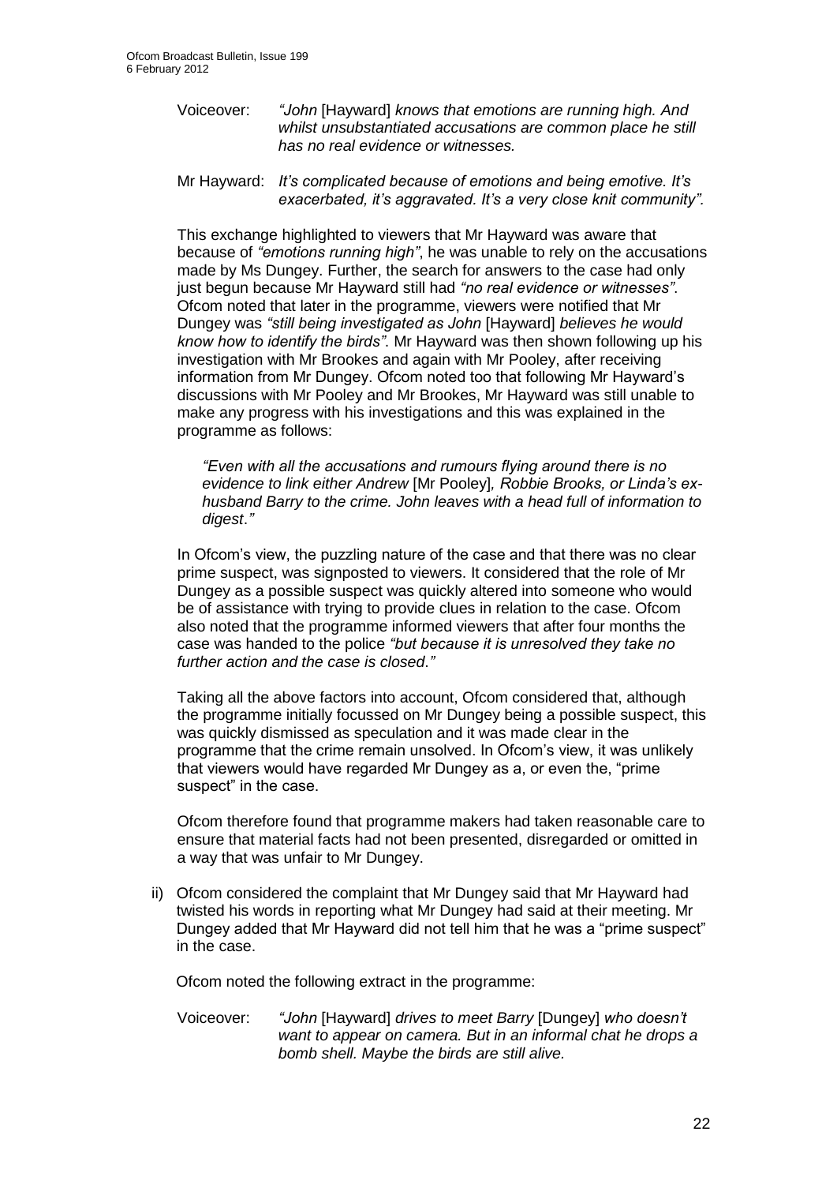Voiceover: *"John* [Hayward] *knows that emotions are running high. And whilst unsubstantiated accusations are common place he still has no real evidence or witnesses.*

Mr Hayward: *It's complicated because of emotions and being emotive. It's exacerbated, it's aggravated. It's a very close knit community".*

This exchange highlighted to viewers that Mr Hayward was aware that because of *"emotions running high"*, he was unable to rely on the accusations made by Ms Dungey. Further, the search for answers to the case had only just begun because Mr Hayward still had *"no real evidence or witnesses"*. Ofcom noted that later in the programme, viewers were notified that Mr Dungey was *"still being investigated as John* [Hayward] *believes he would know how to identify the birds".* Mr Hayward was then shown following up his investigation with Mr Brookes and again with Mr Pooley, after receiving information from Mr Dungey. Ofcom noted too that following Mr Hayward's discussions with Mr Pooley and Mr Brookes, Mr Hayward was still unable to make any progress with his investigations and this was explained in the programme as follows:

*"Even with all the accusations and rumours flying around there is no evidence to link either Andrew* [Mr Pooley]*, Robbie Brooks, or Linda's ex-husband Barry to the crime. John leaves with a head full of information to digest."*

In Ofcom's view, the puzzling nature of the case and that there was no clear prime suspect, was signposted to viewers. It considered that the role of Mr Dungey as a possible suspect was quickly altered into someone who would be of assistance with trying to provide clues in relation to the case. Ofcom also noted that the programme informed viewers that after four months the case was handed to the police *"but because it is unresolved they take no further action and the case is closed."*

Taking all the above factors into account, Ofcom considered that, although the programme initially focussed on Mr Dungey being a possible suspect, this was quickly dismissed as speculation and it was made clear in the programme that the crime remain unsolved. In Ofcom's view, it was unlikely that viewers would have regarded Mr Dungey as a, or even the, "prime suspect" in the case.

Ofcom therefore found that programme makers had taken reasonable care to ensure that material facts had not been presented, disregarded or omitted in a way that was unfair to Mr Dungey.

ii) Ofcom considered the complaint that Mr Dungey said that Mr Hayward had twisted his words in reporting what Mr Dungey had said at their meeting. Mr Dungey added that Mr Hayward did not tell him that he was a "prime suspect" in the case.

Ofcom noted the following extract in the programme:

Voiceover: *"John* [Hayward] *drives to meet Barry* [Dungey] *who doesn't want to appear on camera. But in an informal chat he drops a bomb shell. Maybe the birds are still alive.*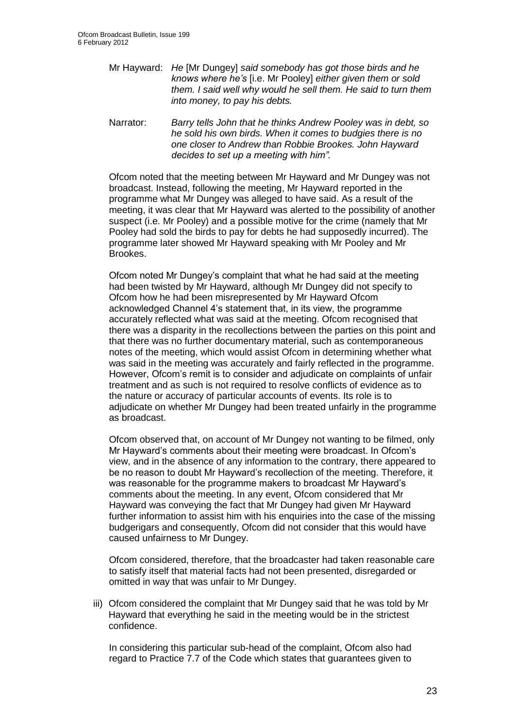Mr Hayward: *He* [Mr Dungey] *said somebody has got those birds and he knows where he's* [i.e. Mr Pooley] *either given them or sold them. I said well why would he sell them. He said to turn them into money, to pay his debts.*

Narrator: *Barry tells John that he thinks Andrew Pooley was in debt, so he sold his own birds. When it comes to budgies there is no one closer to Andrew than Robbie Brookes. John Hayward decides to set up a meeting with him".*

Ofcom noted that the meeting between Mr Hayward and Mr Dungey was not broadcast. Instead, following the meeting, Mr Hayward reported in the programme what Mr Dungey was alleged to have said. As a result of the meeting, it was clear that Mr Hayward was alerted to the possibility of another suspect (i.e. Mr Pooley) and a possible motive for the crime (namely that Mr Pooley had sold the birds to pay for debts he had supposedly incurred). The programme later showed Mr Hayward speaking with Mr Pooley and Mr Brookes.

Ofcom noted Mr Dungey's complaint that what he had said at the meeting had been twisted by Mr Hayward, although Mr Dungey did not specify to Ofcom how he had been misrepresented by Mr Hayward Ofcom acknowledged Channel 4's statement that, in its view, the programme accurately reflected what was said at the meeting. Ofcom recognised that there was a disparity in the recollections between the parties on this point and that there was no further documentary material, such as contemporaneous notes of the meeting, which would assist Ofcom in determining whether what was said in the meeting was accurately and fairly reflected in the programme. However, Ofcom's remit is to consider and adjudicate on complaints of unfair treatment and as such is not required to resolve conflicts of evidence as to the nature or accuracy of particular accounts of events. Its role is to adjudicate on whether Mr Dungey had been treated unfairly in the programme as broadcast.

Ofcom observed that, on account of Mr Dungey not wanting to be filmed, only Mr Hayward's comments about their meeting were broadcast. In Ofcom's view, and in the absence of any information to the contrary, there appeared to be no reason to doubt Mr Hayward's recollection of the meeting. Therefore, it was reasonable for the programme makers to broadcast Mr Hayward's comments about the meeting. In any event, Ofcom considered that Mr Hayward was conveying the fact that Mr Dungey had given Mr Hayward further information to assist him with his enquiries into the case of the missing budgerigars and consequently, Ofcom did not consider that this would have caused unfairness to Mr Dungey.

Ofcom considered, therefore, that the broadcaster had taken reasonable care to satisfy itself that material facts had not been presented, disregarded or omitted in way that was unfair to Mr Dungey.

iii) Ofcom considered the complaint that Mr Dungey said that he was told by Mr Hayward that everything he said in the meeting would be in the strictest confidence.

In considering this particular sub-head of the complaint, Ofcom also had regard to Practice 7.7 of the Code which states that guarantees given to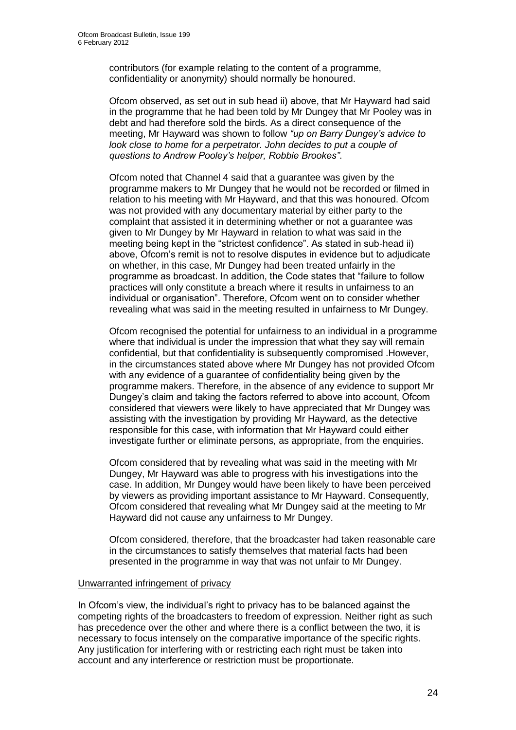contributors (for example relating to the content of a programme, confidentiality or anonymity) should normally be honoured.

Ofcom observed, as set out in sub head ii) above, that Mr Hayward had said in the programme that he had been told by Mr Dungey that Mr Pooley was in debt and had therefore sold the birds. As a direct consequence of the meeting, Mr Hayward was shown to follow *"up on Barry Dungey's advice to look close to home for a perpetrator. John decides to put a couple of questions to Andrew Pooley's helper, Robbie Brookes"*.

Ofcom noted that Channel 4 said that a guarantee was given by the programme makers to Mr Dungey that he would not be recorded or filmed in relation to his meeting with Mr Hayward, and that this was honoured. Ofcom was not provided with any documentary material by either party to the complaint that assisted it in determining whether or not a guarantee was given to Mr Dungey by Mr Hayward in relation to what was said in the meeting being kept in the "strictest confidence". As stated in sub-head ii) above, Ofcom's remit is not to resolve disputes in evidence but to adjudicate on whether, in this case, Mr Dungey had been treated unfairly in the programme as broadcast. In addition, the Code states that "failure to follow practices will only constitute a breach where it results in unfairness to an individual or organisation". Therefore, Ofcom went on to consider whether revealing what was said in the meeting resulted in unfairness to Mr Dungey.

Ofcom recognised the potential for unfairness to an individual in a programme where that individual is under the impression that what they say will remain confidential, but that confidentiality is subsequently compromised .However, in the circumstances stated above where Mr Dungey has not provided Ofcom with any evidence of a guarantee of confidentiality being given by the programme makers. Therefore, in the absence of any evidence to support Mr Dungey's claim and taking the factors referred to above into account, Ofcom considered that viewers were likely to have appreciated that Mr Dungey was assisting with the investigation by providing Mr Hayward, as the detective responsible for this case, with information that Mr Hayward could either investigate further or eliminate persons, as appropriate, from the enquiries.

Ofcom considered that by revealing what was said in the meeting with Mr Dungey, Mr Hayward was able to progress with his investigations into the case. In addition, Mr Dungey would have been likely to have been perceived by viewers as providing important assistance to Mr Hayward. Consequently, Ofcom considered that revealing what Mr Dungey said at the meeting to Mr Hayward did not cause any unfairness to Mr Dungey.

Ofcom considered, therefore, that the broadcaster had taken reasonable care in the circumstances to satisfy themselves that material facts had been presented in the programme in way that was not unfair to Mr Dungey.

Unwarranted infringement of privacy

In Ofcom's view, the individual's right to privacy has to be balanced against the competing rights of the broadcasters to freedom of expression. Neither right as such has precedence over the other and where there is a conflict between the two, it is necessary to focus intensely on the comparative importance of the specific rights. Any justification for interfering with or restricting each right must be taken into account and any interference or restriction must be proportionate.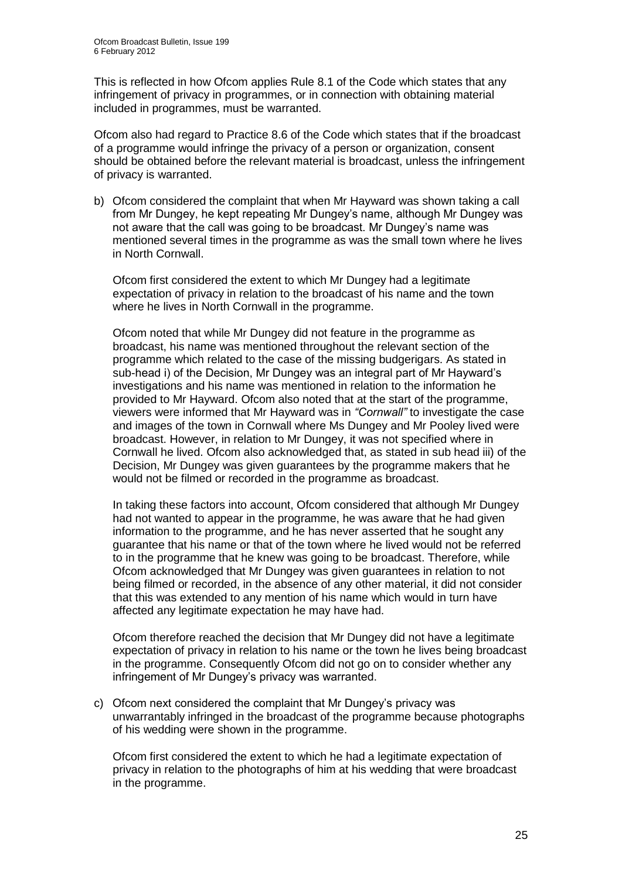This is reflected in how Ofcom applies Rule 8.1 of the Code which states that any infringement of privacy in programmes, or in connection with obtaining material included in programmes, must be warranted.

Ofcom also had regard to Practice 8.6 of the Code which states that if the broadcast of a programme would infringe the privacy of a person or organization, consent should be obtained before the relevant material is broadcast, unless the infringement of privacy is warranted.

b) Ofcom considered the complaint that when Mr Hayward was shown taking a call from Mr Dungey, he kept repeating Mr Dungey's name, although Mr Dungey was not aware that the call was going to be broadcast. Mr Dungey's name was mentioned several times in the programme as was the small town where he lives in North Cornwall.

   Ofcom first considered the extent to which Mr Dungey had a legitimate expectation of privacy in relation to the broadcast of his name and the town where he lives in North Cornwall in the programme.

   Ofcom noted that while Mr Dungey did not feature in the programme as broadcast, his name was mentioned throughout the relevant section of the programme which related to the case of the missing budgerigars. As stated in sub-head i) of the Decision, Mr Dungey was an integral part of Mr Hayward's investigations and his name was mentioned in relation to the information he provided to Mr Hayward. Ofcom also noted that at the start of the programme, viewers were informed that Mr Hayward was in *"Cornwall"* to investigate the case and images of the town in Cornwall where Ms Dungey and Mr Pooley lived were broadcast. However, in relation to Mr Dungey, it was not specified where in Cornwall he lived. Ofcom also acknowledged that, as stated in sub head iii) of the Decision, Mr Dungey was given guarantees by the programme makers that he would not be filmed or recorded in the programme as broadcast.

   In taking these factors into account, Ofcom considered that although Mr Dungey had not wanted to appear in the programme, he was aware that he had given information to the programme, and he has never asserted that he sought any guarantee that his name or that of the town where he lived would not be referred to in the programme that he knew was going to be broadcast. Therefore, while Ofcom acknowledged that Mr Dungey was given guarantees in relation to not being filmed or recorded, in the absence of any other material, it did not consider that this was extended to any mention of his name which would in turn have affected any legitimate expectation he may have had.

   Ofcom therefore reached the decision that Mr Dungey did not have a legitimate expectation of privacy in relation to his name or the town he lives being broadcast in the programme. Consequently Ofcom did not go on to consider whether any infringement of Mr Dungey's privacy was warranted.

c) Ofcom next considered the complaint that Mr Dungey's privacy was unwarrantably infringed in the broadcast of the programme because photographs of his wedding were shown in the programme.

   Ofcom first considered the extent to which he had a legitimate expectation of privacy in relation to the photographs of him at his wedding that were broadcast in the programme.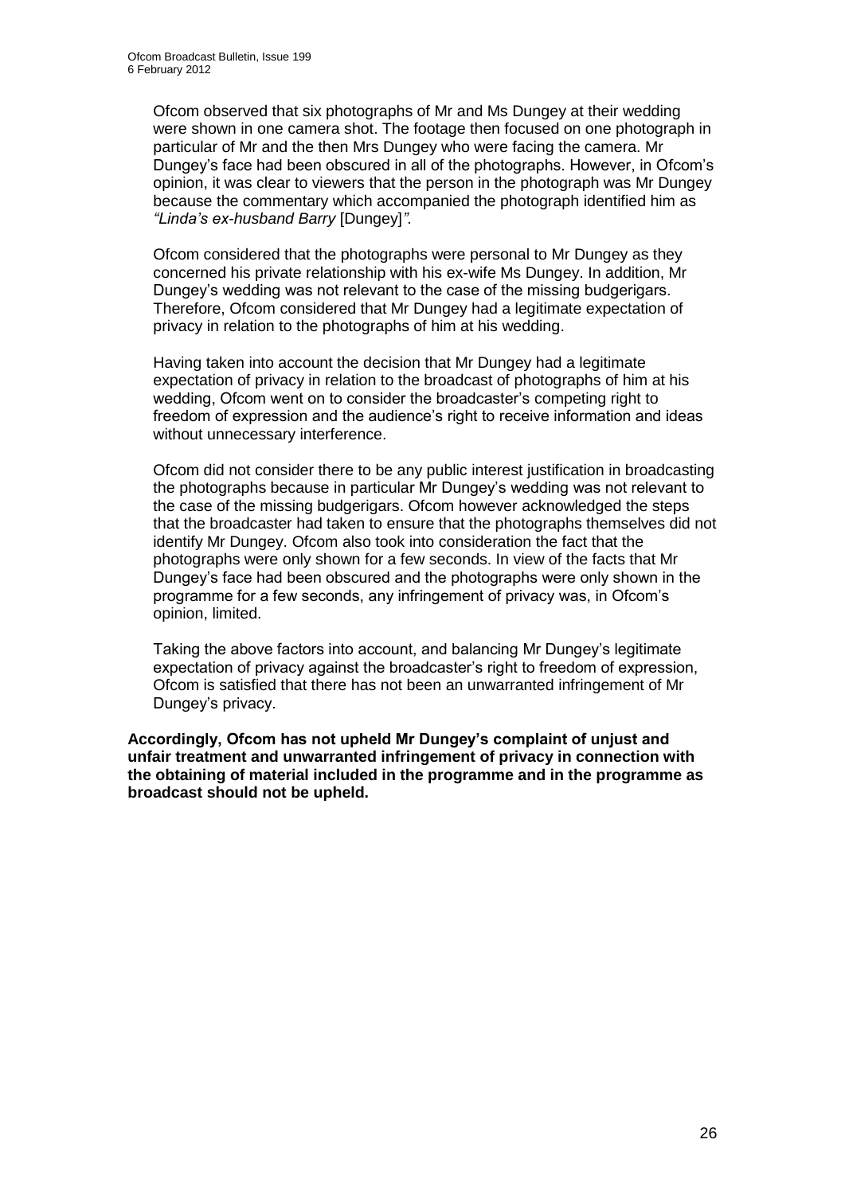Ofcom observed that six photographs of Mr and Ms Dungey at their wedding were shown in one camera shot. The footage then focused on one photograph in particular of Mr and the then Mrs Dungey who were facing the camera. Mr Dungey's face had been obscured in all of the photographs. However, in Ofcom's opinion, it was clear to viewers that the person in the photograph was Mr Dungey because the commentary which accompanied the photograph identified him as *"Linda's ex-husband Barry* [Dungey]*"*.

Ofcom considered that the photographs were personal to Mr Dungey as they concerned his private relationship with his ex-wife Ms Dungey. In addition, Mr Dungey's wedding was not relevant to the case of the missing budgerigars. Therefore, Ofcom considered that Mr Dungey had a legitimate expectation of privacy in relation to the photographs of him at his wedding.

Having taken into account the decision that Mr Dungey had a legitimate expectation of privacy in relation to the broadcast of photographs of him at his wedding, Ofcom went on to consider the broadcaster's competing right to freedom of expression and the audience's right to receive information and ideas without unnecessary interference.

Ofcom did not consider there to be any public interest justification in broadcasting the photographs because in particular Mr Dungey's wedding was not relevant to the case of the missing budgerigars. Ofcom however acknowledged the steps that the broadcaster had taken to ensure that the photographs themselves did not identify Mr Dungey. Ofcom also took into consideration the fact that the photographs were only shown for a few seconds. In view of the facts that Mr Dungey's face had been obscured and the photographs were only shown in the programme for a few seconds, any infringement of privacy was, in Ofcom's opinion, limited.

Taking the above factors into account, and balancing Mr Dungey's legitimate expectation of privacy against the broadcaster's right to freedom of expression, Ofcom is satisfied that there has not been an unwarranted infringement of Mr Dungey's privacy.

**Accordingly, Ofcom has not upheld Mr Dungey's complaint of unjust and unfair treatment and unwarranted infringement of privacy in connection with the obtaining of material included in the programme and in the programme as broadcast should not be upheld.**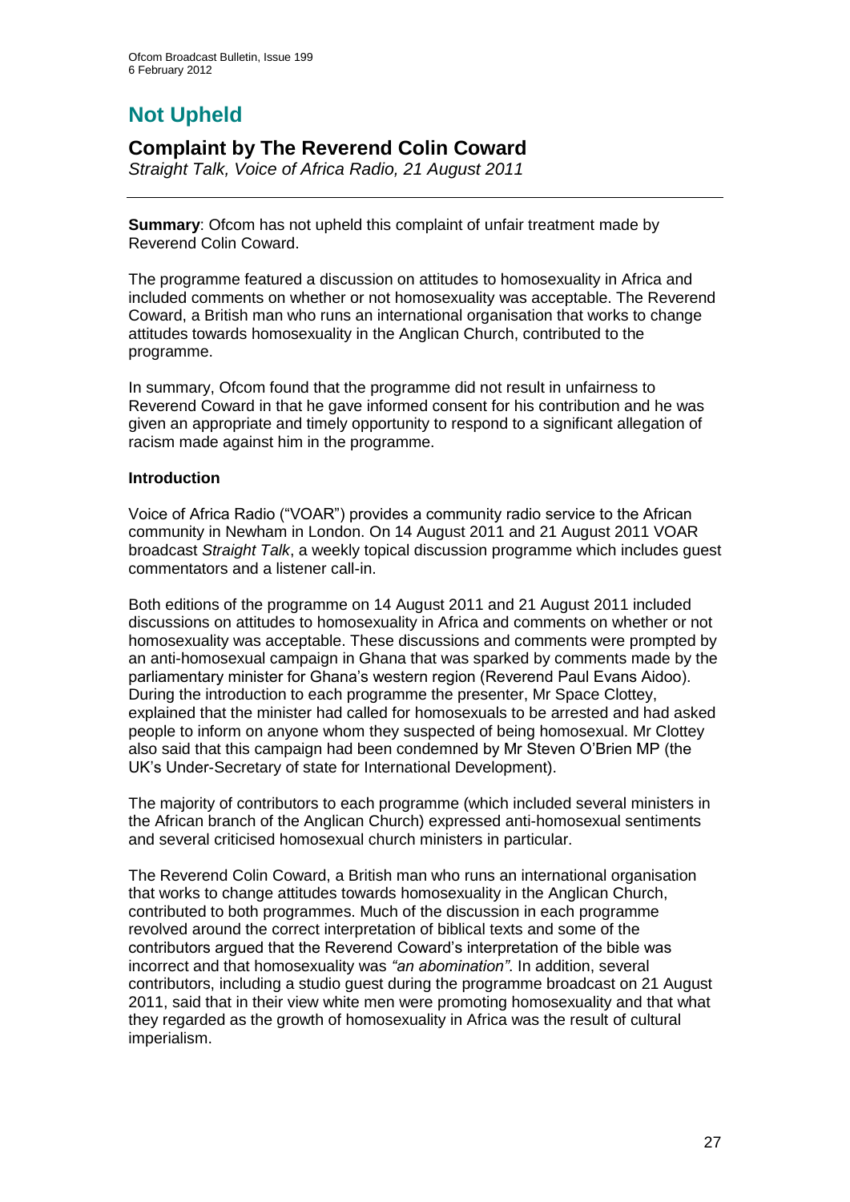# Not Upheld

## Complaint by The Reverend Colin Coward

*Straight Talk, Voice of Africa Radio, 21 August 2011*

**Summary**: Ofcom has not upheld this complaint of unfair treatment made by Reverend Colin Coward.

The programme featured a discussion on attitudes to homosexuality in Africa and included comments on whether or not homosexuality was acceptable. The Reverend Coward, a British man who runs an international organisation that works to change attitudes towards homosexuality in the Anglican Church, contributed to the programme.

In summary, Ofcom found that the programme did not result in unfairness to Reverend Coward in that he gave informed consent for his contribution and he was given an appropriate and timely opportunity to respond to a significant allegation of racism made against him in the programme.

### Introduction

Voice of Africa Radio ("VOAR") provides a community radio service to the African community in Newham in London. On 14 August 2011 and 21 August 2011 VOAR broadcast *Straight Talk*, a weekly topical discussion programme which includes guest commentators and a listener call-in.

Both editions of the programme on 14 August 2011 and 21 August 2011 included discussions on attitudes to homosexuality in Africa and comments on whether or not homosexuality was acceptable. These discussions and comments were prompted by an anti-homosexual campaign in Ghana that was sparked by comments made by the parliamentary minister for Ghana's western region (Reverend Paul Evans Aidoo). During the introduction to each programme the presenter, Mr Space Clottey, explained that the minister had called for homosexuals to be arrested and had asked people to inform on anyone whom they suspected of being homosexual. Mr Clottey also said that this campaign had been condemned by Mr Steven O'Brien MP (the UK's Under-Secretary of state for International Development).

The majority of contributors to each programme (which included several ministers in the African branch of the Anglican Church) expressed anti-homosexual sentiments and several criticised homosexual church ministers in particular.

The Reverend Colin Coward, a British man who runs an international organisation that works to change attitudes towards homosexuality in the Anglican Church, contributed to both programmes. Much of the discussion in each programme revolved around the correct interpretation of biblical texts and some of the contributors argued that the Reverend Coward's interpretation of the bible was incorrect and that homosexuality was *"an abomination"*. In addition, several contributors, including a studio guest during the programme broadcast on 21 August 2011, said that in their view white men were promoting homosexuality and that what they regarded as the growth of homosexuality in Africa was the result of cultural imperialism.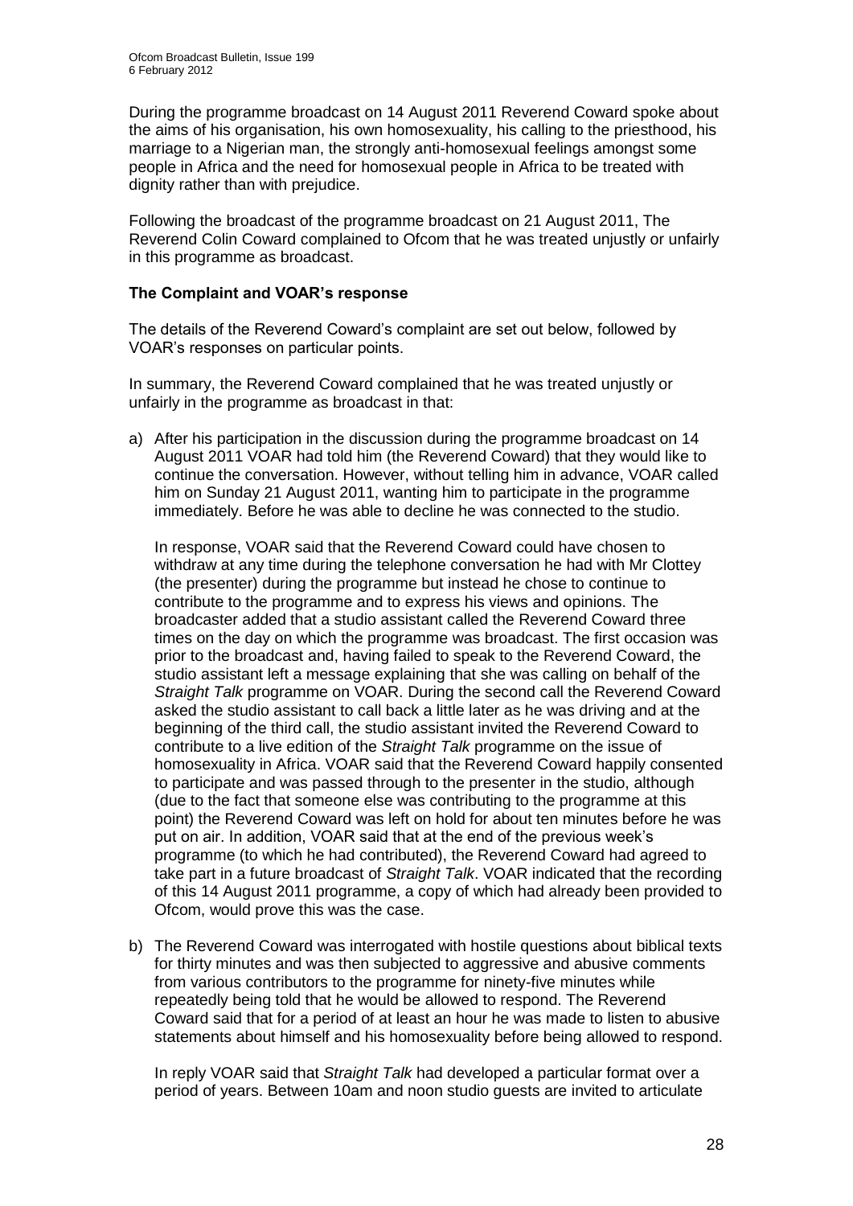During the programme broadcast on 14 August 2011 Reverend Coward spoke about the aims of his organisation, his own homosexuality, his calling to the priesthood, his marriage to a Nigerian man, the strongly anti-homosexual feelings amongst some people in Africa and the need for homosexual people in Africa to be treated with dignity rather than with prejudice.

Following the broadcast of the programme broadcast on 21 August 2011, The Reverend Colin Coward complained to Ofcom that he was treated unjustly or unfairly in this programme as broadcast.

### The Complaint and VOAR's response

The details of the Reverend Coward's complaint are set out below, followed by VOAR's responses on particular points.

In summary, the Reverend Coward complained that he was treated unjustly or unfairly in the programme as broadcast in that:

a) After his participation in the discussion during the programme broadcast on 14 August 2011 VOAR had told him (the Reverend Coward) that they would like to continue the conversation. However, without telling him in advance, VOAR called him on Sunday 21 August 2011, wanting him to participate in the programme immediately. Before he was able to decline he was connected to the studio.

   In response, VOAR said that the Reverend Coward could have chosen to withdraw at any time during the telephone conversation he had with Mr Clottey (the presenter) during the programme but instead he chose to continue to contribute to the programme and to express his views and opinions. The broadcaster added that a studio assistant called the Reverend Coward three times on the day on which the programme was broadcast. The first occasion was prior to the broadcast and, having failed to speak to the Reverend Coward, the studio assistant left a message explaining that she was calling on behalf of the *Straight Talk* programme on VOAR. During the second call the Reverend Coward asked the studio assistant to call back a little later as he was driving and at the beginning of the third call, the studio assistant invited the Reverend Coward to contribute to a live edition of the *Straight Talk* programme on the issue of homosexuality in Africa. VOAR said that the Reverend Coward happily consented to participate and was passed through to the presenter in the studio, although (due to the fact that someone else was contributing to the programme at this point) the Reverend Coward was left on hold for about ten minutes before he was put on air. In addition, VOAR said that at the end of the previous week's programme (to which he had contributed), the Reverend Coward had agreed to take part in a future broadcast of *Straight Talk*. VOAR indicated that the recording of this 14 August 2011 programme, a copy of which had already been provided to Ofcom, would prove this was the case.

b) The Reverend Coward was interrogated with hostile questions about biblical texts for thirty minutes and was then subjected to aggressive and abusive comments from various contributors to the programme for ninety-five minutes while repeatedly being told that he would be allowed to respond. The Reverend Coward said that for a period of at least an hour he was made to listen to abusive statements about himself and his homosexuality before being allowed to respond.

   In reply VOAR said that *Straight Talk* had developed a particular format over a period of years. Between 10am and noon studio guests are invited to articulate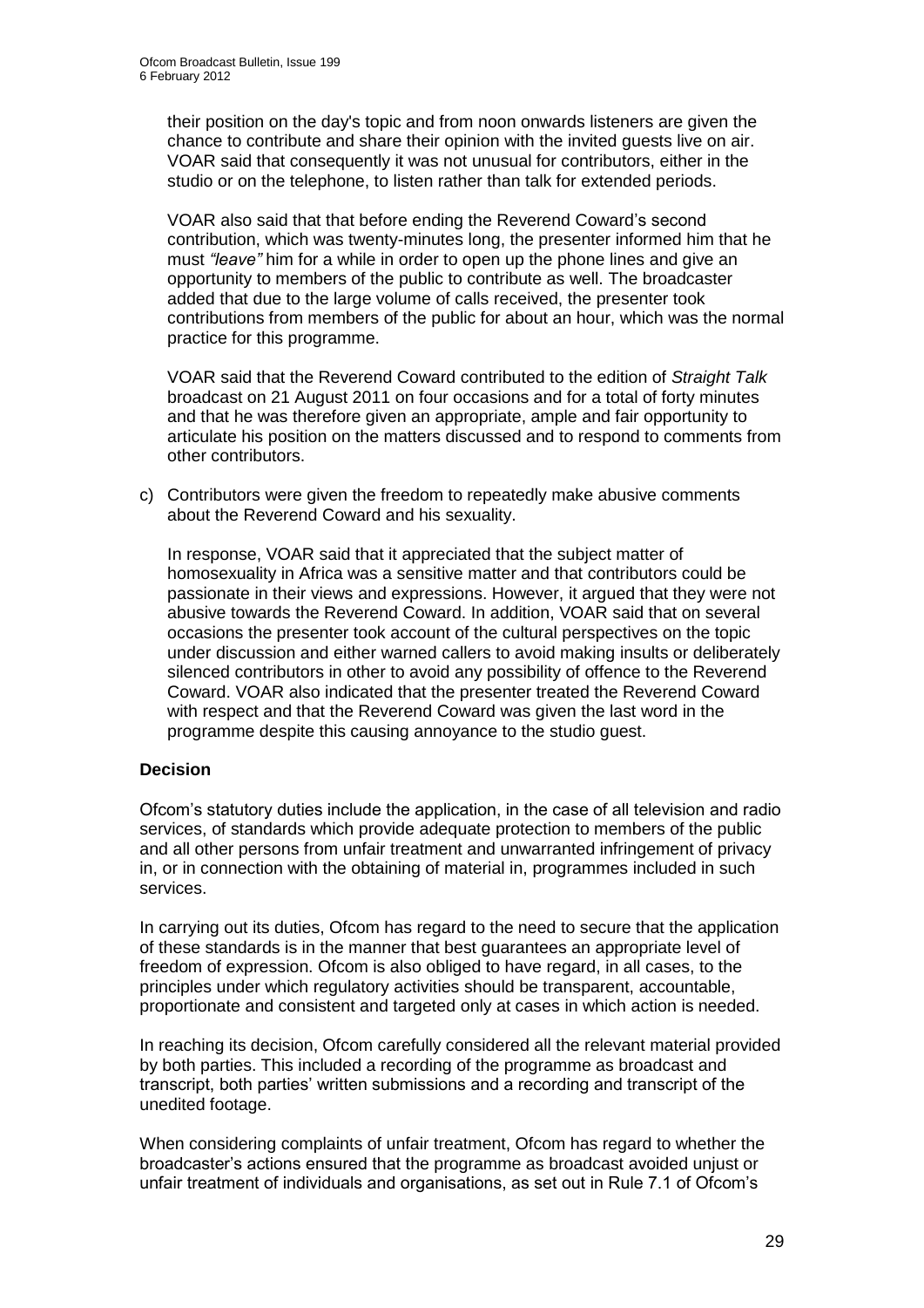their position on the day's topic and from noon onwards listeners are given the chance to contribute and share their opinion with the invited guests live on air. VOAR said that consequently it was not unusual for contributors, either in the studio or on the telephone, to listen rather than talk for extended periods.

VOAR also said that that before ending the Reverend Coward's second contribution, which was twenty-minutes long, the presenter informed him that he must *"leave"* him for a while in order to open up the phone lines and give an opportunity to members of the public to contribute as well. The broadcaster added that due to the large volume of calls received, the presenter took contributions from members of the public for about an hour, which was the normal practice for this programme.

VOAR said that the Reverend Coward contributed to the edition of *Straight Talk* broadcast on 21 August 2011 on four occasions and for a total of forty minutes and that he was therefore given an appropriate, ample and fair opportunity to articulate his position on the matters discussed and to respond to comments from other contributors.

c) Contributors were given the freedom to repeatedly make abusive comments about the Reverend Coward and his sexuality.

   In response, VOAR said that it appreciated that the subject matter of homosexuality in Africa was a sensitive matter and that contributors could be passionate in their views and expressions. However, it argued that they were not abusive towards the Reverend Coward. In addition, VOAR said that on several occasions the presenter took account of the cultural perspectives on the topic under discussion and either warned callers to avoid making insults or deliberately silenced contributors in other to avoid any possibility of offence to the Reverend Coward. VOAR also indicated that the presenter treated the Reverend Coward with respect and that the Reverend Coward was given the last word in the programme despite this causing annoyance to the studio guest.

**Decision**

Ofcom's statutory duties include the application, in the case of all television and radio services, of standards which provide adequate protection to members of the public and all other persons from unfair treatment and unwarranted infringement of privacy in, or in connection with the obtaining of material in, programmes included in such services.

In carrying out its duties, Ofcom has regard to the need to secure that the application of these standards is in the manner that best guarantees an appropriate level of freedom of expression. Ofcom is also obliged to have regard, in all cases, to the principles under which regulatory activities should be transparent, accountable, proportionate and consistent and targeted only at cases in which action is needed.

In reaching its decision, Ofcom carefully considered all the relevant material provided by both parties. This included a recording of the programme as broadcast and transcript, both parties' written submissions and a recording and transcript of the unedited footage.

When considering complaints of unfair treatment, Ofcom has regard to whether the broadcaster's actions ensured that the programme as broadcast avoided unjust or unfair treatment of individuals and organisations, as set out in Rule 7.1 of Ofcom's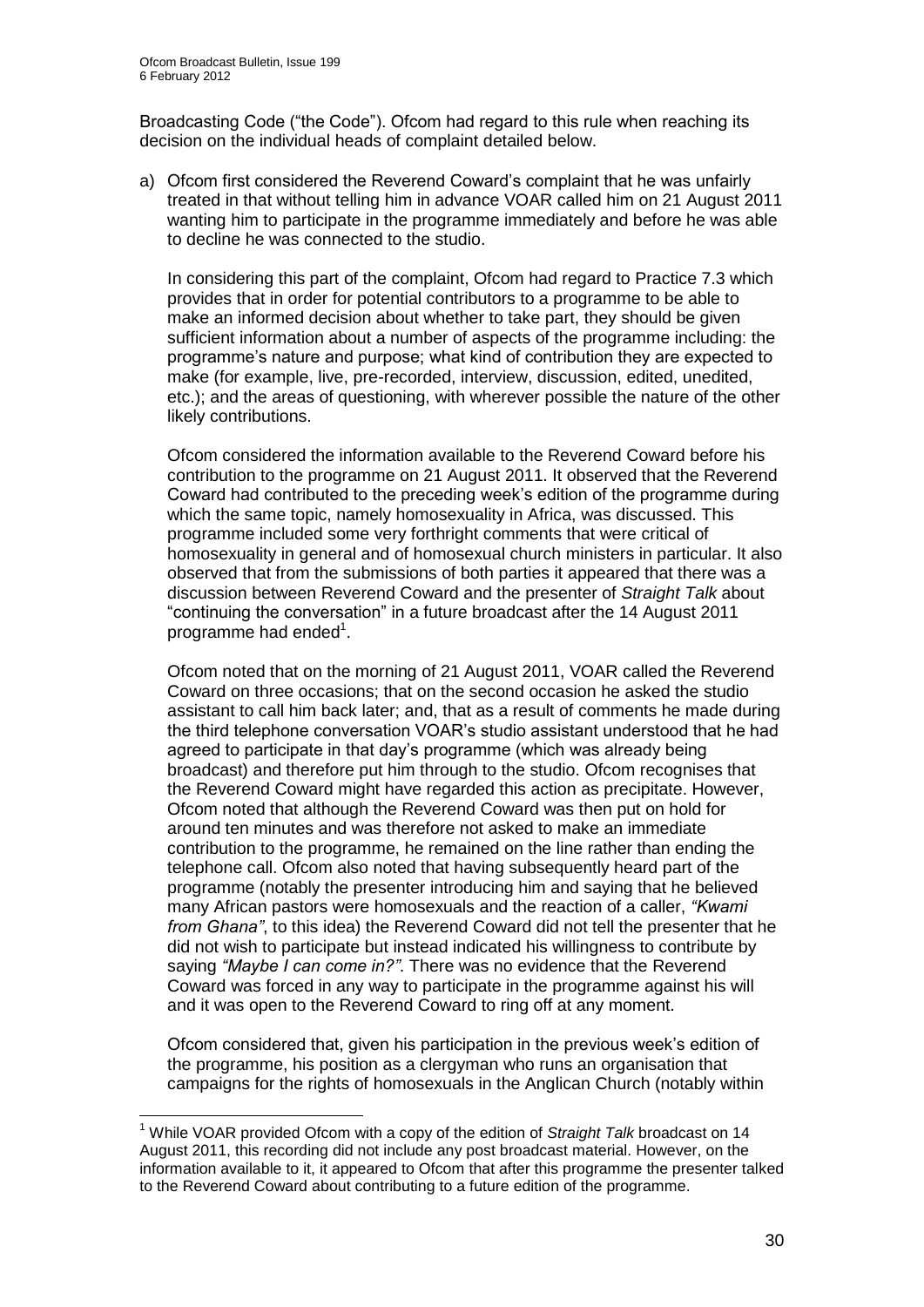Broadcasting Code ("the Code"). Ofcom had regard to this rule when reaching its decision on the individual heads of complaint detailed below.

a) Ofcom first considered the Reverend Coward's complaint that he was unfairly treated in that without telling him in advance VOAR called him on 21 August 2011 wanting him to participate in the programme immediately and before he was able to decline he was connected to the studio.

   In considering this part of the complaint, Ofcom had regard to Practice 7.3 which provides that in order for potential contributors to a programme to be able to make an informed decision about whether to take part, they should be given sufficient information about a number of aspects of the programme including: the programme's nature and purpose; what kind of contribution they are expected to make (for example, live, pre-recorded, interview, discussion, edited, unedited, etc.); and the areas of questioning, with wherever possible the nature of the other likely contributions.

   Ofcom considered the information available to the Reverend Coward before his contribution to the programme on 21 August 2011. It observed that the Reverend Coward had contributed to the preceding week's edition of the programme during which the same topic, namely homosexuality in Africa, was discussed. This programme included some very forthright comments that were critical of homosexuality in general and of homosexual church ministers in particular. It also observed that from the submissions of both parties it appeared that there was a discussion between Reverend Coward and the presenter of *Straight Talk* about "continuing the conversation" in a future broadcast after the 14 August 2011 programme had ended[1].

   Ofcom noted that on the morning of 21 August 2011, VOAR called the Reverend Coward on three occasions; that on the second occasion he asked the studio assistant to call him back later; and, that as a result of comments he made during the third telephone conversation VOAR's studio assistant understood that he had agreed to participate in that day's programme (which was already being broadcast) and therefore put him through to the studio. Ofcom recognises that the Reverend Coward might have regarded this action as precipitate. However, Ofcom noted that although the Reverend Coward was then put on hold for around ten minutes and was therefore not asked to make an immediate contribution to the programme, he remained on the line rather than ending the telephone call. Ofcom also noted that having subsequently heard part of the programme (notably the presenter introducing him and saying that he believed many African pastors were homosexuals and the reaction of a caller, *"Kwami from Ghana"*, to this idea) the Reverend Coward did not tell the presenter that he did not wish to participate but instead indicated his willingness to contribute by saying *"Maybe I can come in?"*. There was no evidence that the Reverend Coward was forced in any way to participate in the programme against his will and it was open to the Reverend Coward to ring off at any moment.

   Ofcom considered that, given his participation in the previous week's edition of the programme, his position as a clergyman who runs an organisation that campaigns for the rights of homosexuals in the Anglican Church (notably within

---

[1] While VOAR provided Ofcom with a copy of the edition of *Straight Talk* broadcast on 14 August 2011, this recording did not include any post broadcast material. However, on the information available to it, it appeared to Ofcom that after this programme the presenter talked to the Reverend Coward about contributing to a future edition of the programme.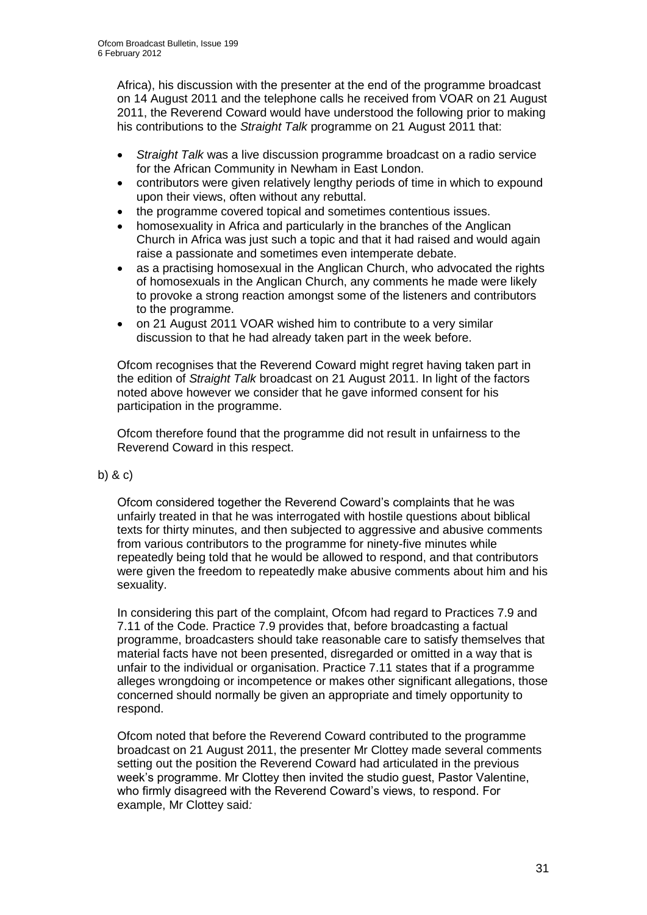Africa), his discussion with the presenter at the end of the programme broadcast on 14 August 2011 and the telephone calls he received from VOAR on 21 August 2011, the Reverend Coward would have understood the following prior to making his contributions to the *Straight Talk* programme on 21 August 2011 that:

- *Straight Talk* was a live discussion programme broadcast on a radio service for the African Community in Newham in East London.
- contributors were given relatively lengthy periods of time in which to expound upon their views, often without any rebuttal.
- the programme covered topical and sometimes contentious issues.
- homosexuality in Africa and particularly in the branches of the Anglican Church in Africa was just such a topic and that it had raised and would again raise a passionate and sometimes even intemperate debate.
- as a practising homosexual in the Anglican Church, who advocated the rights of homosexuals in the Anglican Church, any comments he made were likely to provoke a strong reaction amongst some of the listeners and contributors to the programme.
- on 21 August 2011 VOAR wished him to contribute to a very similar discussion to that he had already taken part in the week before.

Ofcom recognises that the Reverend Coward might regret having taken part in the edition of *Straight Talk* broadcast on 21 August 2011. In light of the factors noted above however we consider that he gave informed consent for his participation in the programme.

Ofcom therefore found that the programme did not result in unfairness to the Reverend Coward in this respect.

b) & c)

Ofcom considered together the Reverend Coward's complaints that he was unfairly treated in that he was interrogated with hostile questions about biblical texts for thirty minutes, and then subjected to aggressive and abusive comments from various contributors to the programme for ninety-five minutes while repeatedly being told that he would be allowed to respond, and that contributors were given the freedom to repeatedly make abusive comments about him and his sexuality.

In considering this part of the complaint, Ofcom had regard to Practices 7.9 and 7.11 of the Code. Practice 7.9 provides that, before broadcasting a factual programme, broadcasters should take reasonable care to satisfy themselves that material facts have not been presented, disregarded or omitted in a way that is unfair to the individual or organisation. Practice 7.11 states that if a programme alleges wrongdoing or incompetence or makes other significant allegations, those concerned should normally be given an appropriate and timely opportunity to respond.

Ofcom noted that before the Reverend Coward contributed to the programme broadcast on 21 August 2011, the presenter Mr Clottey made several comments setting out the position the Reverend Coward had articulated in the previous week's programme. Mr Clottey then invited the studio guest, Pastor Valentine, who firmly disagreed with the Reverend Coward's views, to respond. For example, Mr Clottey said*:*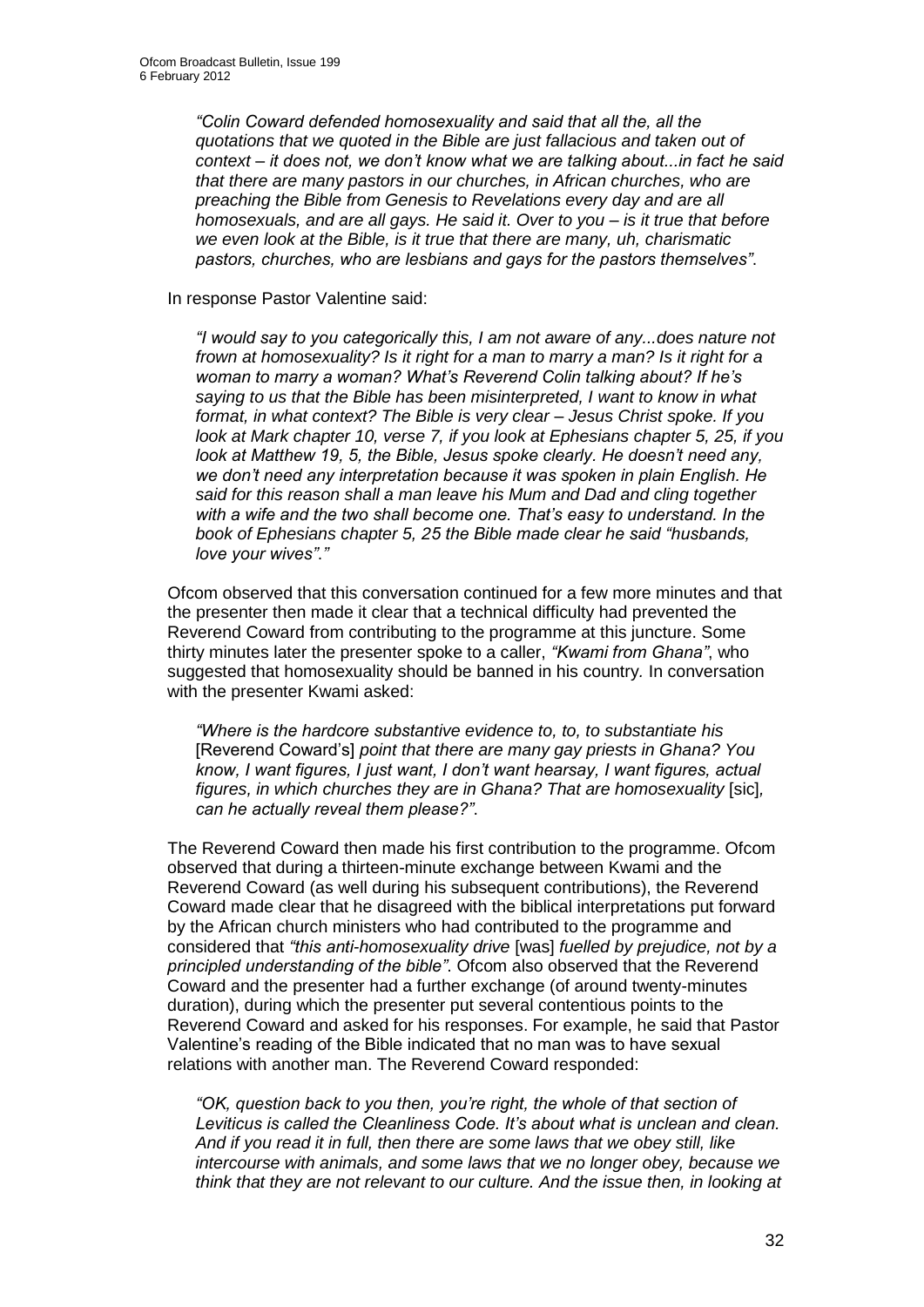> *"Colin Coward defended homosexuality and said that all the, all the quotations that we quoted in the Bible are just fallacious and taken out of context – it does not, we don't know what we are talking about...in fact he said that there are many pastors in our churches, in African churches, who are preaching the Bible from Genesis to Revelations every day and are all homosexuals, and are all gays. He said it. Over to you – is it true that before we even look at the Bible, is it true that there are many, uh, charismatic pastors, churches, who are lesbians and gays for the pastors themselves".*

In response Pastor Valentine said:

> *"I would say to you categorically this, I am not aware of any...does nature not frown at homosexuality? Is it right for a man to marry a man? Is it right for a woman to marry a woman? What's Reverend Colin talking about? If he's saying to us that the Bible has been misinterpreted, I want to know in what format, in what context? The Bible is very clear – Jesus Christ spoke. If you look at Mark chapter 10, verse 7, if you look at Ephesians chapter 5, 25, if you look at Matthew 19, 5, the Bible, Jesus spoke clearly. He doesn't need any, we don't need any interpretation because it was spoken in plain English. He said for this reason shall a man leave his Mum and Dad and cling together with a wife and the two shall become one. That's easy to understand. In the book of Ephesians chapter 5, 25 the Bible made clear he said "husbands, love your wives"."*

Ofcom observed that this conversation continued for a few more minutes and that the presenter then made it clear that a technical difficulty had prevented the Reverend Coward from contributing to the programme at this juncture. Some thirty minutes later the presenter spoke to a caller, *"Kwami from Ghana"*, who suggested that homosexuality should be banned in his country. In conversation with the presenter Kwami asked:

> *"Where is the hardcore substantive evidence to, to, to substantiate his* [Reverend Coward's] *point that there are many gay priests in Ghana? You know, I want figures, I just want, I don't want hearsay, I want figures, actual figures, in which churches they are in Ghana? That are homosexuality* [sic]*, can he actually reveal them please?".*

The Reverend Coward then made his first contribution to the programme. Ofcom observed that during a thirteen-minute exchange between Kwami and the Reverend Coward (as well during his subsequent contributions), the Reverend Coward made clear that he disagreed with the biblical interpretations put forward by the African church ministers who had contributed to the programme and considered that *"this anti-homosexuality drive* [was] *fuelled by prejudice, not by a principled understanding of the bible".* Ofcom also observed that the Reverend Coward and the presenter had a further exchange (of around twenty-minutes duration), during which the presenter put several contentious points to the Reverend Coward and asked for his responses. For example, he said that Pastor Valentine's reading of the Bible indicated that no man was to have sexual relations with another man. The Reverend Coward responded:

> *"OK, question back to you then, you're right, the whole of that section of Leviticus is called the Cleanliness Code. It's about what is unclean and clean. And if you read it in full, then there are some laws that we obey still, like intercourse with animals, and some laws that we no longer obey, because we think that they are not relevant to our culture. And the issue then, in looking at*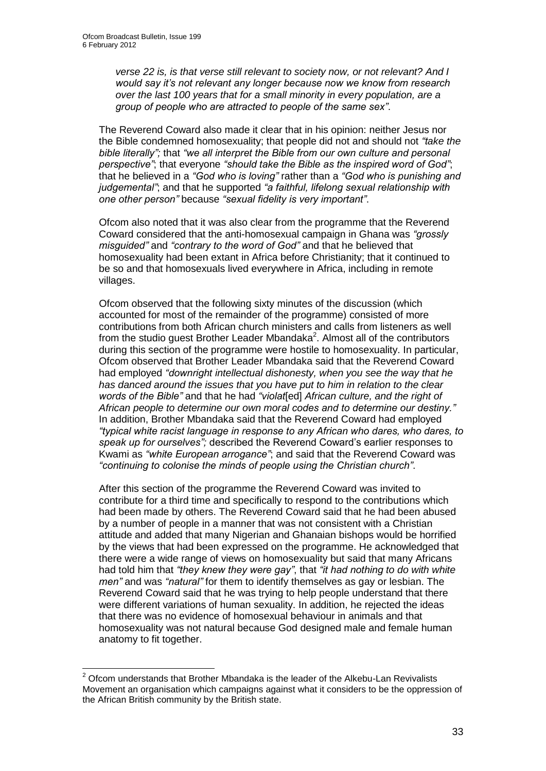*verse 22 is, is that verse still relevant to society now, or not relevant? And I would say it's not relevant any longer because now we know from research over the last 100 years that for a small minority in every population, are a group of people who are attracted to people of the same sex"*.

The Reverend Coward also made it clear that in his opinion: neither Jesus nor the Bible condemned homosexuality; that people did not and should not *"take the bible literally";* that *"we all interpret the Bible from our own culture and personal perspective"*; that everyone *"should take the Bible as the inspired word of God"*; that he believed in a *"God who is loving"* rather than a *"God who is punishing and judgemental"*; and that he supported *"a faithful, lifelong sexual relationship with one other person"* because *"sexual fidelity is very important"*.

Ofcom also noted that it was also clear from the programme that the Reverend Coward considered that the anti-homosexual campaign in Ghana was *"grossly misguided"* and *"contrary to the word of God"* and that he believed that homosexuality had been extant in Africa before Christianity; that it continued to be so and that homosexuals lived everywhere in Africa, including in remote villages.

Ofcom observed that the following sixty minutes of the discussion (which accounted for most of the remainder of the programme) consisted of more contributions from both African church ministers and calls from listeners as well from the studio guest Brother Leader Mbandaka[2]. Almost all of the contributors during this section of the programme were hostile to homosexuality. In particular, Ofcom observed that Brother Leader Mbandaka said that the Reverend Coward had employed *"downright intellectual dishonesty, when you see the way that he has danced around the issues that you have put to him in relation to the clear words of the Bible"* and that he had *"violat*[ed] *African culture, and the right of African people to determine our own moral codes and to determine our destiny."* In addition, Brother Mbandaka said that the Reverend Coward had employed *"typical white racist language in response to any African who dares, who dares, to speak up for ourselves";* described the Reverend Coward's earlier responses to Kwami as *"white European arrogance"*; and said that the Reverend Coward was *"continuing to colonise the minds of people using the Christian church"*.

After this section of the programme the Reverend Coward was invited to contribute for a third time and specifically to respond to the contributions which had been made by others. The Reverend Coward said that he had been abused by a number of people in a manner that was not consistent with a Christian attitude and added that many Nigerian and Ghanaian bishops would be horrified by the views that had been expressed on the programme. He acknowledged that there were a wide range of views on homosexuality but said that many Africans had told him that *"they knew they were gay"*, that *"it had nothing to do with white men"* and was *"natural"* for them to identify themselves as gay or lesbian. The Reverend Coward said that he was trying to help people understand that there were different variations of human sexuality. In addition, he rejected the ideas that there was no evidence of homosexual behaviour in animals and that homosexuality was not natural because God designed male and female human anatomy to fit together.

---

[2] Ofcom understands that Brother Mbandaka is the leader of the Alkebu-Lan Revivalists Movement an organisation which campaigns against what it considers to be the oppression of the African British community by the British state.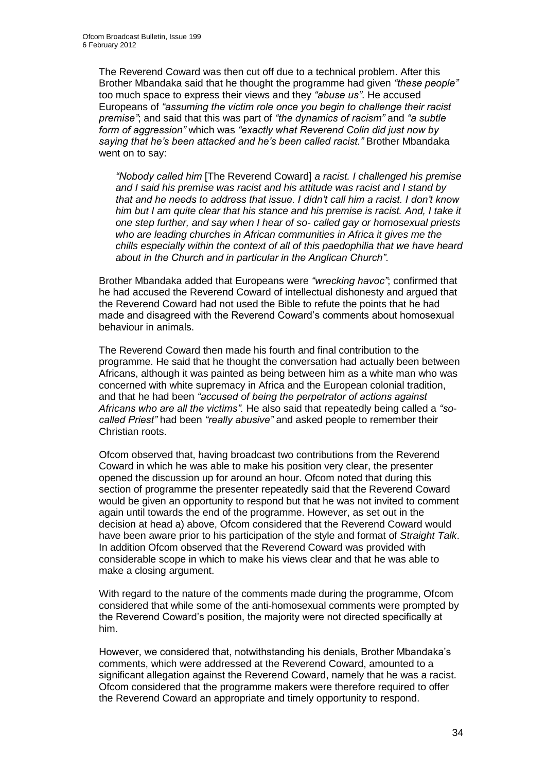The Reverend Coward was then cut off due to a technical problem. After this Brother Mbandaka said that he thought the programme had given *"these people"* too much space to express their views and they *"abuse us"*. He accused Europeans of *"assuming the victim role once you begin to challenge their racist premise"*; and said that this was part of *"the dynamics of racism"* and *"a subtle form of aggression"* which was *"exactly what Reverend Colin did just now by saying that he's been attacked and he's been called racist."* Brother Mbandaka went on to say:

> *"Nobody called him* [The Reverend Coward] *a racist. I challenged his premise and I said his premise was racist and his attitude was racist and I stand by that and he needs to address that issue. I didn't call him a racist. I don't know him but I am quite clear that his stance and his premise is racist. And, I take it one step further, and say when I hear of so- called gay or homosexual priests who are leading churches in African communities in Africa it gives me the chills especially within the context of all of this paedophilia that we have heard about in the Church and in particular in the Anglican Church".*

Brother Mbandaka added that Europeans were *"wrecking havoc"*; confirmed that he had accused the Reverend Coward of intellectual dishonesty and argued that the Reverend Coward had not used the Bible to refute the points that he had made and disagreed with the Reverend Coward's comments about homosexual behaviour in animals.

The Reverend Coward then made his fourth and final contribution to the programme. He said that he thought the conversation had actually been between Africans, although it was painted as being between him as a white man who was concerned with white supremacy in Africa and the European colonial tradition, and that he had been *"accused of being the perpetrator of actions against Africans who are all the victims".* He also said that repeatedly being called a *"so-called Priest"* had been *"really abusive"* and asked people to remember their Christian roots.

Ofcom observed that, having broadcast two contributions from the Reverend Coward in which he was able to make his position very clear, the presenter opened the discussion up for around an hour. Ofcom noted that during this section of programme the presenter repeatedly said that the Reverend Coward would be given an opportunity to respond but that he was not invited to comment again until towards the end of the programme. However, as set out in the decision at head a) above, Ofcom considered that the Reverend Coward would have been aware prior to his participation of the style and format of *Straight Talk*. In addition Ofcom observed that the Reverend Coward was provided with considerable scope in which to make his views clear and that he was able to make a closing argument.

With regard to the nature of the comments made during the programme, Ofcom considered that while some of the anti-homosexual comments were prompted by the Reverend Coward's position, the majority were not directed specifically at him.

However, we considered that, notwithstanding his denials, Brother Mbandaka's comments, which were addressed at the Reverend Coward, amounted to a significant allegation against the Reverend Coward, namely that he was a racist. Ofcom considered that the programme makers were therefore required to offer the Reverend Coward an appropriate and timely opportunity to respond.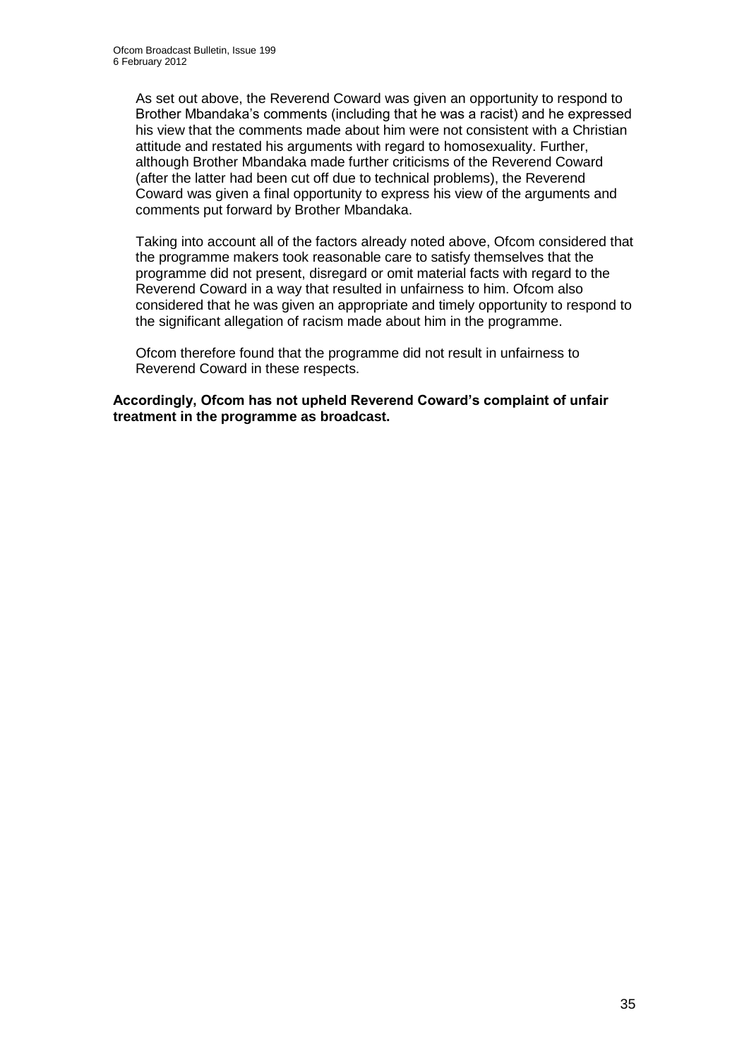As set out above, the Reverend Coward was given an opportunity to respond to Brother Mbandaka's comments (including that he was a racist) and he expressed his view that the comments made about him were not consistent with a Christian attitude and restated his arguments with regard to homosexuality. Further, although Brother Mbandaka made further criticisms of the Reverend Coward (after the latter had been cut off due to technical problems), the Reverend Coward was given a final opportunity to express his view of the arguments and comments put forward by Brother Mbandaka.

Taking into account all of the factors already noted above, Ofcom considered that the programme makers took reasonable care to satisfy themselves that the programme did not present, disregard or omit material facts with regard to the Reverend Coward in a way that resulted in unfairness to him. Ofcom also considered that he was given an appropriate and timely opportunity to respond to the significant allegation of racism made about him in the programme.

Ofcom therefore found that the programme did not result in unfairness to Reverend Coward in these respects.

**Accordingly, Ofcom has not upheld Reverend Coward's complaint of unfair treatment in the programme as broadcast.**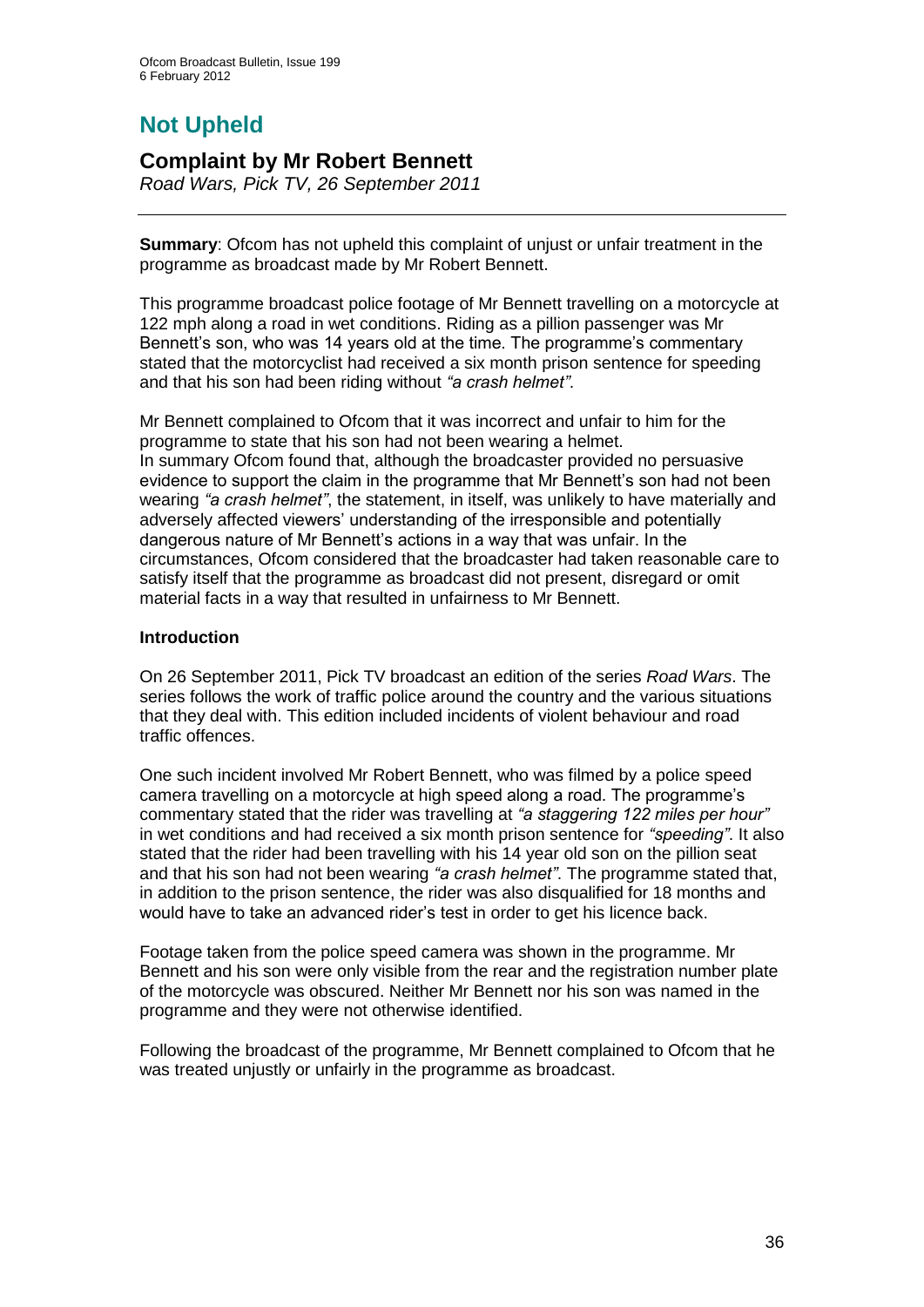# Not Upheld

## Complaint by Mr Robert Bennett

*Road Wars, Pick TV, 26 September 2011*

---

**Summary**: Ofcom has not upheld this complaint of unjust or unfair treatment in the programme as broadcast made by Mr Robert Bennett.

This programme broadcast police footage of Mr Bennett travelling on a motorcycle at 122 mph along a road in wet conditions. Riding as a pillion passenger was Mr Bennett's son, who was 14 years old at the time. The programme's commentary stated that the motorcyclist had received a six month prison sentence for speeding and that his son had been riding without *"a crash helmet"*.

Mr Bennett complained to Ofcom that it was incorrect and unfair to him for the programme to state that his son had not been wearing a helmet.
In summary Ofcom found that, although the broadcaster provided no persuasive evidence to support the claim in the programme that Mr Bennett's son had not been wearing *"a crash helmet"*, the statement, in itself, was unlikely to have materially and adversely affected viewers' understanding of the irresponsible and potentially dangerous nature of Mr Bennett's actions in a way that was unfair. In the circumstances, Ofcom considered that the broadcaster had taken reasonable care to satisfy itself that the programme as broadcast did not present, disregard or omit material facts in a way that resulted in unfairness to Mr Bennett.

**Introduction**

On 26 September 2011, Pick TV broadcast an edition of the series *Road Wars*. The series follows the work of traffic police around the country and the various situations that they deal with. This edition included incidents of violent behaviour and road traffic offences.

One such incident involved Mr Robert Bennett, who was filmed by a police speed camera travelling on a motorcycle at high speed along a road. The programme's commentary stated that the rider was travelling at *"a staggering 122 miles per hour"* in wet conditions and had received a six month prison sentence for *"speeding"*. It also stated that the rider had been travelling with his 14 year old son on the pillion seat and that his son had not been wearing *"a crash helmet"*. The programme stated that, in addition to the prison sentence, the rider was also disqualified for 18 months and would have to take an advanced rider's test in order to get his licence back.

Footage taken from the police speed camera was shown in the programme. Mr Bennett and his son were only visible from the rear and the registration number plate of the motorcycle was obscured. Neither Mr Bennett nor his son was named in the programme and they were not otherwise identified.

Following the broadcast of the programme, Mr Bennett complained to Ofcom that he was treated unjustly or unfairly in the programme as broadcast.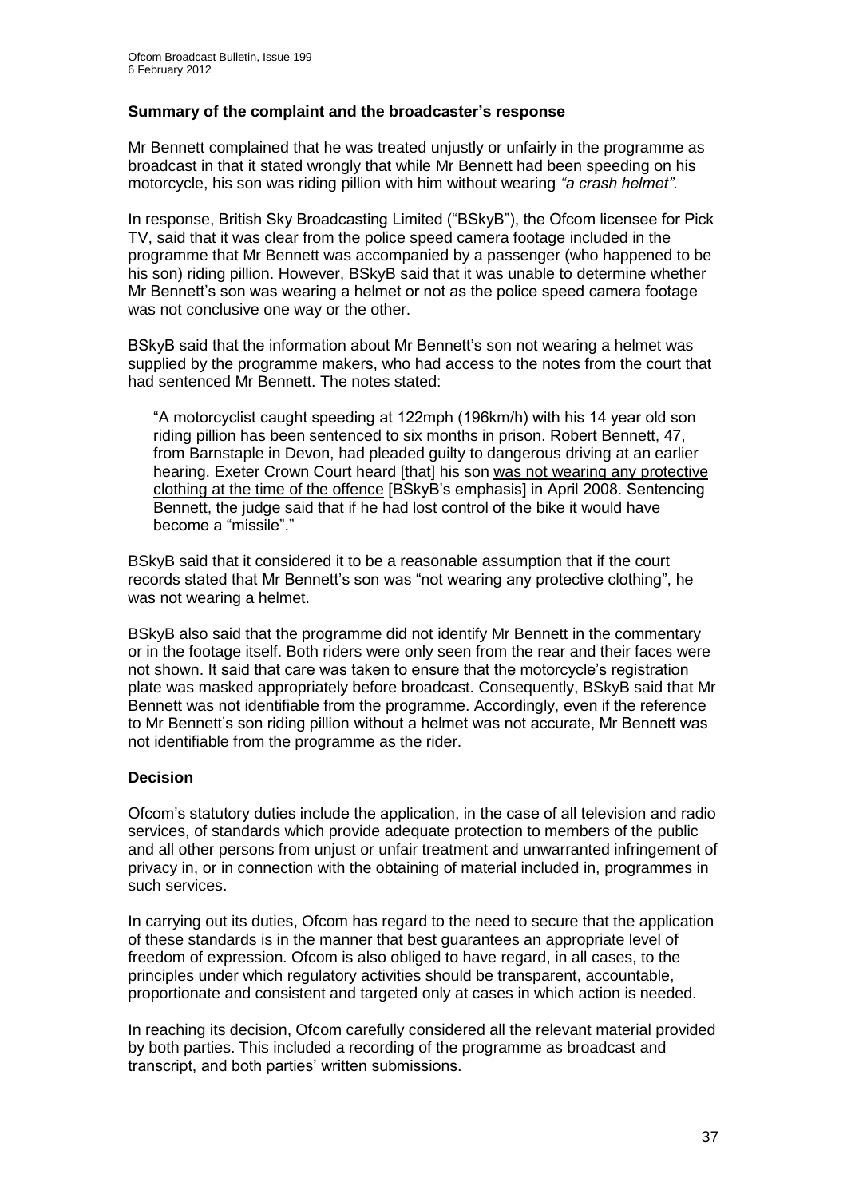### Summary of the complaint and the broadcaster's response

Mr Bennett complained that he was treated unjustly or unfairly in the programme as broadcast in that it stated wrongly that while Mr Bennett had been speeding on his motorcycle, his son was riding pillion with him without wearing *"a crash helmet"*.

In response, British Sky Broadcasting Limited ("BSkyB"), the Ofcom licensee for Pick TV, said that it was clear from the police speed camera footage included in the programme that Mr Bennett was accompanied by a passenger (who happened to be his son) riding pillion. However, BSkyB said that it was unable to determine whether Mr Bennett's son was wearing a helmet or not as the police speed camera footage was not conclusive one way or the other.

BSkyB said that the information about Mr Bennett's son not wearing a helmet was supplied by the programme makers, who had access to the notes from the court that had sentenced Mr Bennett. The notes stated:

> "A motorcyclist caught speeding at 122mph (196km/h) with his 14 year old son riding pillion has been sentenced to six months in prison. Robert Bennett, 47, from Barnstaple in Devon, had pleaded guilty to dangerous driving at an earlier hearing. Exeter Crown Court heard [that] his son <u>was not wearing any protective clothing at the time of the offence</u> [BSkyB's emphasis] in April 2008. Sentencing Bennett, the judge said that if he had lost control of the bike it would have become a "missile"."

BSkyB said that it considered it to be a reasonable assumption that if the court records stated that Mr Bennett's son was "not wearing any protective clothing", he was not wearing a helmet.

BSkyB also said that the programme did not identify Mr Bennett in the commentary or in the footage itself. Both riders were only seen from the rear and their faces were not shown. It said that care was taken to ensure that the motorcycle's registration plate was masked appropriately before broadcast. Consequently, BSkyB said that Mr Bennett was not identifiable from the programme. Accordingly, even if the reference to Mr Bennett's son riding pillion without a helmet was not accurate, Mr Bennett was not identifiable from the programme as the rider.

### Decision

Ofcom's statutory duties include the application, in the case of all television and radio services, of standards which provide adequate protection to members of the public and all other persons from unjust or unfair treatment and unwarranted infringement of privacy in, or in connection with the obtaining of material included in, programmes in such services.

In carrying out its duties, Ofcom has regard to the need to secure that the application of these standards is in the manner that best guarantees an appropriate level of freedom of expression. Ofcom is also obliged to have regard, in all cases, to the principles under which regulatory activities should be transparent, accountable, proportionate and consistent and targeted only at cases in which action is needed.

In reaching its decision, Ofcom carefully considered all the relevant material provided by both parties. This included a recording of the programme as broadcast and transcript, and both parties' written submissions.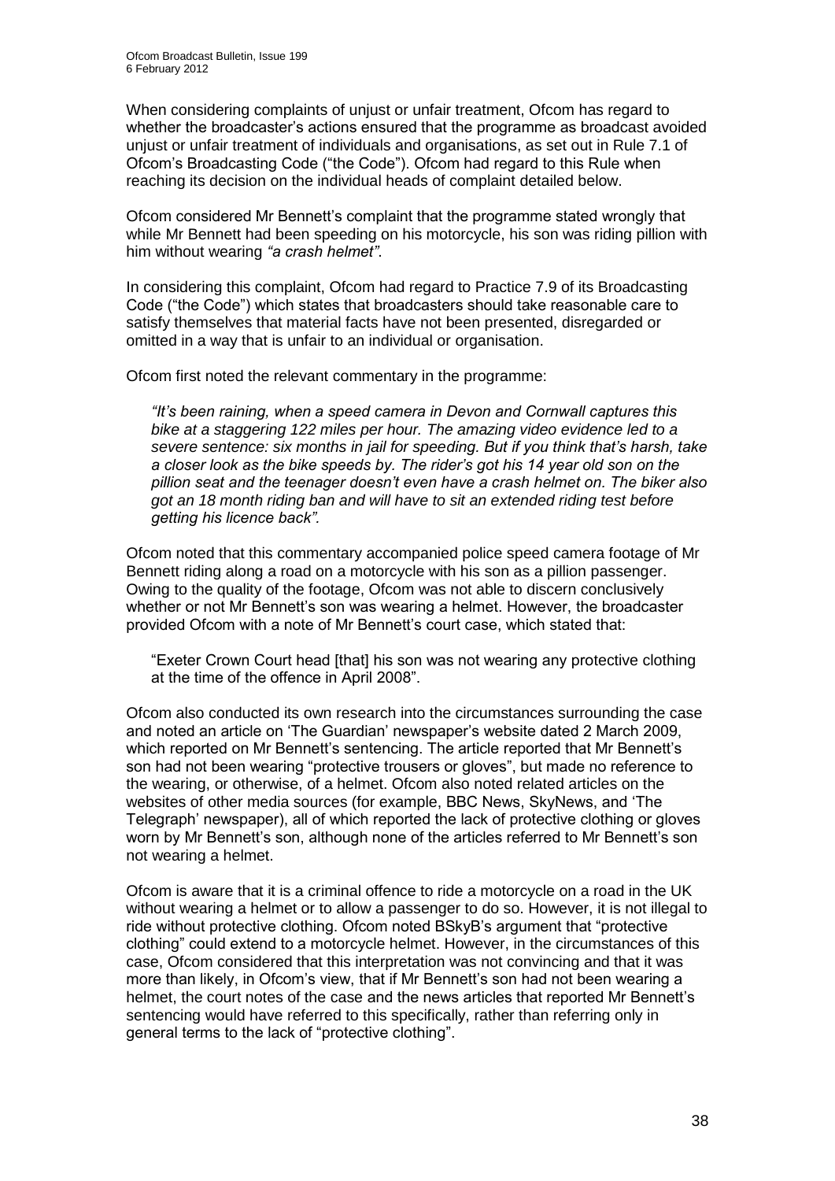When considering complaints of unjust or unfair treatment, Ofcom has regard to whether the broadcaster's actions ensured that the programme as broadcast avoided unjust or unfair treatment of individuals and organisations, as set out in Rule 7.1 of Ofcom's Broadcasting Code ("the Code"). Ofcom had regard to this Rule when reaching its decision on the individual heads of complaint detailed below.

Ofcom considered Mr Bennett's complaint that the programme stated wrongly that while Mr Bennett had been speeding on his motorcycle, his son was riding pillion with him without wearing *"a crash helmet"*.

In considering this complaint, Ofcom had regard to Practice 7.9 of its Broadcasting Code ("the Code") which states that broadcasters should take reasonable care to satisfy themselves that material facts have not been presented, disregarded or omitted in a way that is unfair to an individual or organisation.

Ofcom first noted the relevant commentary in the programme:

> *"It's been raining, when a speed camera in Devon and Cornwall captures this bike at a staggering 122 miles per hour. The amazing video evidence led to a severe sentence: six months in jail for speeding. But if you think that's harsh, take a closer look as the bike speeds by. The rider's got his 14 year old son on the pillion seat and the teenager doesn't even have a crash helmet on. The biker also got an 18 month riding ban and will have to sit an extended riding test before getting his licence back".*

Ofcom noted that this commentary accompanied police speed camera footage of Mr Bennett riding along a road on a motorcycle with his son as a pillion passenger. Owing to the quality of the footage, Ofcom was not able to discern conclusively whether or not Mr Bennett's son was wearing a helmet. However, the broadcaster provided Ofcom with a note of Mr Bennett's court case, which stated that:

> "Exeter Crown Court head [that] his son was not wearing any protective clothing at the time of the offence in April 2008".

Ofcom also conducted its own research into the circumstances surrounding the case and noted an article on 'The Guardian' newspaper's website dated 2 March 2009, which reported on Mr Bennett's sentencing. The article reported that Mr Bennett's son had not been wearing "protective trousers or gloves", but made no reference to the wearing, or otherwise, of a helmet. Ofcom also noted related articles on the websites of other media sources (for example, BBC News, SkyNews, and 'The Telegraph' newspaper), all of which reported the lack of protective clothing or gloves worn by Mr Bennett's son, although none of the articles referred to Mr Bennett's son not wearing a helmet.

Ofcom is aware that it is a criminal offence to ride a motorcycle on a road in the UK without wearing a helmet or to allow a passenger to do so. However, it is not illegal to ride without protective clothing. Ofcom noted BSkyB's argument that "protective clothing" could extend to a motorcycle helmet. However, in the circumstances of this case, Ofcom considered that this interpretation was not convincing and that it was more than likely, in Ofcom's view, that if Mr Bennett's son had not been wearing a helmet, the court notes of the case and the news articles that reported Mr Bennett's sentencing would have referred to this specifically, rather than referring only in general terms to the lack of "protective clothing".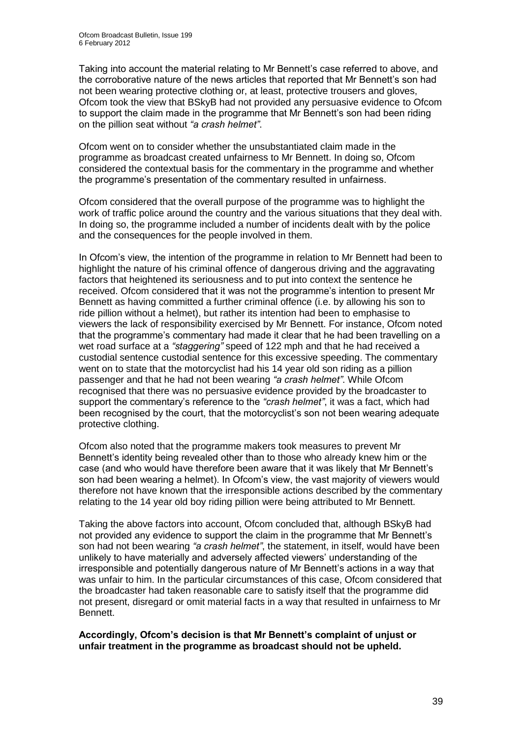Taking into account the material relating to Mr Bennett's case referred to above, and the corroborative nature of the news articles that reported that Mr Bennett's son had not been wearing protective clothing or, at least, protective trousers and gloves, Ofcom took the view that BSkyB had not provided any persuasive evidence to Ofcom to support the claim made in the programme that Mr Bennett's son had been riding on the pillion seat without *"a crash helmet"*.

Ofcom went on to consider whether the unsubstantiated claim made in the programme as broadcast created unfairness to Mr Bennett. In doing so, Ofcom considered the contextual basis for the commentary in the programme and whether the programme's presentation of the commentary resulted in unfairness.

Ofcom considered that the overall purpose of the programme was to highlight the work of traffic police around the country and the various situations that they deal with. In doing so, the programme included a number of incidents dealt with by the police and the consequences for the people involved in them.

In Ofcom's view, the intention of the programme in relation to Mr Bennett had been to highlight the nature of his criminal offence of dangerous driving and the aggravating factors that heightened its seriousness and to put into context the sentence he received. Ofcom considered that it was not the programme's intention to present Mr Bennett as having committed a further criminal offence (i.e. by allowing his son to ride pillion without a helmet), but rather its intention had been to emphasise to viewers the lack of responsibility exercised by Mr Bennett. For instance, Ofcom noted that the programme's commentary had made it clear that he had been travelling on a wet road surface at a *"staggering"* speed of 122 mph and that he had received a custodial sentence custodial sentence for this excessive speeding. The commentary went on to state that the motorcyclist had his 14 year old son riding as a pillion passenger and that he had not been wearing *"a crash helmet"*. While Ofcom recognised that there was no persuasive evidence provided by the broadcaster to support the commentary's reference to the *"crash helmet"*, it was a fact, which had been recognised by the court, that the motorcyclist's son not been wearing adequate protective clothing.

Ofcom also noted that the programme makers took measures to prevent Mr Bennett's identity being revealed other than to those who already knew him or the case (and who would have therefore been aware that it was likely that Mr Bennett's son had been wearing a helmet). In Ofcom's view, the vast majority of viewers would therefore not have known that the irresponsible actions described by the commentary relating to the 14 year old boy riding pillion were being attributed to Mr Bennett.

Taking the above factors into account, Ofcom concluded that, although BSkyB had not provided any evidence to support the claim in the programme that Mr Bennett's son had not been wearing *"a crash helmet"*, the statement, in itself, would have been unlikely to have materially and adversely affected viewers' understanding of the irresponsible and potentially dangerous nature of Mr Bennett's actions in a way that was unfair to him. In the particular circumstances of this case, Ofcom considered that the broadcaster had taken reasonable care to satisfy itself that the programme did not present, disregard or omit material facts in a way that resulted in unfairness to Mr Bennett.

**Accordingly, Ofcom's decision is that Mr Bennett's complaint of unjust or unfair treatment in the programme as broadcast should not be upheld.**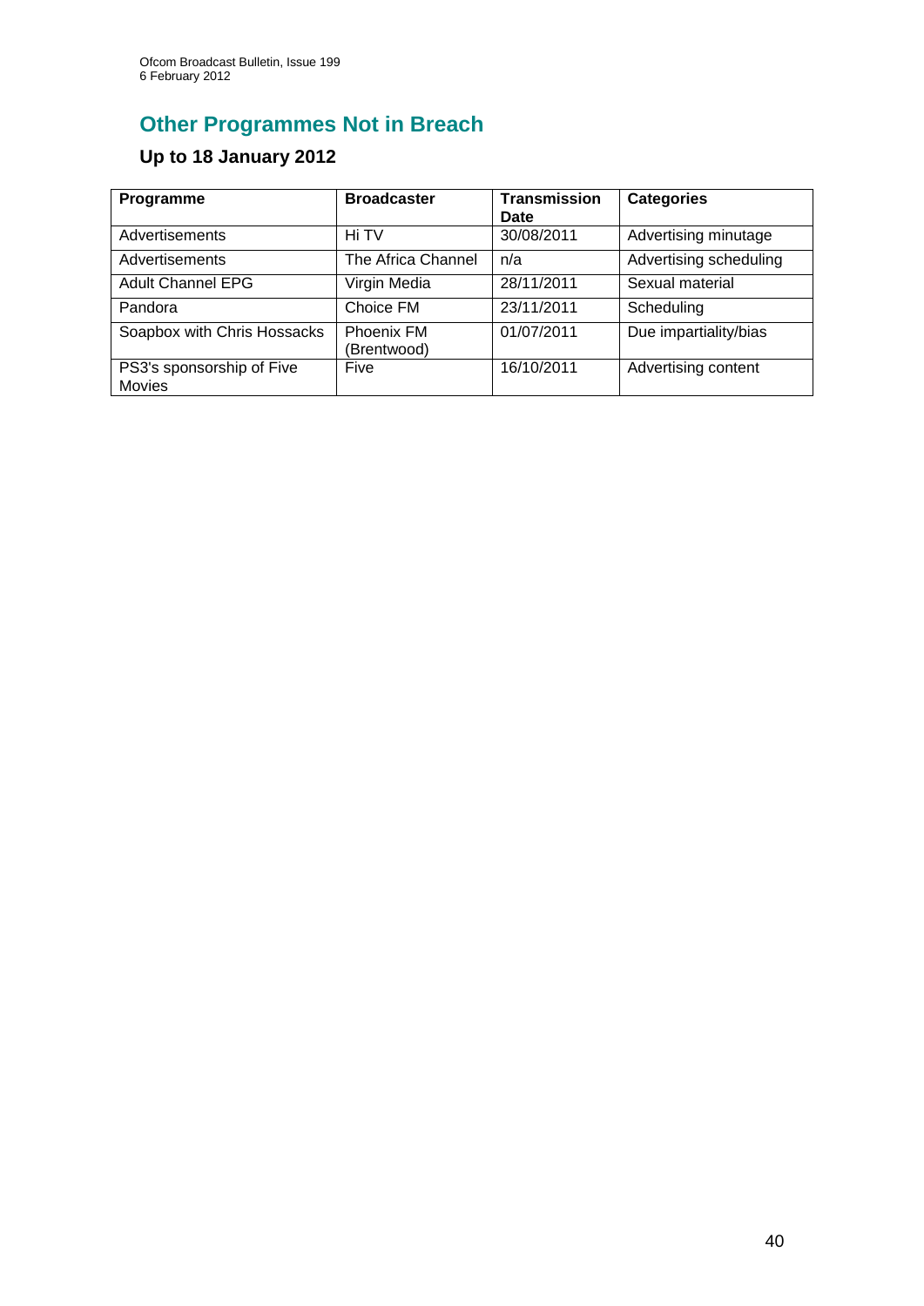# Other Programmes Not in Breach

## Up to 18 January 2012

| Programme | Broadcaster | Transmission Date | Categories |
|---|---|---|---|
| Advertisements | Hi TV | 30/08/2011 | Advertising minutage |
| Advertisements | The Africa Channel | n/a | Advertising scheduling |
| Adult Channel EPG | Virgin Media | 28/11/2011 | Sexual material |
| Pandora | Choice FM | 23/11/2011 | Scheduling |
| Soapbox with Chris Hossacks | Phoenix FM (Brentwood) | 01/07/2011 | Due impartiality/bias |
| PS3's sponsorship of Five Movies | Five | 16/10/2011 | Advertising content |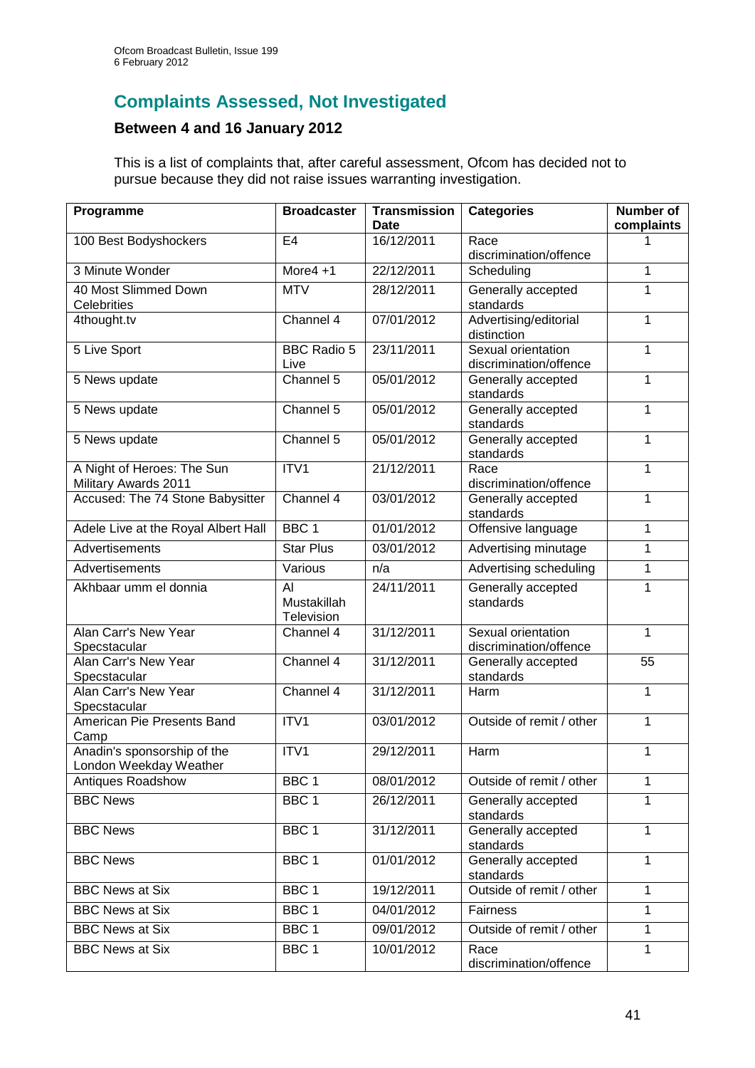## Complaints Assessed, Not Investigated

### Between 4 and 16 January 2012

This is a list of complaints that, after careful assessment, Ofcom has decided not to pursue because they did not raise issues warranting investigation.

| Programme | Broadcaster | Transmission Date | Categories | Number of complaints |
|---|---|---|---|---|
| 100 Best Bodyshockers | E4 | 16/12/2011 | Race discrimination/offence | 1 |
| 3 Minute Wonder | More4 +1 | 22/12/2011 | Scheduling | 1 |
| 40 Most Slimmed Down Celebrities | MTV | 28/12/2011 | Generally accepted standards | 1 |
| 4thought.tv | Channel 4 | 07/01/2012 | Advertising/editorial distinction | 1 |
| 5 Live Sport | BBC Radio 5 Live | 23/11/2011 | Sexual orientation discrimination/offence | 1 |
| 5 News update | Channel 5 | 05/01/2012 | Generally accepted standards | 1 |
| 5 News update | Channel 5 | 05/01/2012 | Generally accepted standards | 1 |
| 5 News update | Channel 5 | 05/01/2012 | Generally accepted standards | 1 |
| A Night of Heroes: The Sun Military Awards 2011 | ITV1 | 21/12/2011 | Race discrimination/offence | 1 |
| Accused: The 74 Stone Babysitter | Channel 4 | 03/01/2012 | Generally accepted standards | 1 |
| Adele Live at the Royal Albert Hall | BBC 1 | 01/01/2012 | Offensive language | 1 |
| Advertisements | Star Plus | 03/01/2012 | Advertising minutage | 1 |
| Advertisements | Various | n/a | Advertising scheduling | 1 |
| Akhbaar umm el donnia | Al Mustakillah Television | 24/11/2011 | Generally accepted standards | 1 |
| Alan Carr's New Year Specstacular | Channel 4 | 31/12/2011 | Sexual orientation discrimination/offence | 1 |
| Alan Carr's New Year Specstacular | Channel 4 | 31/12/2011 | Generally accepted standards | 55 |
| Alan Carr's New Year Specstacular | Channel 4 | 31/12/2011 | Harm | 1 |
| American Pie Presents Band Camp | ITV1 | 03/01/2012 | Outside of remit / other | 1 |
| Anadin's sponsorship of the London Weekday Weather | ITV1 | 29/12/2011 | Harm | 1 |
| Antiques Roadshow | BBC 1 | 08/01/2012 | Outside of remit / other | 1 |
| BBC News | BBC 1 | 26/12/2011 | Generally accepted standards | 1 |
| BBC News | BBC 1 | 31/12/2011 | Generally accepted standards | 1 |
| BBC News | BBC 1 | 01/01/2012 | Generally accepted standards | 1 |
| BBC News at Six | BBC 1 | 19/12/2011 | Outside of remit / other | 1 |
| BBC News at Six | BBC 1 | 04/01/2012 | Fairness | 1 |
| BBC News at Six | BBC 1 | 09/01/2012 | Outside of remit / other | 1 |
| BBC News at Six | BBC 1 | 10/01/2012 | Race discrimination/offence | 1 |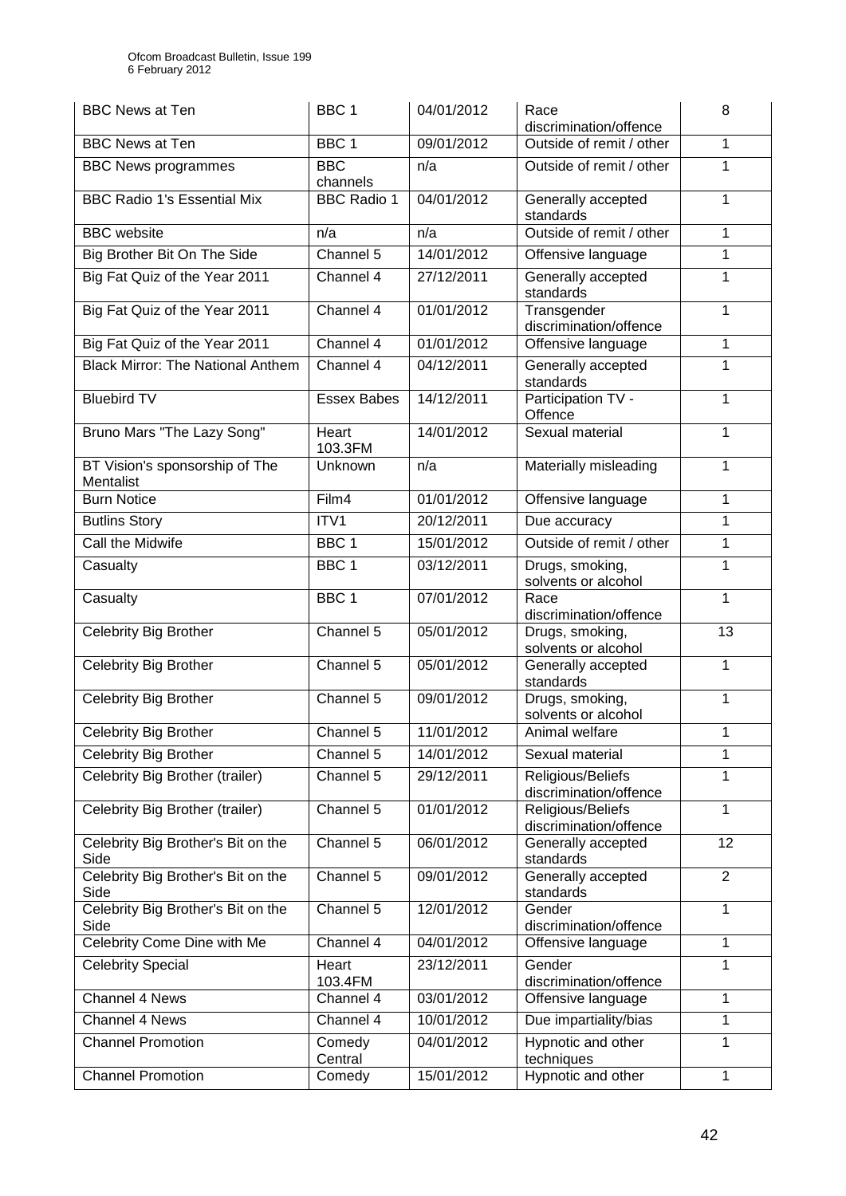| BBC News at Ten | BBC 1 | 04/01/2012 | Race discrimination/offence | 8 |
|---|---|---|---|---|
| BBC News at Ten | BBC 1 | 09/01/2012 | Outside of remit / other | 1 |
| BBC News programmes | BBC channels | n/a | Outside of remit / other | 1 |
| BBC Radio 1's Essential Mix | BBC Radio 1 | 04/01/2012 | Generally accepted standards | 1 |
| BBC website | n/a | n/a | Outside of remit / other | 1 |
| Big Brother Bit On The Side | Channel 5 | 14/01/2012 | Offensive language | 1 |
| Big Fat Quiz of the Year 2011 | Channel 4 | 27/12/2011 | Generally accepted standards | 1 |
| Big Fat Quiz of the Year 2011 | Channel 4 | 01/01/2012 | Transgender discrimination/offence | 1 |
| Big Fat Quiz of the Year 2011 | Channel 4 | 01/01/2012 | Offensive language | 1 |
| Black Mirror: The National Anthem | Channel 4 | 04/12/2011 | Generally accepted standards | 1 |
| Bluebird TV | Essex Babes | 14/12/2011 | Participation TV - Offence | 1 |
| Bruno Mars "The Lazy Song" | Heart 103.3FM | 14/01/2012 | Sexual material | 1 |
| BT Vision's sponsorship of The Mentalist | Unknown | n/a | Materially misleading | 1 |
| Burn Notice | Film4 | 01/01/2012 | Offensive language | 1 |
| Butlins Story | ITV1 | 20/12/2011 | Due accuracy | 1 |
| Call the Midwife | BBC 1 | 15/01/2012 | Outside of remit / other | 1 |
| Casualty | BBC 1 | 03/12/2011 | Drugs, smoking, solvents or alcohol | 1 |
| Casualty | BBC 1 | 07/01/2012 | Race discrimination/offence | 1 |
| Celebrity Big Brother | Channel 5 | 05/01/2012 | Drugs, smoking, solvents or alcohol | 13 |
| Celebrity Big Brother | Channel 5 | 05/01/2012 | Generally accepted standards | 1 |
| Celebrity Big Brother | Channel 5 | 09/01/2012 | Drugs, smoking, solvents or alcohol | 1 |
| Celebrity Big Brother | Channel 5 | 11/01/2012 | Animal welfare | 1 |
| Celebrity Big Brother | Channel 5 | 14/01/2012 | Sexual material | 1 |
| Celebrity Big Brother (trailer) | Channel 5 | 29/12/2011 | Religious/Beliefs discrimination/offence | 1 |
| Celebrity Big Brother (trailer) | Channel 5 | 01/01/2012 | Religious/Beliefs discrimination/offence | 1 |
| Celebrity Big Brother's Bit on the Side | Channel 5 | 06/01/2012 | Generally accepted standards | 12 |
| Celebrity Big Brother's Bit on the Side | Channel 5 | 09/01/2012 | Generally accepted standards | 2 |
| Celebrity Big Brother's Bit on the Side | Channel 5 | 12/01/2012 | Gender discrimination/offence | 1 |
| Celebrity Come Dine with Me | Channel 4 | 04/01/2012 | Offensive language | 1 |
| Celebrity Special | Heart 103.4FM | 23/12/2011 | Gender discrimination/offence | 1 |
| Channel 4 News | Channel 4 | 03/01/2012 | Offensive language | 1 |
| Channel 4 News | Channel 4 | 10/01/2012 | Due impartiality/bias | 1 |
| Channel Promotion | Comedy Central | 04/01/2012 | Hypnotic and other techniques | 1 |
| Channel Promotion | Comedy | 15/01/2012 | Hypnotic and other | 1 |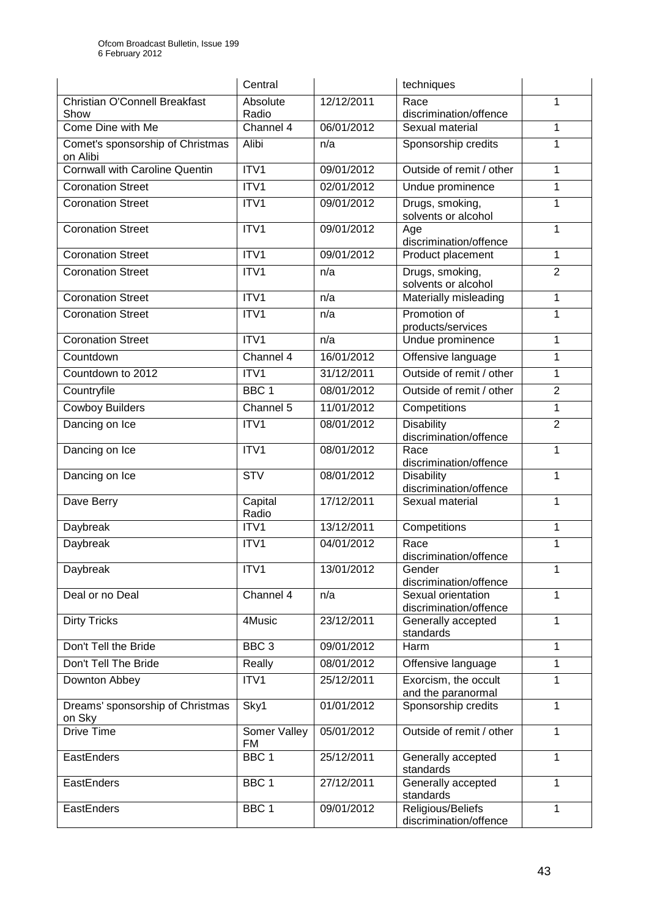| | Central | | techniques | |
|---|---|---|---|---|
| Christian O'Connell Breakfast Show | Absolute Radio | 12/12/2011 | Race discrimination/offence | 1 |
| Come Dine with Me | Channel 4 | 06/01/2012 | Sexual material | 1 |
| Comet's sponsorship of Christmas on Alibi | Alibi | n/a | Sponsorship credits | 1 |
| Cornwall with Caroline Quentin | ITV1 | 09/01/2012 | Outside of remit / other | 1 |
| Coronation Street | ITV1 | 02/01/2012 | Undue prominence | 1 |
| Coronation Street | ITV1 | 09/01/2012 | Drugs, smoking, solvents or alcohol | 1 |
| Coronation Street | ITV1 | 09/01/2012 | Age discrimination/offence | 1 |
| Coronation Street | ITV1 | 09/01/2012 | Product placement | 1 |
| Coronation Street | ITV1 | n/a | Drugs, smoking, solvents or alcohol | 2 |
| Coronation Street | ITV1 | n/a | Materially misleading | 1 |
| Coronation Street | ITV1 | n/a | Promotion of products/services | 1 |
| Coronation Street | ITV1 | n/a | Undue prominence | 1 |
| Countdown | Channel 4 | 16/01/2012 | Offensive language | 1 |
| Countdown to 2012 | ITV1 | 31/12/2011 | Outside of remit / other | 1 |
| Countryfile | BBC 1 | 08/01/2012 | Outside of remit / other | 2 |
| Cowboy Builders | Channel 5 | 11/01/2012 | Competitions | 1 |
| Dancing on Ice | ITV1 | 08/01/2012 | Disability discrimination/offence | 2 |
| Dancing on Ice | ITV1 | 08/01/2012 | Race discrimination/offence | 1 |
| Dancing on Ice | STV | 08/01/2012 | Disability discrimination/offence | 1 |
| Dave Berry | Capital Radio | 17/12/2011 | Sexual material | 1 |
| Daybreak | ITV1 | 13/12/2011 | Competitions | 1 |
| Daybreak | ITV1 | 04/01/2012 | Race discrimination/offence | 1 |
| Daybreak | ITV1 | 13/01/2012 | Gender discrimination/offence | 1 |
| Deal or no Deal | Channel 4 | n/a | Sexual orientation discrimination/offence | 1 |
| Dirty Tricks | 4Music | 23/12/2011 | Generally accepted standards | 1 |
| Don't Tell the Bride | BBC 3 | 09/01/2012 | Harm | 1 |
| Don't Tell The Bride | Really | 08/01/2012 | Offensive language | 1 |
| Downton Abbey | ITV1 | 25/12/2011 | Exorcism, the occult and the paranormal | 1 |
| Dreams' sponsorship of Christmas on Sky | Sky1 | 01/01/2012 | Sponsorship credits | 1 |
| Drive Time | Somer Valley FM | 05/01/2012 | Outside of remit / other | 1 |
| EastEnders | BBC 1 | 25/12/2011 | Generally accepted standards | 1 |
| EastEnders | BBC 1 | 27/12/2011 | Generally accepted standards | 1 |
| EastEnders | BBC 1 | 09/01/2012 | Religious/Beliefs discrimination/offence | 1 |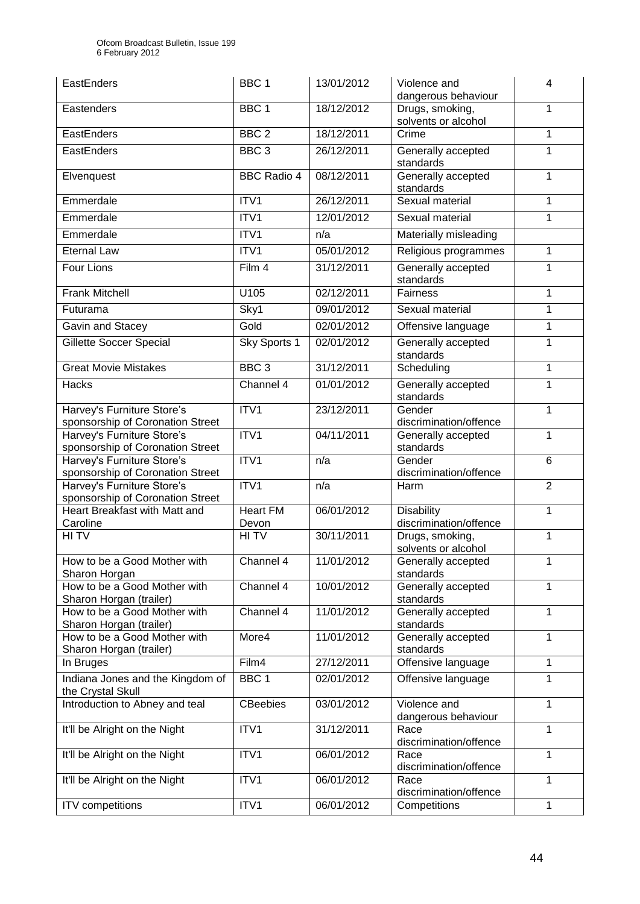| EastEnders | BBC 1 | 13/01/2012 | Violence and dangerous behaviour | 4 |
|---|---|---|---|---|
| Eastenders | BBC 1 | 18/12/2012 | Drugs, smoking, solvents or alcohol | 1 |
| EastEnders | BBC 2 | 18/12/2011 | Crime | 1 |
| EastEnders | BBC 3 | 26/12/2011 | Generally accepted standards | 1 |
| Elvenquest | BBC Radio 4 | 08/12/2011 | Generally accepted standards | 1 |
| Emmerdale | ITV1 | 26/12/2011 | Sexual material | 1 |
| Emmerdale | ITV1 | 12/01/2012 | Sexual material | 1 |
| Emmerdale | ITV1 | n/a | Materially misleading | |
| Eternal Law | ITV1 | 05/01/2012 | Religious programmes | 1 |
| Four Lions | Film 4 | 31/12/2011 | Generally accepted standards | 1 |
| Frank Mitchell | U105 | 02/12/2011 | Fairness | 1 |
| Futurama | Sky1 | 09/01/2012 | Sexual material | 1 |
| Gavin and Stacey | Gold | 02/01/2012 | Offensive language | 1 |
| Gillette Soccer Special | Sky Sports 1 | 02/01/2012 | Generally accepted standards | 1 |
| Great Movie Mistakes | BBC 3 | 31/12/2011 | Scheduling | 1 |
| Hacks | Channel 4 | 01/01/2012 | Generally accepted standards | 1 |
| Harvey's Furniture Store's sponsorship of Coronation Street | ITV1 | 23/12/2011 | Gender discrimination/offence | 1 |
| Harvey's Furniture Store's sponsorship of Coronation Street | ITV1 | 04/11/2011 | Generally accepted standards | 1 |
| Harvey's Furniture Store's sponsorship of Coronation Street | ITV1 | n/a | Gender discrimination/offence | 6 |
| Harvey's Furniture Store's sponsorship of Coronation Street | ITV1 | n/a | Harm | 2 |
| Heart Breakfast with Matt and Caroline | Heart FM Devon | 06/01/2012 | Disability discrimination/offence | 1 |
| HI TV | HI TV | 30/11/2011 | Drugs, smoking, solvents or alcohol | 1 |
| How to be a Good Mother with Sharon Horgan | Channel 4 | 11/01/2012 | Generally accepted standards | 1 |
| How to be a Good Mother with Sharon Horgan (trailer) | Channel 4 | 10/01/2012 | Generally accepted standards | 1 |
| How to be a Good Mother with Sharon Horgan (trailer) | Channel 4 | 11/01/2012 | Generally accepted standards | 1 |
| How to be a Good Mother with Sharon Horgan (trailer) | More4 | 11/01/2012 | Generally accepted standards | 1 |
| In Bruges | Film4 | 27/12/2011 | Offensive language | 1 |
| Indiana Jones and the Kingdom of the Crystal Skull | BBC 1 | 02/01/2012 | Offensive language | 1 |
| Introduction to Abney and teal | CBeebies | 03/01/2012 | Violence and dangerous behaviour | 1 |
| It'll be Alright on the Night | ITV1 | 31/12/2011 | Race discrimination/offence | 1 |
| It'll be Alright on the Night | ITV1 | 06/01/2012 | Race discrimination/offence | 1 |
| It'll be Alright on the Night | ITV1 | 06/01/2012 | Race discrimination/offence | 1 |
| ITV competitions | ITV1 | 06/01/2012 | Competitions | 1 |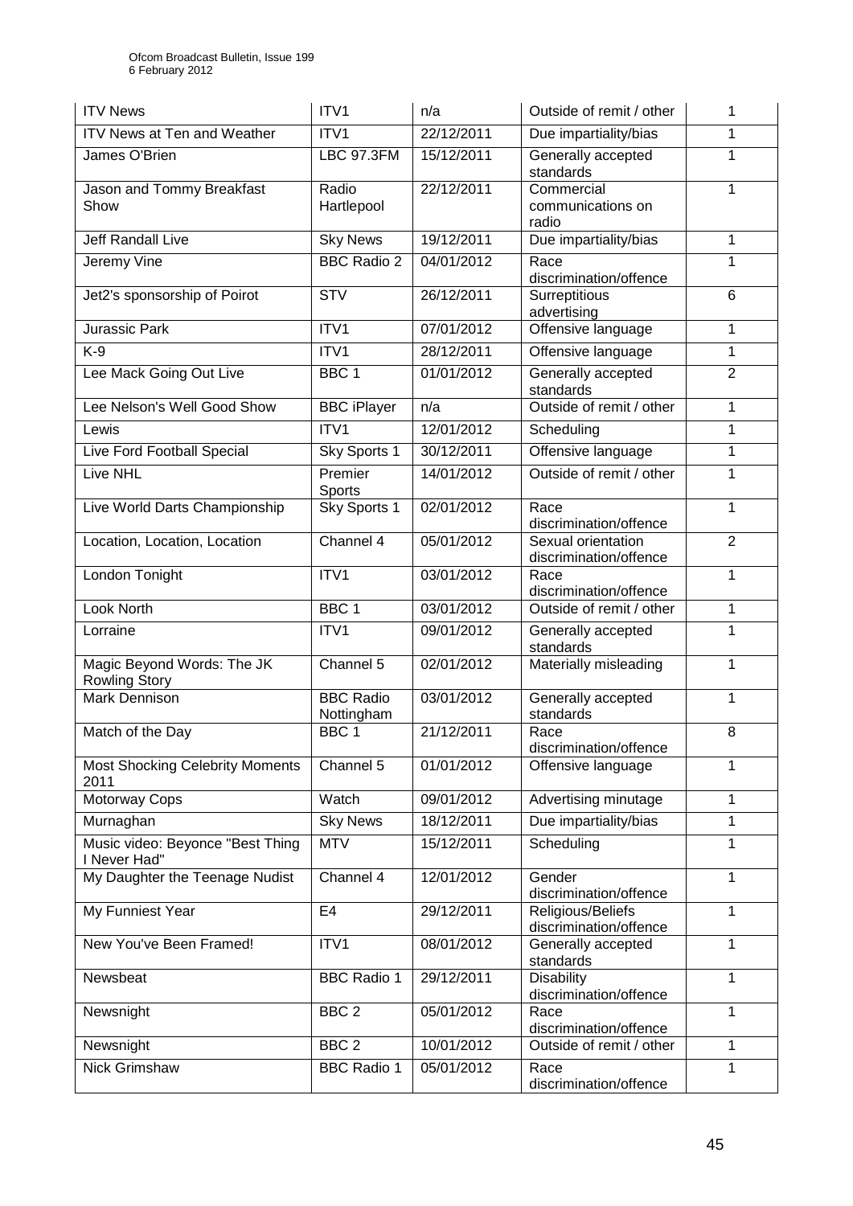| ITV News | ITV1 | n/a | Outside of remit / other | 1 |
|---|---|---|---|---|
| ITV News at Ten and Weather | ITV1 | 22/12/2011 | Due impartiality/bias | 1 |
| James O'Brien | LBC 97.3FM | 15/12/2011 | Generally accepted standards | 1 |
| Jason and Tommy Breakfast Show | Radio Hartlepool | 22/12/2011 | Commercial communications on radio | 1 |
| Jeff Randall Live | Sky News | 19/12/2011 | Due impartiality/bias | 1 |
| Jeremy Vine | BBC Radio 2 | 04/01/2012 | Race discrimination/offence | 1 |
| Jet2's sponsorship of Poirot | STV | 26/12/2011 | Surreptitious advertising | 6 |
| Jurassic Park | ITV1 | 07/01/2012 | Offensive language | 1 |
| K-9 | ITV1 | 28/12/2011 | Offensive language | 1 |
| Lee Mack Going Out Live | BBC 1 | 01/01/2012 | Generally accepted standards | 2 |
| Lee Nelson's Well Good Show | BBC iPlayer | n/a | Outside of remit / other | 1 |
| Lewis | ITV1 | 12/01/2012 | Scheduling | 1 |
| Live Ford Football Special | Sky Sports 1 | 30/12/2011 | Offensive language | 1 |
| Live NHL | Premier Sports | 14/01/2012 | Outside of remit / other | 1 |
| Live World Darts Championship | Sky Sports 1 | 02/01/2012 | Race discrimination/offence | 1 |
| Location, Location, Location | Channel 4 | 05/01/2012 | Sexual orientation discrimination/offence | 2 |
| London Tonight | ITV1 | 03/01/2012 | Race discrimination/offence | 1 |
| Look North | BBC 1 | 03/01/2012 | Outside of remit / other | 1 |
| Lorraine | ITV1 | 09/01/2012 | Generally accepted standards | 1 |
| Magic Beyond Words: The JK Rowling Story | Channel 5 | 02/01/2012 | Materially misleading | 1 |
| Mark Dennison | BBC Radio Nottingham | 03/01/2012 | Generally accepted standards | 1 |
| Match of the Day | BBC 1 | 21/12/2011 | Race discrimination/offence | 8 |
| Most Shocking Celebrity Moments 2011 | Channel 5 | 01/01/2012 | Offensive language | 1 |
| Motorway Cops | Watch | 09/01/2012 | Advertising minutage | 1 |
| Murnaghan | Sky News | 18/12/2011 | Due impartiality/bias | 1 |
| Music video: Beyonce "Best Thing I Never Had" | MTV | 15/12/2011 | Scheduling | 1 |
| My Daughter the Teenage Nudist | Channel 4 | 12/01/2012 | Gender discrimination/offence | 1 |
| My Funniest Year | E4 | 29/12/2011 | Religious/Beliefs discrimination/offence | 1 |
| New You've Been Framed! | ITV1 | 08/01/2012 | Generally accepted standards | 1 |
| Newsbeat | BBC Radio 1 | 29/12/2011 | Disability discrimination/offence | 1 |
| Newsnight | BBC 2 | 05/01/2012 | Race discrimination/offence | 1 |
| Newsnight | BBC 2 | 10/01/2012 | Outside of remit / other | 1 |
| Nick Grimshaw | BBC Radio 1 | 05/01/2012 | Race discrimination/offence | 1 |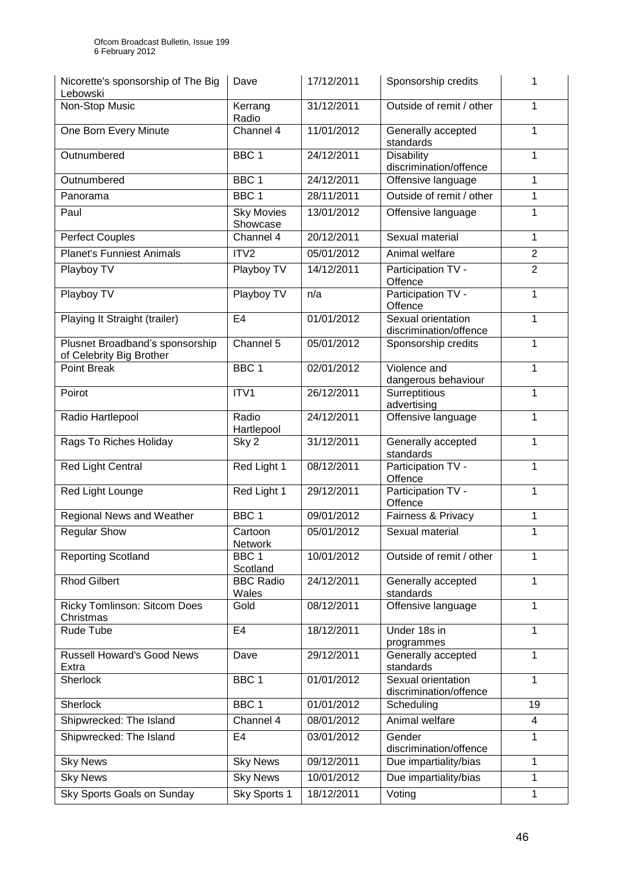| Nicorette's sponsorship of The Big Lebowski | Dave | 17/12/2011 | Sponsorship credits | 1 |
|---|---|---|---|---|
| Non-Stop Music | Kerrang Radio | 31/12/2011 | Outside of remit / other | 1 |
| One Born Every Minute | Channel 4 | 11/01/2012 | Generally accepted standards | 1 |
| Outnumbered | BBC 1 | 24/12/2011 | Disability discrimination/offence | 1 |
| Outnumbered | BBC 1 | 24/12/2011 | Offensive language | 1 |
| Panorama | BBC 1 | 28/11/2011 | Outside of remit / other | 1 |
| Paul | Sky Movies Showcase | 13/01/2012 | Offensive language | 1 |
| Perfect Couples | Channel 4 | 20/12/2011 | Sexual material | 1 |
| Planet's Funniest Animals | ITV2 | 05/01/2012 | Animal welfare | 2 |
| Playboy TV | Playboy TV | 14/12/2011 | Participation TV - Offence | 2 |
| Playboy TV | Playboy TV | n/a | Participation TV - Offence | 1 |
| Playing It Straight (trailer) | E4 | 01/01/2012 | Sexual orientation discrimination/offence | 1 |
| Plusnet Broadband's sponsorship of Celebrity Big Brother | Channel 5 | 05/01/2012 | Sponsorship credits | 1 |
| Point Break | BBC 1 | 02/01/2012 | Violence and dangerous behaviour | 1 |
| Poirot | ITV1 | 26/12/2011 | Surreptitious advertising | 1 |
| Radio Hartlepool | Radio Hartlepool | 24/12/2011 | Offensive language | 1 |
| Rags To Riches Holiday | Sky 2 | 31/12/2011 | Generally accepted standards | 1 |
| Red Light Central | Red Light 1 | 08/12/2011 | Participation TV - Offence | 1 |
| Red Light Lounge | Red Light 1 | 29/12/2011 | Participation TV - Offence | 1 |
| Regional News and Weather | BBC 1 | 09/01/2012 | Fairness & Privacy | 1 |
| Regular Show | Cartoon Network | 05/01/2012 | Sexual material | 1 |
| Reporting Scotland | BBC 1 Scotland | 10/01/2012 | Outside of remit / other | 1 |
| Rhod Gilbert | BBC Radio Wales | 24/12/2011 | Generally accepted standards | 1 |
| Ricky Tomlinson: Sitcom Does Christmas | Gold | 08/12/2011 | Offensive language | 1 |
| Rude Tube | E4 | 18/12/2011 | Under 18s in programmes | 1 |
| Russell Howard's Good News Extra | Dave | 29/12/2011 | Generally accepted standards | 1 |
| Sherlock | BBC 1 | 01/01/2012 | Sexual orientation discrimination/offence | 1 |
| Sherlock | BBC 1 | 01/01/2012 | Scheduling | 19 |
| Shipwrecked: The Island | Channel 4 | 08/01/2012 | Animal welfare | 4 |
| Shipwrecked: The Island | E4 | 03/01/2012 | Gender discrimination/offence | 1 |
| Sky News | Sky News | 09/12/2011 | Due impartiality/bias | 1 |
| Sky News | Sky News | 10/01/2012 | Due impartiality/bias | 1 |
| Sky Sports Goals on Sunday | Sky Sports 1 | 18/12/2011 | Voting | 1 |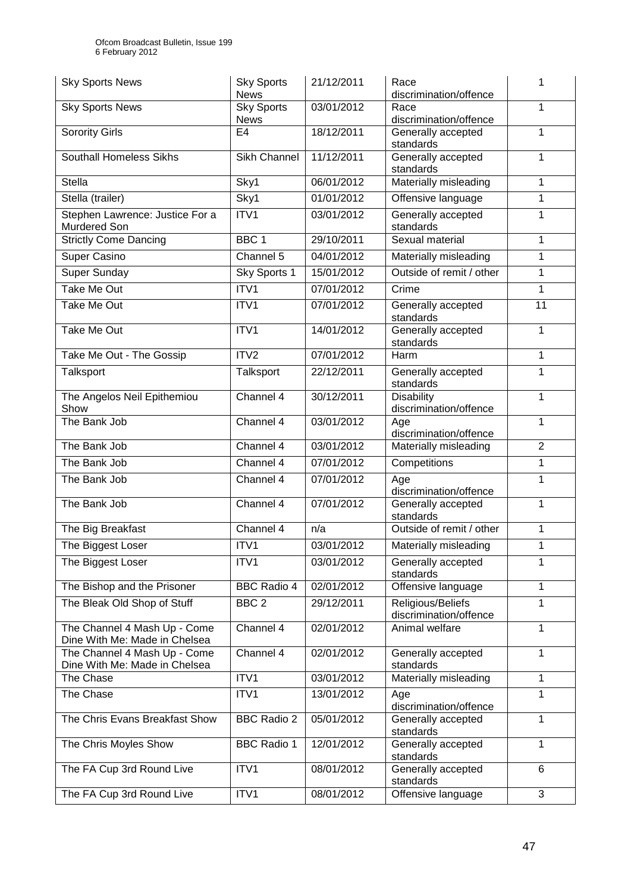| Sky Sports News | Sky Sports News | 21/12/2011 | Race discrimination/offence | 1 |
|---|---|---|---|---|
| Sky Sports News | Sky Sports News | 03/01/2012 | Race discrimination/offence | 1 |
| Sorority Girls | E4 | 18/12/2011 | Generally accepted standards | 1 |
| Southall Homeless Sikhs | Sikh Channel | 11/12/2011 | Generally accepted standards | 1 |
| Stella | Sky1 | 06/01/2012 | Materially misleading | 1 |
| Stella (trailer) | Sky1 | 01/01/2012 | Offensive language | 1 |
| Stephen Lawrence: Justice For a Murdered Son | ITV1 | 03/01/2012 | Generally accepted standards | 1 |
| Strictly Come Dancing | BBC 1 | 29/10/2011 | Sexual material | 1 |
| Super Casino | Channel 5 | 04/01/2012 | Materially misleading | 1 |
| Super Sunday | Sky Sports 1 | 15/01/2012 | Outside of remit / other | 1 |
| Take Me Out | ITV1 | 07/01/2012 | Crime | 1 |
| Take Me Out | ITV1 | 07/01/2012 | Generally accepted standards | 11 |
| Take Me Out | ITV1 | 14/01/2012 | Generally accepted standards | 1 |
| Take Me Out - The Gossip | ITV2 | 07/01/2012 | Harm | 1 |
| Talksport | Talksport | 22/12/2011 | Generally accepted standards | 1 |
| The Angelos Neil Epithemiou Show | Channel 4 | 30/12/2011 | Disability discrimination/offence | 1 |
| The Bank Job | Channel 4 | 03/01/2012 | Age discrimination/offence | 1 |
| The Bank Job | Channel 4 | 03/01/2012 | Materially misleading | 2 |
| The Bank Job | Channel 4 | 07/01/2012 | Competitions | 1 |
| The Bank Job | Channel 4 | 07/01/2012 | Age discrimination/offence | 1 |
| The Bank Job | Channel 4 | 07/01/2012 | Generally accepted standards | 1 |
| The Big Breakfast | Channel 4 | n/a | Outside of remit / other | 1 |
| The Biggest Loser | ITV1 | 03/01/2012 | Materially misleading | 1 |
| The Biggest Loser | ITV1 | 03/01/2012 | Generally accepted standards | 1 |
| The Bishop and the Prisoner | BBC Radio 4 | 02/01/2012 | Offensive language | 1 |
| The Bleak Old Shop of Stuff | BBC 2 | 29/12/2011 | Religious/Beliefs discrimination/offence | 1 |
| The Channel 4 Mash Up - Come Dine With Me: Made in Chelsea | Channel 4 | 02/01/2012 | Animal welfare | 1 |
| The Channel 4 Mash Up - Come Dine With Me: Made in Chelsea | Channel 4 | 02/01/2012 | Generally accepted standards | 1 |
| The Chase | ITV1 | 03/01/2012 | Materially misleading | 1 |
| The Chase | ITV1 | 13/01/2012 | Age discrimination/offence | 1 |
| The Chris Evans Breakfast Show | BBC Radio 2 | 05/01/2012 | Generally accepted standards | 1 |
| The Chris Moyles Show | BBC Radio 1 | 12/01/2012 | Generally accepted standards | 1 |
| The FA Cup 3rd Round Live | ITV1 | 08/01/2012 | Generally accepted standards | 6 |
| The FA Cup 3rd Round Live | ITV1 | 08/01/2012 | Offensive language | 3 |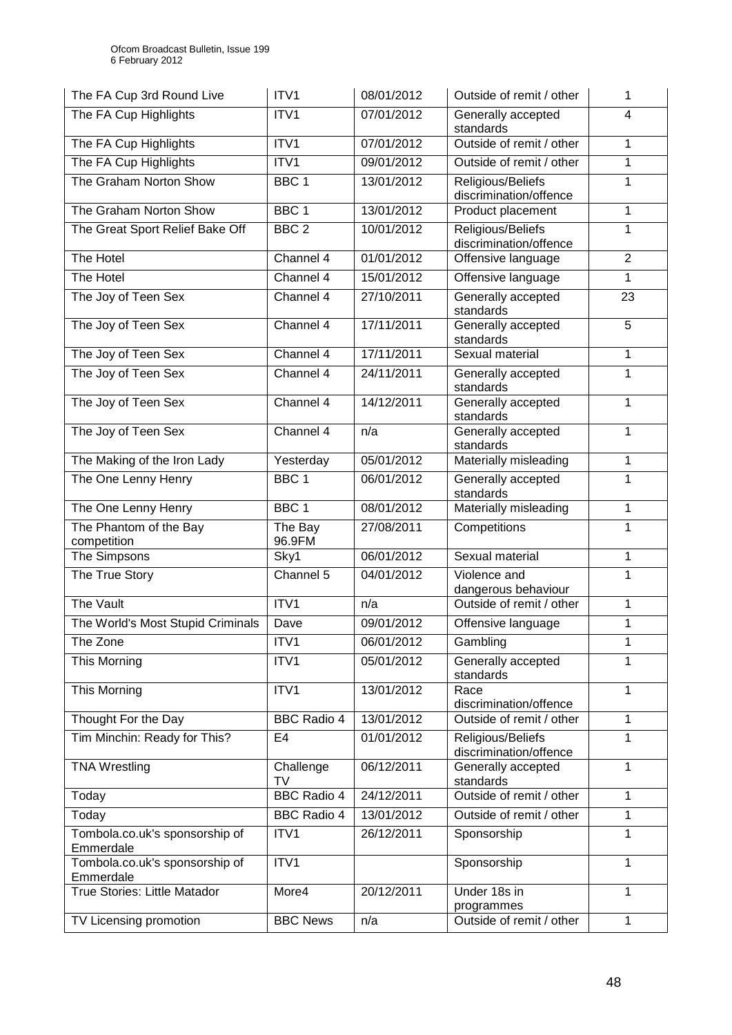| The FA Cup 3rd Round Live | ITV1 | 08/01/2012 | Outside of remit / other | 1 |
|---|---|---|---|---|
| The FA Cup Highlights | ITV1 | 07/01/2012 | Generally accepted standards | 4 |
| The FA Cup Highlights | ITV1 | 07/01/2012 | Outside of remit / other | 1 |
| The FA Cup Highlights | ITV1 | 09/01/2012 | Outside of remit / other | 1 |
| The Graham Norton Show | BBC 1 | 13/01/2012 | Religious/Beliefs discrimination/offence | 1 |
| The Graham Norton Show | BBC 1 | 13/01/2012 | Product placement | 1 |
| The Great Sport Relief Bake Off | BBC 2 | 10/01/2012 | Religious/Beliefs discrimination/offence | 1 |
| The Hotel | Channel 4 | 01/01/2012 | Offensive language | 2 |
| The Hotel | Channel 4 | 15/01/2012 | Offensive language | 1 |
| The Joy of Teen Sex | Channel 4 | 27/10/2011 | Generally accepted standards | 23 |
| The Joy of Teen Sex | Channel 4 | 17/11/2011 | Generally accepted standards | 5 |
| The Joy of Teen Sex | Channel 4 | 17/11/2011 | Sexual material | 1 |
| The Joy of Teen Sex | Channel 4 | 24/11/2011 | Generally accepted standards | 1 |
| The Joy of Teen Sex | Channel 4 | 14/12/2011 | Generally accepted standards | 1 |
| The Joy of Teen Sex | Channel 4 | n/a | Generally accepted standards | 1 |
| The Making of the Iron Lady | Yesterday | 05/01/2012 | Materially misleading | 1 |
| The One Lenny Henry | BBC 1 | 06/01/2012 | Generally accepted standards | 1 |
| The One Lenny Henry | BBC 1 | 08/01/2012 | Materially misleading | 1 |
| The Phantom of the Bay competition | The Bay 96.9FM | 27/08/2011 | Competitions | 1 |
| The Simpsons | Sky1 | 06/01/2012 | Sexual material | 1 |
| The True Story | Channel 5 | 04/01/2012 | Violence and dangerous behaviour | 1 |
| The Vault | ITV1 | n/a | Outside of remit / other | 1 |
| The World's Most Stupid Criminals | Dave | 09/01/2012 | Offensive language | 1 |
| The Zone | ITV1 | 06/01/2012 | Gambling | 1 |
| This Morning | ITV1 | 05/01/2012 | Generally accepted standards | 1 |
| This Morning | ITV1 | 13/01/2012 | Race discrimination/offence | 1 |
| Thought For the Day | BBC Radio 4 | 13/01/2012 | Outside of remit / other | 1 |
| Tim Minchin: Ready for This? | E4 | 01/01/2012 | Religious/Beliefs discrimination/offence | 1 |
| TNA Wrestling | Challenge TV | 06/12/2011 | Generally accepted standards | 1 |
| Today | BBC Radio 4 | 24/12/2011 | Outside of remit / other | 1 |
| Today | BBC Radio 4 | 13/01/2012 | Outside of remit / other | 1 |
| Tombola.co.uk's sponsorship of Emmerdale | ITV1 | 26/12/2011 | Sponsorship | 1 |
| Tombola.co.uk's sponsorship of Emmerdale | ITV1 | | Sponsorship | 1 |
| True Stories: Little Matador | More4 | 20/12/2011 | Under 18s in programmes | 1 |
| TV Licensing promotion | BBC News | n/a | Outside of remit / other | 1 |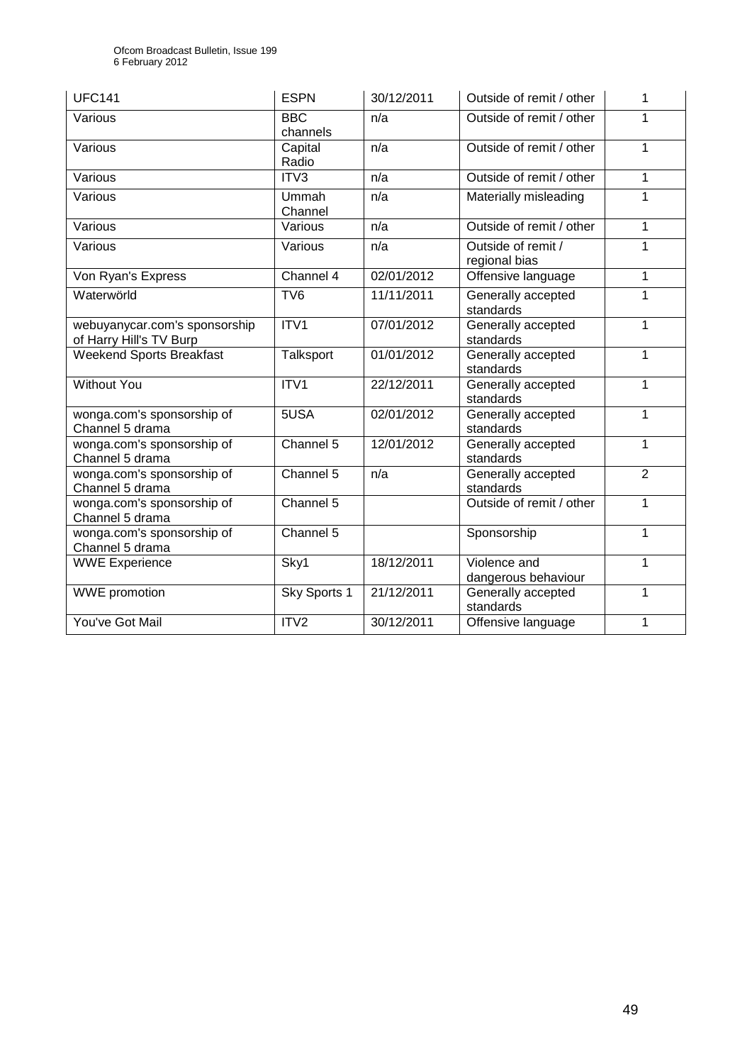| UFC141 | ESPN | 30/12/2011 | Outside of remit / other | 1 |
|---|---|---|---|---|
| Various | BBC channels | n/a | Outside of remit / other | 1 |
| Various | Capital Radio | n/a | Outside of remit / other | 1 |
| Various | ITV3 | n/a | Outside of remit / other | 1 |
| Various | Ummah Channel | n/a | Materially misleading | 1 |
| Various | Various | n/a | Outside of remit / other | 1 |
| Various | Various | n/a | Outside of remit / regional bias | 1 |
| Von Ryan's Express | Channel 4 | 02/01/2012 | Offensive language | 1 |
| Waterwörld | TV6 | 11/11/2011 | Generally accepted standards | 1 |
| webuyanycar.com's sponsorship of Harry Hill's TV Burp | ITV1 | 07/01/2012 | Generally accepted standards | 1 |
| Weekend Sports Breakfast | Talksport | 01/01/2012 | Generally accepted standards | 1 |
| Without You | ITV1 | 22/12/2011 | Generally accepted standards | 1 |
| wonga.com's sponsorship of Channel 5 drama | 5USA | 02/01/2012 | Generally accepted standards | 1 |
| wonga.com's sponsorship of Channel 5 drama | Channel 5 | 12/01/2012 | Generally accepted standards | 1 |
| wonga.com's sponsorship of Channel 5 drama | Channel 5 | n/a | Generally accepted standards | 2 |
| wonga.com's sponsorship of Channel 5 drama | Channel 5 | | Outside of remit / other | 1 |
| wonga.com's sponsorship of Channel 5 drama | Channel 5 | | Sponsorship | 1 |
| WWE Experience | Sky1 | 18/12/2011 | Violence and dangerous behaviour | 1 |
| WWE promotion | Sky Sports 1 | 21/12/2011 | Generally accepted standards | 1 |
| You've Got Mail | ITV2 | 30/12/2011 | Offensive language | 1 |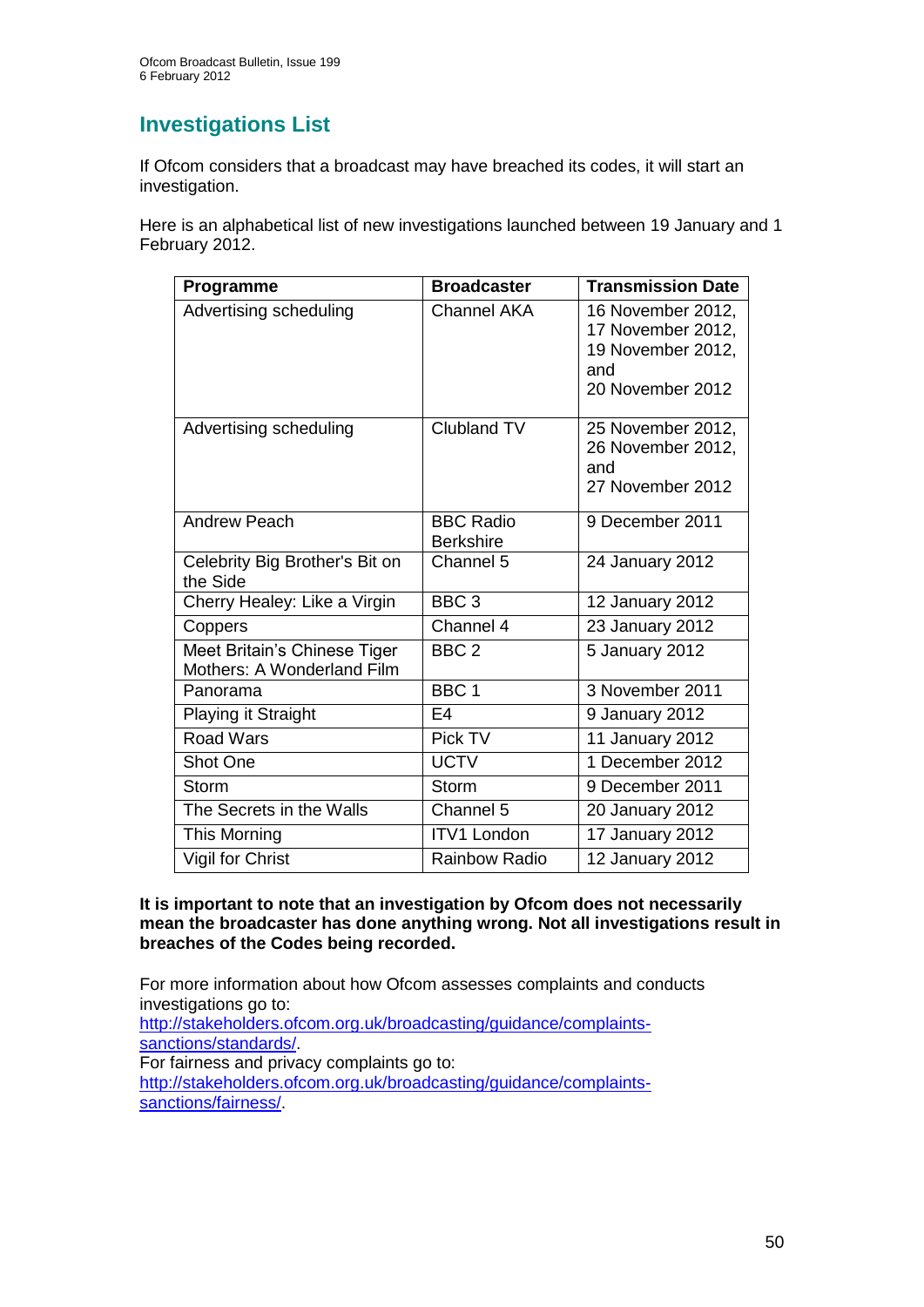## Investigations List

If Ofcom considers that a broadcast may have breached its codes, it will start an investigation.

Here is an alphabetical list of new investigations launched between 19 January and 1 February 2012.

| Programme | Broadcaster | Transmission Date |
|---|---|---|
| Advertising scheduling | Channel AKA | 16 November 2012, 17 November 2012, 19 November 2012, and 20 November 2012 |
| Advertising scheduling | Clubland TV | 25 November 2012, 26 November 2012, and 27 November 2012 |
| Andrew Peach | BBC Radio Berkshire | 9 December 2011 |
| Celebrity Big Brother's Bit on the Side | Channel 5 | 24 January 2012 |
| Cherry Healey: Like a Virgin | BBC 3 | 12 January 2012 |
| Coppers | Channel 4 | 23 January 2012 |
| Meet Britain's Chinese Tiger Mothers: A Wonderland Film | BBC 2 | 5 January 2012 |
| Panorama | BBC 1 | 3 November 2011 |
| Playing it Straight | E4 | 9 January 2012 |
| Road Wars | Pick TV | 11 January 2012 |
| Shot One | UCTV | 1 December 2012 |
| Storm | Storm | 9 December 2011 |
| The Secrets in the Walls | Channel 5 | 20 January 2012 |
| This Morning | ITV1 London | 17 January 2012 |
| Vigil for Christ | Rainbow Radio | 12 January 2012 |

**It is important to note that an investigation by Ofcom does not necessarily mean the broadcaster has done anything wrong. Not all investigations result in breaches of the Codes being recorded.**

For more information about how Ofcom assesses complaints and conducts investigations go to:
http://stakeholders.ofcom.org.uk/broadcasting/guidance/complaints-sanctions/standards/.
For fairness and privacy complaints go to:
http://stakeholders.ofcom.org.uk/broadcasting/guidance/complaints-sanctions/fairness/.